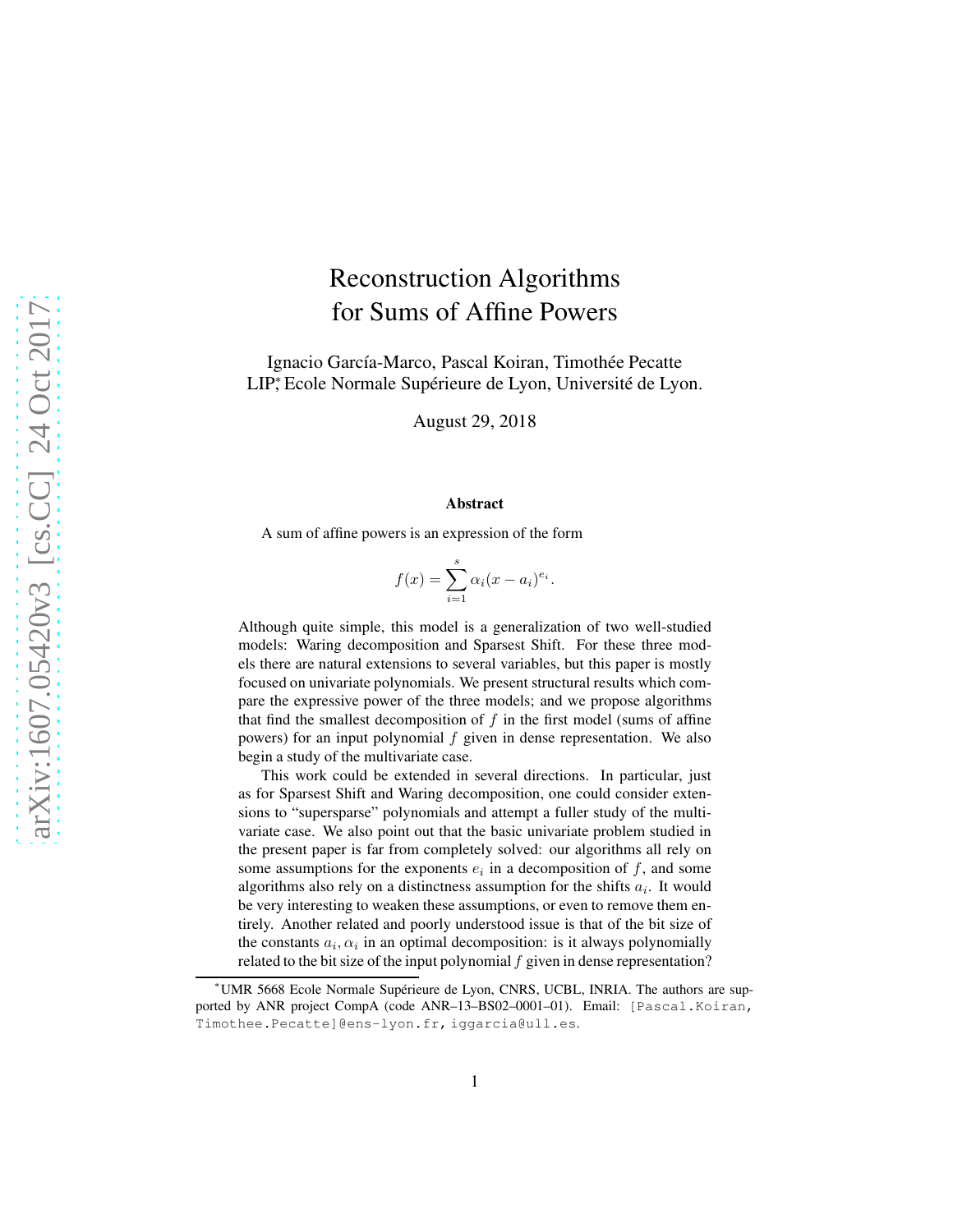# Reconstruction Algorithms for Sums of Affine Powers

Ignacio García-Marco, Pascal Koiran, Timothée Pecatte
LIP[*], Ecole Normale Supérieure de Lyon, Université de Lyon.

August 29, 2018

## Abstract

A sum of affine powers is an expression of the form

$$f(x) = \sum_{i=1}^{s} \alpha_i (x - a_i)^{e_i}.$$

Although quite simple, this model is a generalization of two well-studied models: Waring decomposition and Sparsest Shift. For these three models there are natural extensions to several variables, but this paper is mostly focused on univariate polynomials. We present structural results which compare the expressive power of the three models; and we propose algorithms that find the smallest decomposition of $f$ in the first model (sums of affine powers) for an input polynomial $f$ given in dense representation. We also begin a study of the multivariate case.

This work could be extended in several directions. In particular, just as for Sparsest Shift and Waring decomposition, one could consider extensions to "supersparse" polynomials and attempt a fuller study of the multi-variate case. We also point out that the basic univariate problem studied in the present paper is far from completely solved: our algorithms all rely on some assumptions for the exponents $e_i$ in a decomposition of $f$, and some algorithms also rely on a distinctness assumption for the shifts $a_i$. It would be very interesting to weaken these assumptions, or even to remove them entirely. Another related and poorly understood issue is that of the bit size of the constants $a_i, \alpha_i$ in an optimal decomposition: is it always polynomially related to the bit size of the input polynomial $f$ given in dense representation?

---

[*]UMR 5668 Ecole Normale Supérieure de Lyon, CNRS, UCBL, INRIA. The authors are supported by ANR project CompA (code ANR–13–BS02–0001–01). Email: [Pascal.Koiran, Timothee.Pecatte]@ens-lyon.fr, iggarcia@ull.es.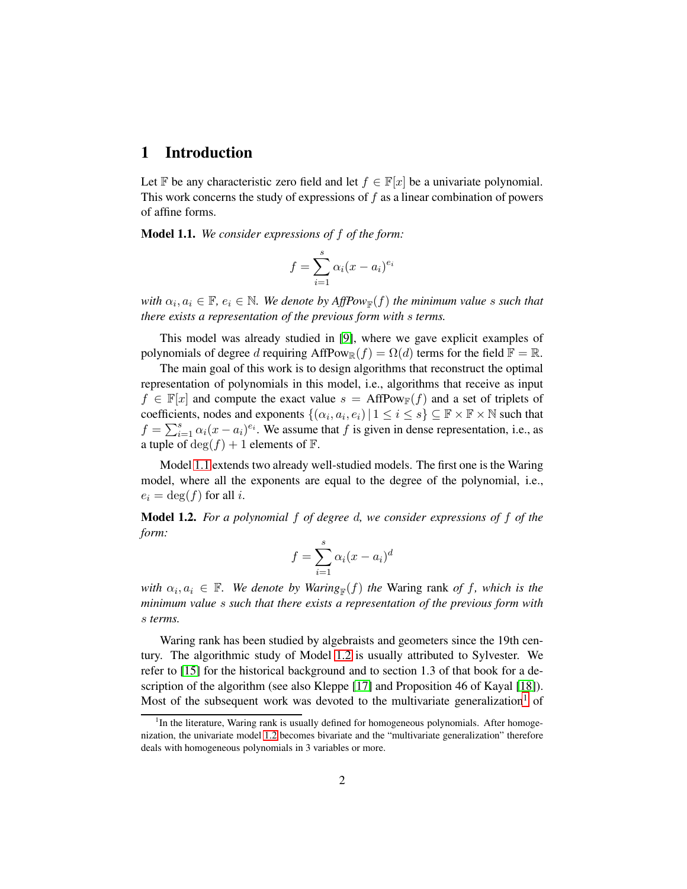# 1 Introduction

Let $\mathbb{F}$ be any characteristic zero field and let $f \in \mathbb{F}[x]$ be a univariate polynomial. This work concerns the study of expressions of $f$ as a linear combination of powers of affine forms.

**Model 1.1.** *We consider expressions of $f$ of the form:*

$$f = \sum_{i=1}^{s} \alpha_i (x - a_i)^{e_i}$$

*with $\alpha_i, a_i \in \mathbb{F}$, $e_i \in \mathbb{N}$. We denote by $AffPow_{\mathbb{F}}(f)$ the minimum value $s$ such that there exists a representation of the previous form with $s$ terms.*

This model was already studied in [9], where we gave explicit examples of polynomials of degree $d$ requiring $\text{AffPow}_{\mathbb{R}}(f) = \Omega(d)$ terms for the field $\mathbb{F} = \mathbb{R}$.

The main goal of this work is to design algorithms that reconstruct the optimal representation of polynomials in this model, i.e., algorithms that receive as input $f \in \mathbb{F}[x]$ and compute the exact value $s = \text{AffPow}_{\mathbb{F}}(f)$ and a set of triplets of coefficients, nodes and exponents $\{(\alpha_i, a_i, e_i) \,|\, 1 \leq i \leq s\} \subseteq \mathbb{F} \times \mathbb{F} \times \mathbb{N}$ such that $f = \sum_{i=1}^{s} \alpha_i (x - a_i)^{e_i}$. We assume that $f$ is given in dense representation, i.e., as a tuple of $\deg(f) + 1$ elements of $\mathbb{F}$.

Model 1.1 extends two already well-studied models. The first one is the Waring model, where all the exponents are equal to the degree of the polynomial, i.e., $e_i = \deg(f)$ for all $i$.

**Model 1.2.** *For a polynomial $f$ of degree $d$, we consider expressions of $f$ of the form:*

$$f = \sum_{i=1}^{s} \alpha_i (x - a_i)^{d}$$

*with $\alpha_i, a_i \in \mathbb{F}$. We denote by $Waring_{\mathbb{F}}(f)$ the* Waring rank *of $f$, which is the minimum value $s$ such that there exists a representation of the previous form with $s$ terms.*

Waring rank has been studied by algebraists and geometers since the 19th century. The algorithmic study of Model 1.2 is usually attributed to Sylvester. We refer to [15] for the historical background and to section 1.3 of that book for a description of the algorithm (see also Kleppe [17] and Proposition 46 of Kayal [18]). Most of the subsequent work was devoted to the multivariate generalization[1] of

[1] In the literature, Waring rank is usually defined for homogeneous polynomials. After homogenization, the univariate model 1.2 becomes bivariate and the "multivariate generalization" therefore deals with homogeneous polynomials in 3 variables or more.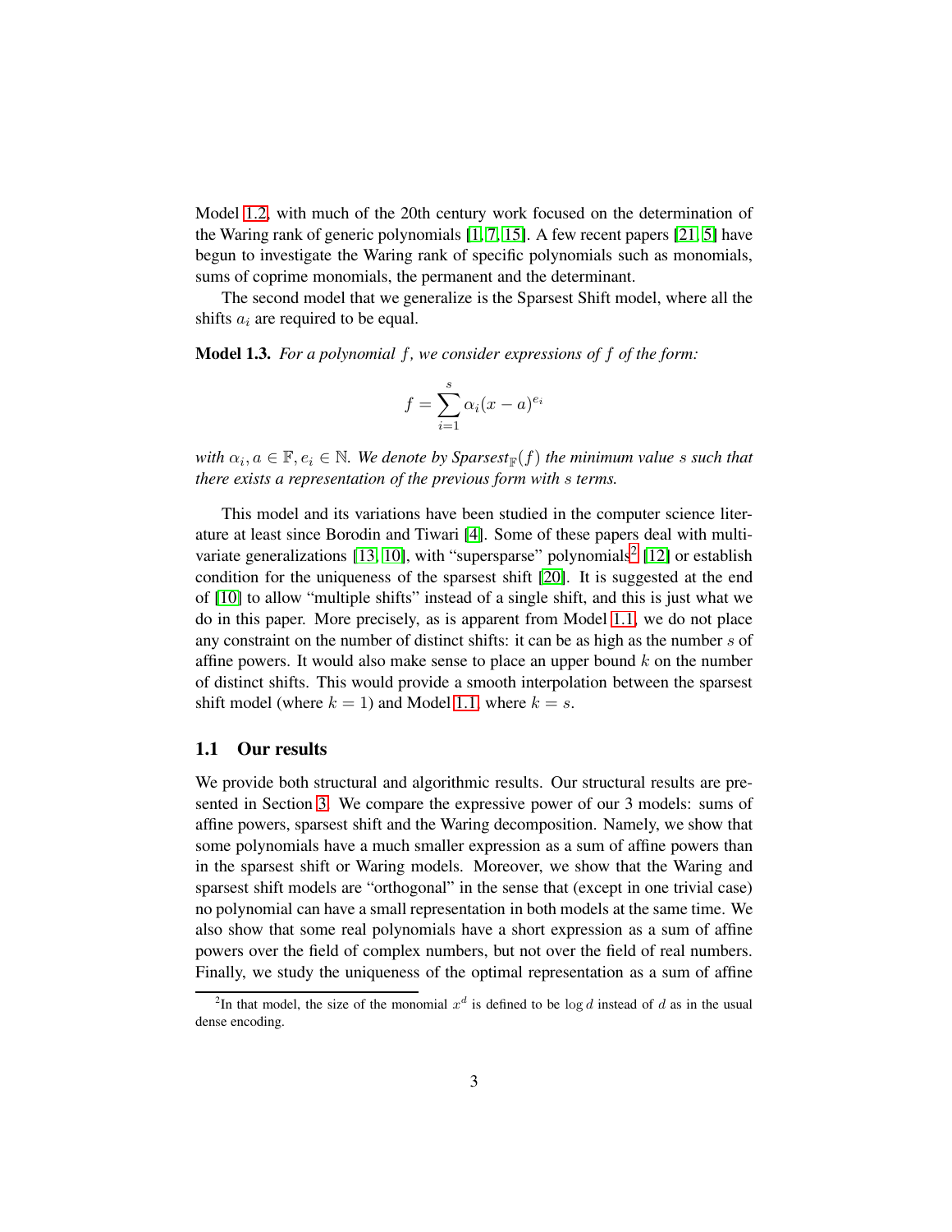Model 1.2, with much of the 20th century work focused on the determination of the Waring rank of generic polynomials [1, 7, 15]. A few recent papers [21, 5] have begun to investigate the Waring rank of specific polynomials such as monomials, sums of coprime monomials, the permanent and the determinant.

The second model that we generalize is the Sparsest Shift model, where all the shifts $a_i$ are required to be equal.

**Model 1.3.** *For a polynomial $f$, we consider expressions of $f$ of the form:*

$$f = \sum_{i=1}^{s} \alpha_i (x - a)^{e_i}$$

*with $\alpha_i, a \in \mathbb{F}, e_i \in \mathbb{N}$. We denote by Sparsest$_{\mathbb{F}}(f)$ the minimum value $s$ such that there exists a representation of the previous form with $s$ terms.*

This model and its variations have been studied in the computer science literature at least since Borodin and Tiwari [4]. Some of these papers deal with multivariate generalizations [13, 10], with "supersparse" polynomials[2] [12] or establish condition for the uniqueness of the sparsest shift [20]. It is suggested at the end of [10] to allow "multiple shifts" instead of a single shift, and this is just what we do in this paper. More precisely, as is apparent from Model 1.1, we do not place any constraint on the number of distinct shifts: it can be as high as the number $s$ of affine powers. It would also make sense to place an upper bound $k$ on the number of distinct shifts. This would provide a smooth interpolation between the sparsest shift model (where $k = 1$) and Model 1.1, where $k = s$.

### 1.1 Our results

We provide both structural and algorithmic results. Our structural results are presented in Section 3. We compare the expressive power of our 3 models: sums of affine powers, sparsest shift and the Waring decomposition. Namely, we show that some polynomials have a much smaller expression as a sum of affine powers than in the sparsest shift or Waring models. Moreover, we show that the Waring and sparsest shift models are "orthogonal" in the sense that (except in one trivial case) no polynomial can have a small representation in both models at the same time. We also show that some real polynomials have a short expression as a sum of affine powers over the field of complex numbers, but not over the field of real numbers. Finally, we study the uniqueness of the optimal representation as a sum of affine

[2] In that model, the size of the monomial $x^d$ is defined to be $\log d$ instead of $d$ as in the usual dense encoding.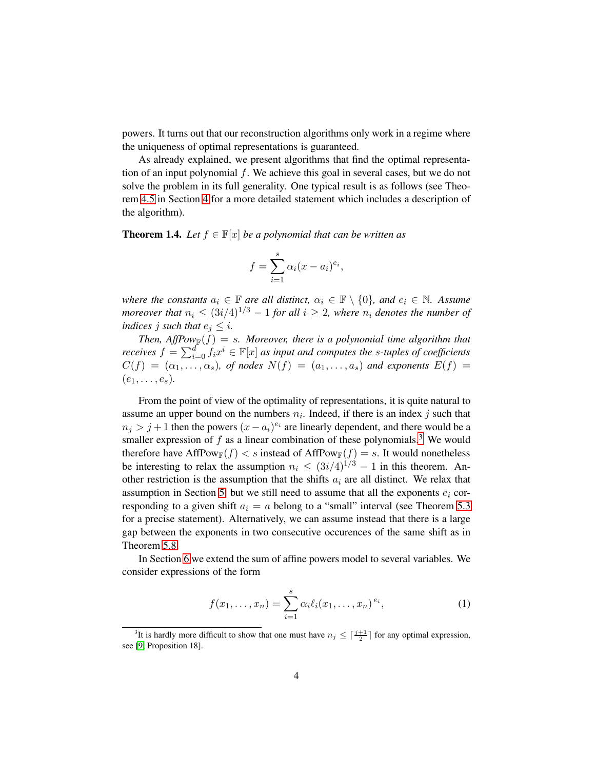powers. It turns out that our reconstruction algorithms only work in a regime where the uniqueness of optimal representations is guaranteed.

As already explained, we present algorithms that find the optimal representation of an input polynomial $f$. We achieve this goal in several cases, but we do not solve the problem in its full generality. One typical result is as follows (see Theorem 4.5 in Section 4 for a more detailed statement which includes a description of the algorithm).

**Theorem 1.4.** *Let $f \in \mathbb{F}[x]$ be a polynomial that can be written as*

$$f = \sum_{i=1}^{s} \alpha_i (x - a_i)^{e_i},$$

*where the constants $a_i \in \mathbb{F}$ are all distinct, $\alpha_i \in \mathbb{F} \setminus \{0\}$, and $e_i \in \mathbb{N}$. Assume moreover that $n_i \leq (3i/4)^{1/3} - 1$ for all $i \geq 2$, where $n_i$ denotes the number of indices $j$ such that $e_j \leq i$.*

*Then, $\mathrm{AffPow}_{\mathbb{F}}(f) = s$. Moreover, there is a polynomial time algorithm that receives $f = \sum_{i=0}^{d} f_i x^i \in \mathbb{F}[x]$ as input and computes the $s$-tuples of coefficients $C(f) = (\alpha_1, \ldots, \alpha_s)$, of nodes $N(f) = (a_1, \ldots, a_s)$ and exponents $E(f) = (e_1, \ldots, e_s)$.*

From the point of view of the optimality of representations, it is quite natural to assume an upper bound on the numbers $n_i$. Indeed, if there is an index $j$ such that $n_j > j + 1$ then the powers $(x - a_i)^{e_i}$ are linearly dependent, and there would be a smaller expression of $f$ as a linear combination of these polynomials.[3] We would therefore have $\mathrm{AffPow}_{\mathbb{F}}(f) < s$ instead of $\mathrm{AffPow}_{\mathbb{F}}(f) = s$. It would nonetheless be interesting to relax the assumption $n_i \leq (3i/4)^{1/3} - 1$ in this theorem. Another restriction is the assumption that the shifts $a_i$ are all distinct. We relax that assumption in Section 5, but we still need to assume that all the exponents $e_i$ corresponding to a given shift $a_i = a$ belong to a "small" interval (see Theorem 5.3 for a precise statement). Alternatively, we can assume instead that there is a large gap between the exponents in two consecutive occurences of the same shift as in Theorem 5.8.

In Section 6 we extend the sum of affine powers model to several variables. We consider expressions of the form

$$f(x_1, \ldots, x_n) = \sum_{i=1}^{s} \alpha_i \ell_i(x_1, \ldots, x_n)^{e_i}, \tag{1}$$

[3] It is hardly more difficult to show that one must have $n_j \leq \lceil \frac{j+1}{2} \rceil$ for any optimal expression, see [9, Proposition 18].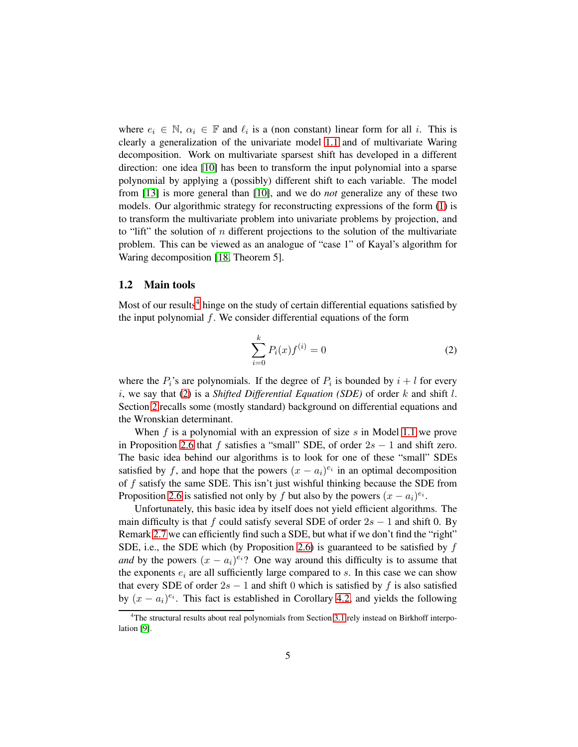where $e_i \in \mathbb{N}$, $\alpha_i \in \mathbb{F}$ and $\ell_i$ is a (non constant) linear form for all $i$. This is clearly a generalization of the univariate model 1.1 and of multivariate Waring decomposition. Work on multivariate sparsest shift has developed in a different direction: one idea [10] has been to transform the input polynomial into a sparse polynomial by applying a (possibly) different shift to each variable. The model from [13] is more general than [10], and we do *not* generalize any of these two models. Our algorithmic strategy for reconstructing expressions of the form (1) is to transform the multivariate problem into univariate problems by projection, and to "lift" the solution of $n$ different projections to the solution of the multivariate problem. This can be viewed as an analogue of "case 1" of Kayal's algorithm for Waring decomposition [18, Theorem 5].

## 1.2 Main tools

Most of our results[4] hinge on the study of certain differential equations satisfied by the input polynomial $f$. We consider differential equations of the form

$$\sum_{i=0}^{k} P_i(x) f^{(i)} = 0 \tag{2}$$

where the $P_i$'s are polynomials. If the degree of $P_i$ is bounded by $i + l$ for every $i$, we say that (2) is a *Shifted Differential Equation (SDE)* of order $k$ and shift $l$. Section 2 recalls some (mostly standard) background on differential equations and the Wronskian determinant.

When $f$ is a polynomial with an expression of size $s$ in Model 1.1 we prove in Proposition 2.6 that $f$ satisfies a "small" SDE, of order $2s - 1$ and shift zero. The basic idea behind our algorithms is to look for one of these "small" SDEs satisfied by $f$, and hope that the powers $(x - a_i)^{e_i}$ in an optimal decomposition of $f$ satisfy the same SDE. This isn't just wishful thinking because the SDE from Proposition 2.6 is satisfied not only by $f$ but also by the powers $(x - a_i)^{e_i}$.

Unfortunately, this basic idea by itself does not yield efficient algorithms. The main difficulty is that $f$ could satisfy several SDE of order $2s - 1$ and shift 0. By Remark 2.7 we can efficiently find such a SDE, but what if we don't find the "right" SDE, i.e., the SDE which (by Proposition 2.6) is guaranteed to be satisfied by $f$ *and* by the powers $(x - a_i)^{e_i}$? One way around this difficulty is to assume that the exponents $e_i$ are all sufficiently large compared to $s$. In this case we can show that every SDE of order $2s - 1$ and shift 0 which is satisfied by $f$ is also satisfied by $(x - a_i)^{e_i}$. This fact is established in Corollary 4.2, and yields the following

[4] The structural results about real polynomials from Section 3.1 rely instead on Birkhoff interpolation [9].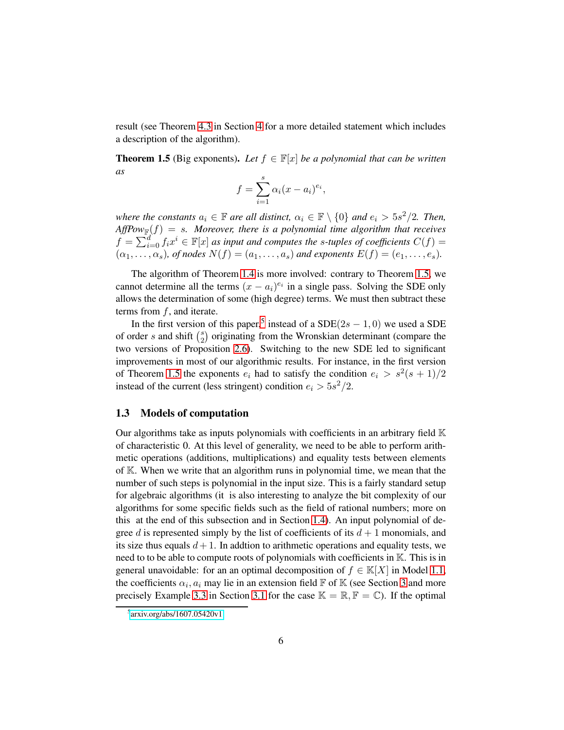result (see Theorem 4.3 in Section 4 for a more detailed statement which includes a description of the algorithm).

**Theorem 1.5** (Big exponents)**.** *Let $f \in \mathbb{F}[x]$ be a polynomial that can be written as*

$$f = \sum_{i=1}^{s} \alpha_i (x - a_i)^{e_i},$$

*where the constants $a_i \in \mathbb{F}$ are all distinct, $\alpha_i \in \mathbb{F} \setminus \{0\}$ and $e_i > 5s^2/2$. Then, $\mathit{AffPow}_{\mathbb{F}}(f) = s$. Moreover, there is a polynomial time algorithm that receives $f = \sum_{i=0}^{d} f_i x^i \in \mathbb{F}[x]$ as input and computes the $s$-tuples of coefficients $C(f) = (\alpha_1, \ldots, \alpha_s)$, of nodes $N(f) = (a_1, \ldots, a_s)$ and exponents $E(f) = (e_1, \ldots, e_s)$.*

The algorithm of Theorem 1.4 is more involved: contrary to Theorem 1.5, we cannot determine all the terms $(x - a_i)^{e_i}$ in a single pass. Solving the SDE only allows the determination of some (high degree) terms. We must then subtract these terms from $f$, and iterate.

In the first version of this paper[5] instead of a SDE$(2s-1, 0)$ we used a SDE of order $s$ and shift $\binom{s}{2}$ originating from the Wronskian determinant (compare the two versions of Proposition 2.6). Switching to the new SDE led to significant improvements in most of our algorithmic results. For instance, in the first version of Theorem 1.5 the exponents $e_i$ had to satisfy the condition $e_i > s^2(s+1)/2$ instead of the current (less stringent) condition $e_i > 5s^2/2$.

### 1.3 Models of computation

Our algorithms take as inputs polynomials with coefficients in an arbitrary field $\mathbb{K}$ of characteristic 0. At this level of generality, we need to be able to perform arithmetic operations (additions, multiplications) and equality tests between elements of $\mathbb{K}$. When we write that an algorithm runs in polynomial time, we mean that the number of such steps is polynomial in the input size. This is a fairly standard setup for algebraic algorithms (it is also interesting to analyze the bit complexity of our algorithms for some specific fields such as the field of rational numbers; more on this at the end of this subsection and in Section 1.4). An input polynomial of degree $d$ is represented simply by the list of coefficients of its $d + 1$ monomials, and its size thus equals $d + 1$. In addtion to arithmetic operations and equality tests, we need to to be able to compute roots of polynomials with coefficients in $\mathbb{K}$. This is in general unavoidable: for an an optimal decomposition of $f \in \mathbb{K}[X]$ in Model 1.1, the coefficients $\alpha_i, a_i$ may lie in an extension field $\mathbb{F}$ of $\mathbb{K}$ (see Section 3 and more precisely Example 3.3 in Section 3.1 for the case $\mathbb{K} = \mathbb{R}, \mathbb{F} = \mathbb{C}$). If the optimal

[5] arxiv.org/abs/1607.05420v1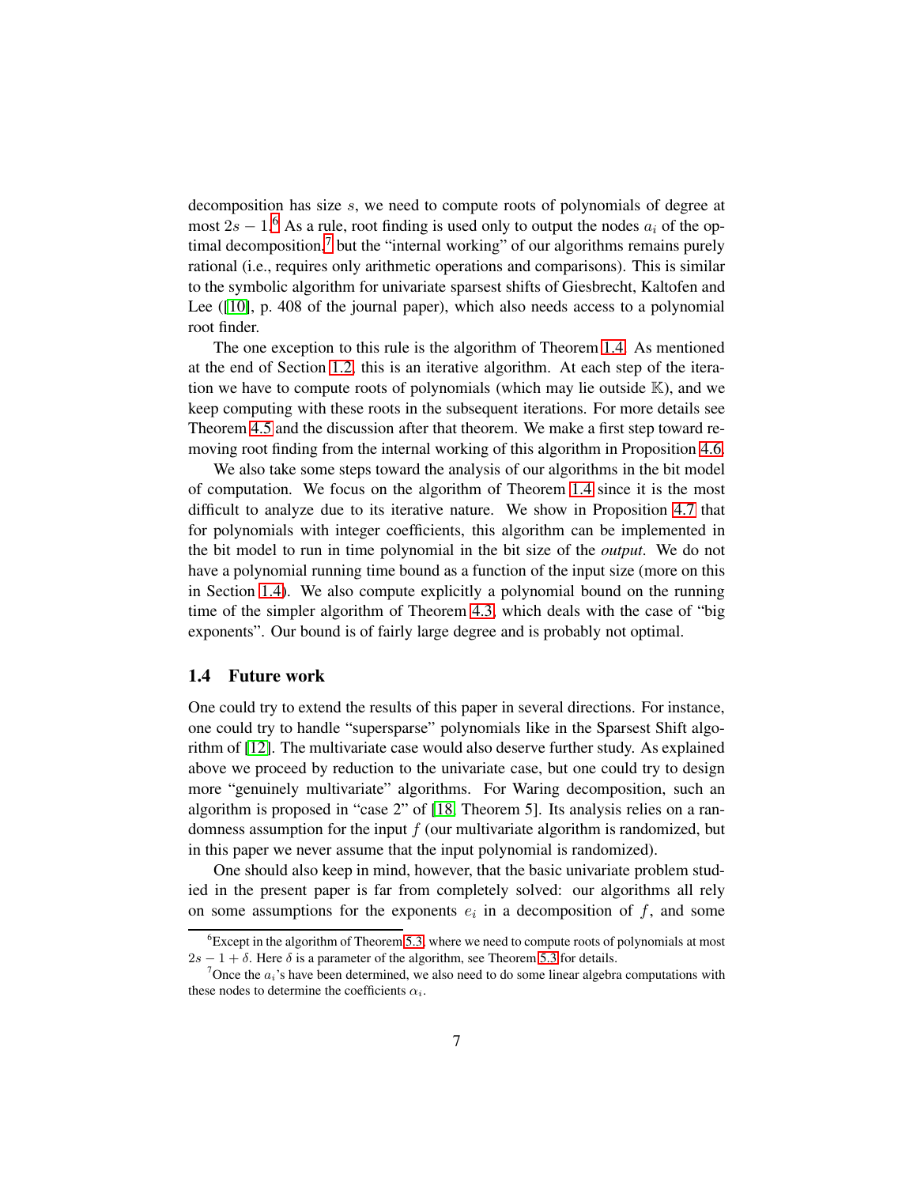decomposition has size $s$, we need to compute roots of polynomials of degree at most $2s-1$.[6] As a rule, root finding is used only to output the nodes $a_i$ of the optimal decomposition,[7] but the "internal working" of our algorithms remains purely rational (i.e., requires only arithmetic operations and comparisons). This is similar to the symbolic algorithm for univariate sparsest shifts of Giesbrecht, Kaltofen and Lee ([10], p. 408 of the journal paper), which also needs access to a polynomial root finder.

The one exception to this rule is the algorithm of Theorem 1.4. As mentioned at the end of Section 1.2, this is an iterative algorithm. At each step of the iteration we have to compute roots of polynomials (which may lie outside $\mathbb{K}$), and we keep computing with these roots in the subsequent iterations. For more details see Theorem 4.5 and the discussion after that theorem. We make a first step toward removing root finding from the internal working of this algorithm in Proposition 4.6.

We also take some steps toward the analysis of our algorithms in the bit model of computation. We focus on the algorithm of Theorem 1.4 since it is the most difficult to analyze due to its iterative nature. We show in Proposition 4.7 that for polynomials with integer coefficients, this algorithm can be implemented in the bit model to run in time polynomial in the bit size of the *output*. We do not have a polynomial running time bound as a function of the input size (more on this in Section 1.4). We also compute explicitly a polynomial bound on the running time of the simpler algorithm of Theorem 4.3, which deals with the case of "big exponents". Our bound is of fairly large degree and is probably not optimal.

### 1.4 Future work

One could try to extend the results of this paper in several directions. For instance, one could try to handle "supersparse" polynomials like in the Sparsest Shift algorithm of [12]. The multivariate case would also deserve further study. As explained above we proceed by reduction to the univariate case, but one could try to design more "genuinely multivariate" algorithms. For Waring decomposition, such an algorithm is proposed in "case 2" of [18, Theorem 5]. Its analysis relies on a randomness assumption for the input $f$ (our multivariate algorithm is randomized, but in this paper we never assume that the input polynomial is randomized).

One should also keep in mind, however, that the basic univariate problem studied in the present paper is far from completely solved: our algorithms all rely on some assumptions for the exponents $e_i$ in a decomposition of $f$, and some

[6] Except in the algorithm of Theorem 5.3, where we need to compute roots of polynomials at most $2s-1+\delta$. Here $\delta$ is a parameter of the algorithm, see Theorem 5.3 for details.

[7] Once the $a_i$'s have been determined, we also need to do some linear algebra computations with these nodes to determine the coefficients $\alpha_i$.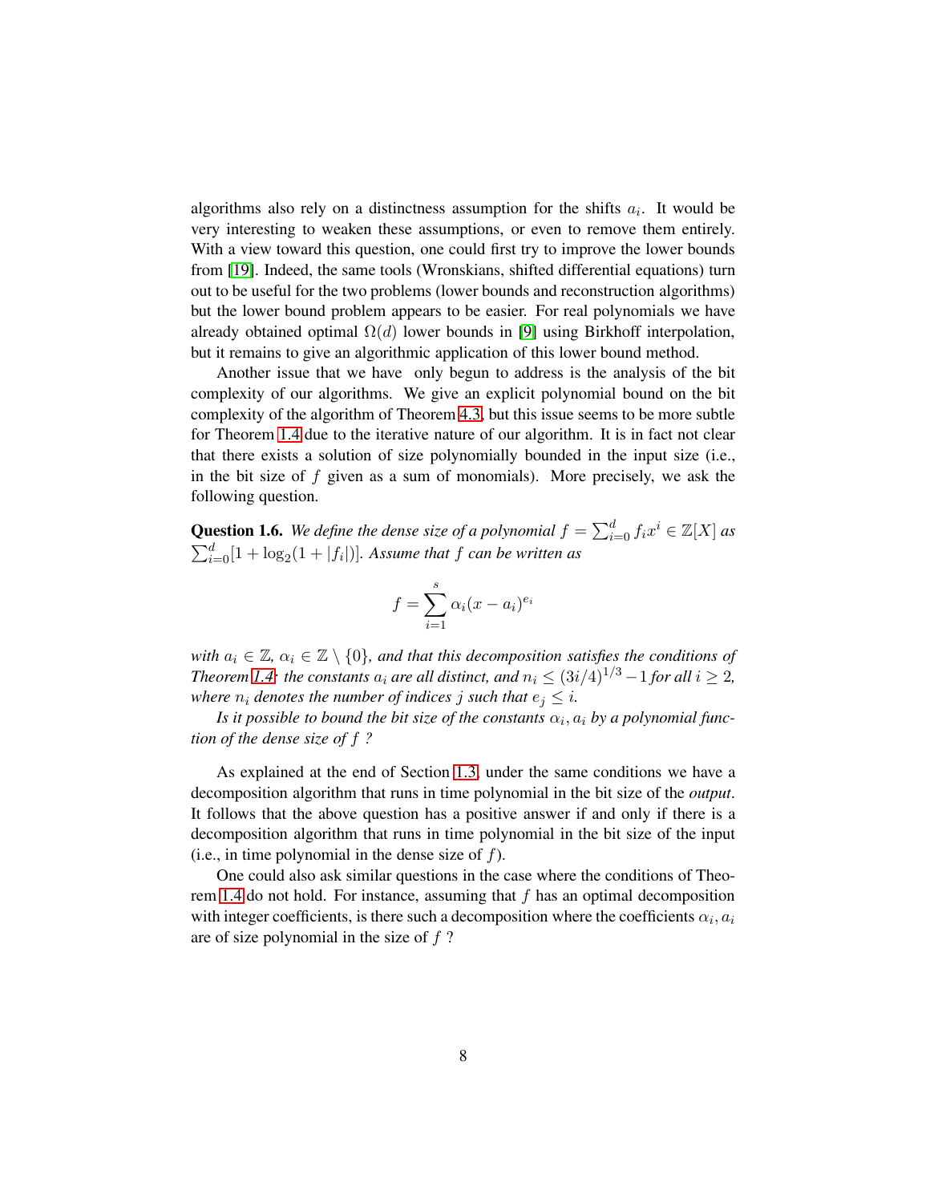algorithms also rely on a distinctness assumption for the shifts $a_i$. It would be very interesting to weaken these assumptions, or even to remove them entirely. With a view toward this question, one could first try to improve the lower bounds from [19]. Indeed, the same tools (Wronskians, shifted differential equations) turn out to be useful for the two problems (lower bounds and reconstruction algorithms) but the lower bound problem appears to be easier. For real polynomials we have already obtained optimal $\Omega(d)$ lower bounds in [9] using Birkhoff interpolation, but it remains to give an algorithmic application of this lower bound method.

Another issue that we have only begun to address is the analysis of the bit complexity of our algorithms. We give an explicit polynomial bound on the bit complexity of the algorithm of Theorem 4.3, but this issue seems to be more subtle for Theorem 1.4 due to the iterative nature of our algorithm. It is in fact not clear that there exists a solution of size polynomially bounded in the input size (i.e., in the bit size of $f$ given as a sum of monomials). More precisely, we ask the following question.

**Question 1.6.** *We define the dense size of a polynomial $f = \sum_{i=0}^{d} f_i x^i \in \mathbb{Z}[X]$ as $\sum_{i=0}^{d} [1 + \log_2(1 + |f_i|)]$. Assume that $f$ can be written as*

$$f = \sum_{i=1}^{s} \alpha_i (x - a_i)^{e_i}$$

*with $a_i \in \mathbb{Z}$, $\alpha_i \in \mathbb{Z} \setminus \{0\}$, and that this decomposition satisfies the conditions of Theorem 1.4: the constants $a_i$ are all distinct, and $n_i \leq (3i/4)^{1/3} - 1$ for all $i \geq 2$, where $n_i$ denotes the number of indices $j$ such that $e_j \leq i$.*

*Is it possible to bound the bit size of the constants $\alpha_i, a_i$ by a polynomial function of the dense size of $f$ ?*

As explained at the end of Section 1.3, under the same conditions we have a decomposition algorithm that runs in time polynomial in the bit size of the *output*. It follows that the above question has a positive answer if and only if there is a decomposition algorithm that runs in time polynomial in the bit size of the input (i.e., in time polynomial in the dense size of $f$).

One could also ask similar questions in the case where the conditions of Theorem 1.4 do not hold. For instance, assuming that $f$ has an optimal decomposition with integer coefficients, is there such a decomposition where the coefficients $\alpha_i, a_i$ are of size polynomial in the size of $f$ ?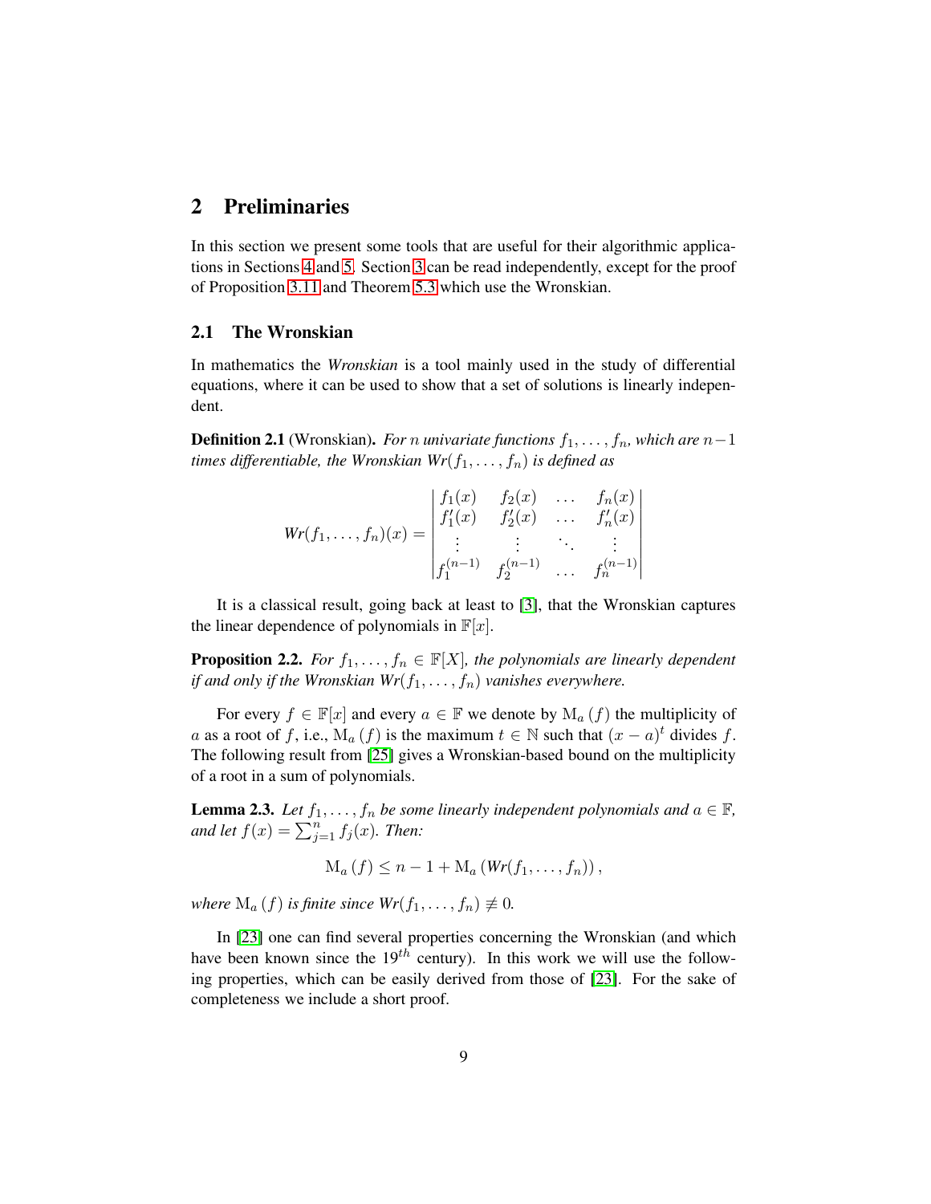## 2 Preliminaries

In this section we present some tools that are useful for their algorithmic applications in Sections 4 and 5. Section 3 can be read independently, except for the proof of Proposition 3.11 and Theorem 5.3 which use the Wronskian.

### 2.1 The Wronskian

In mathematics the *Wronskian* is a tool mainly used in the study of differential equations, where it can be used to show that a set of solutions is linearly independent.

**Definition 2.1** (Wronskian)**.** *For $n$ univariate functions $f_1, \ldots, f_n$, which are $n-1$ times differentiable, the Wronskian $Wr(f_1, \ldots, f_n)$ is defined as*

$$Wr(f_1, \ldots, f_n)(x) = \begin{vmatrix} f_1(x) & f_2(x) & \ldots & f_n(x) \\ f_1'(x) & f_2'(x) & \ldots & f_n'(x) \\ \vdots & \vdots & \ddots & \vdots \\ f_1^{(n-1)} & f_2^{(n-1)} & \ldots & f_n^{(n-1)} \end{vmatrix}$$

It is a classical result, going back at least to [3], that the Wronskian captures the linear dependence of polynomials in $\mathbb{F}[x]$.

**Proposition 2.2.** *For $f_1, \ldots, f_n \in \mathbb{F}[X]$, the polynomials are linearly dependent if and only if the Wronskian $Wr(f_1, \ldots, f_n)$ vanishes everywhere.*

For every $f \in \mathbb{F}[x]$ and every $a \in \mathbb{F}$ we denote by $\mathrm{M}_a(f)$ the multiplicity of $a$ as a root of $f$, i.e., $\mathrm{M}_a(f)$ is the maximum $t \in \mathbb{N}$ such that $(x-a)^t$ divides $f$. The following result from [25] gives a Wronskian-based bound on the multiplicity of a root in a sum of polynomials.

**Lemma 2.3.** *Let $f_1, \ldots, f_n$ be some linearly independent polynomials and $a \in \mathbb{F}$, and let $f(x) = \sum_{j=1}^{n} f_j(x)$. Then:*

$$\mathrm{M}_a(f) \leq n - 1 + \mathrm{M}_a(Wr(f_1, \ldots, f_n)),$$

*where $\mathrm{M}_a(f)$ is finite since $Wr(f_1, \ldots, f_n) \not\equiv 0$.*

In [23] one can find several properties concerning the Wronskian (and which have been known since the $19^{th}$ century). In this work we will use the following properties, which can be easily derived from those of [23]. For the sake of completeness we include a short proof.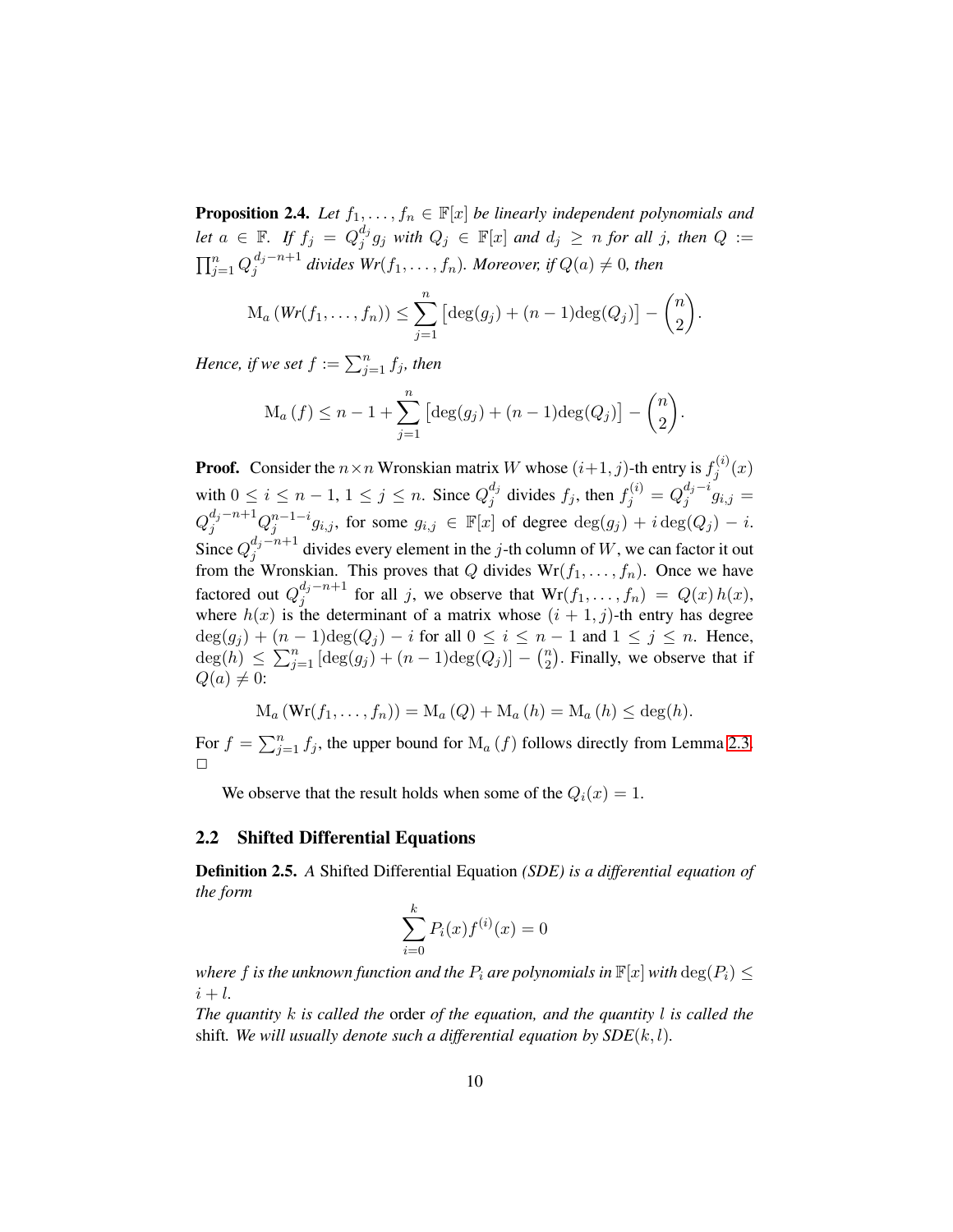**Proposition 2.4.** *Let $f_1, \ldots, f_n \in \mathbb{F}[x]$ be linearly independent polynomials and let $a \in \mathbb{F}$. If $f_j = Q_j^{d_j} g_j$ with $Q_j \in \mathbb{F}[x]$ and $d_j \geq n$ for all $j$, then $Q := \prod_{j=1}^n Q_j^{d_j - n+1}$ divides $Wr(f_1, \ldots, f_n)$. Moreover, if $Q(a) \neq 0$, then*

$$\mathrm{M}_a\left(Wr(f_1, \ldots, f_n)\right) \leq \sum_{j=1}^{n} \left[\deg(g_j) + (n-1)\deg(Q_j)\right] - \binom{n}{2}.$$

*Hence, if we set $f := \sum_{j=1}^n f_j$, then*

$$\mathrm{M}_a\left(f\right) \leq n - 1 + \sum_{j=1}^{n} \left[\deg(g_j) + (n-1)\deg(Q_j)\right] - \binom{n}{2}.$$

**Proof.** Consider the $n \times n$ Wronskian matrix $W$ whose $(i+1, j)$-th entry is $f_j^{(i)}(x)$ with $0 \leq i \leq n-1$, $1 \leq j \leq n$. Since $Q_j^{d_j}$ divides $f_j$, then $f_j^{(i)} = Q_j^{d_j - i} g_{i,j} = Q_j^{d_j - n+1} Q_j^{n-1-i} g_{i,j}$, for some $g_{i,j} \in \mathbb{F}[x]$ of degree $\deg(g_j) + i\deg(Q_j) - i$. Since $Q_j^{d_j - n+1}$ divides every element in the $j$-th column of $W$, we can factor it out from the Wronskian. This proves that $Q$ divides $\mathrm{Wr}(f_1, \ldots, f_n)$. Once we have factored out $Q_j^{d_j - n+1}$ for all $j$, we observe that $\mathrm{Wr}(f_1, \ldots, f_n) = Q(x)\, h(x)$, where $h(x)$ is the determinant of a matrix whose $(i+1, j)$-th entry has degree $\deg(g_j) + (n-1)\deg(Q_j) - i$ for all $0 \leq i \leq n-1$ and $1 \leq j \leq n$. Hence, $\deg(h) \leq \sum_{j=1}^n [\deg(g_j) + (n-1)\deg(Q_j)] - \binom{n}{2}$. Finally, we observe that if $Q(a) \neq 0$:

$$\mathrm{M}_a\left(\mathrm{Wr}(f_1, \ldots, f_n)\right) = \mathrm{M}_a\left(Q\right) + \mathrm{M}_a\left(h\right) = \mathrm{M}_a\left(h\right) \leq \deg(h).$$

For $f = \sum_{j=1}^n f_j$, the upper bound for $\mathrm{M}_a\left(f\right)$ follows directly from Lemma 2.3. □

We observe that the result holds when some of the $Q_i(x) = 1$.

## 2.2 Shifted Differential Equations

**Definition 2.5.** *A* Shifted Differential Equation *(SDE) is a differential equation of the form*

$$\sum_{i=0}^{k} P_i(x) f^{(i)}(x) = 0$$

*where $f$ is the unknown function and the $P_i$ are polynomials in $\mathbb{F}[x]$ with $\deg(P_i) \leq i + l$.*
*The quantity $k$ is called the* order *of the equation, and the quantity $l$ is called the* shift*. We will usually denote such a differential equation by $SDE(k, l)$.*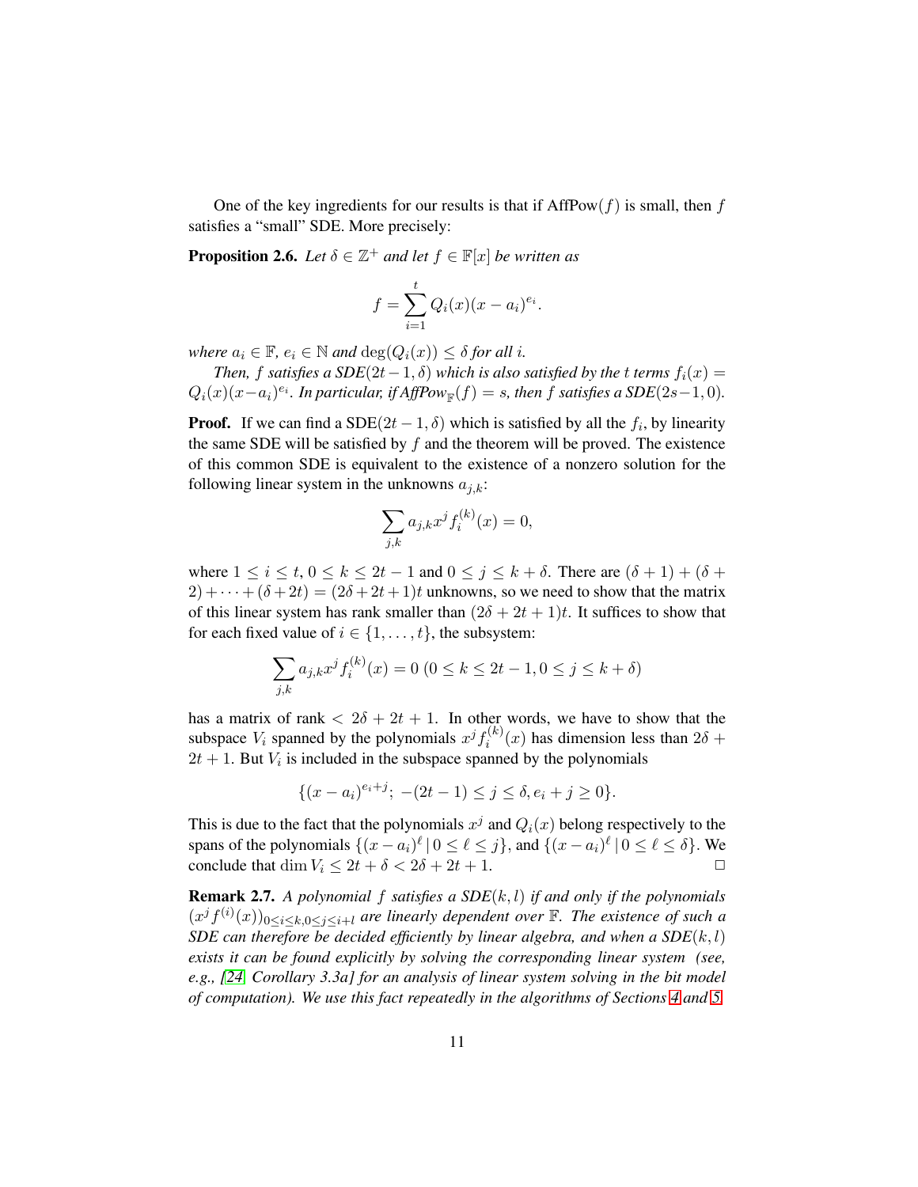One of the key ingredients for our results is that if $\text{AffPow}(f)$ is small, then $f$ satisfies a "small" SDE. More precisely:

**Proposition 2.6.** *Let $\delta \in \mathbb{Z}^+$ and let $f \in \mathbb{F}[x]$ be written as*

$$f = \sum_{i=1}^{t} Q_i(x)(x - a_i)^{e_i}.$$

*where $a_i \in \mathbb{F}$, $e_i \in \mathbb{N}$ and $\deg(Q_i(x)) \leq \delta$ for all $i$.*

*Then, $f$ satisfies a SDE$(2t-1, \delta)$ which is also satisfied by the $t$ terms $f_i(x) = Q_i(x)(x-a_i)^{e_i}$. In particular, if $\text{AffPow}_{\mathbb{F}}(f) = s$, then $f$ satisfies a SDE$(2s-1, 0)$.*

**Proof.** If we can find a SDE$(2t-1, \delta)$ which is satisfied by all the $f_i$, by linearity the same SDE will be satisfied by $f$ and the theorem will be proved. The existence of this common SDE is equivalent to the existence of a nonzero solution for the following linear system in the unknowns $a_{j,k}$:

$$\sum_{j,k} a_{j,k} x^j f_i^{(k)}(x) = 0,$$

where $1 \leq i \leq t$, $0 \leq k \leq 2t-1$ and $0 \leq j \leq k + \delta$. There are $(\delta+1) + (\delta + 2) + \cdots + (\delta + 2t) = (2\delta + 2t + 1)t$ unknowns, so we need to show that the matrix of this linear system has rank smaller than $(2\delta + 2t + 1)t$. It suffices to show that for each fixed value of $i \in \{1, \ldots, t\}$, the subsystem:

$$\sum_{j,k} a_{j,k} x^j f_i^{(k)}(x) = 0 \ (0 \leq k \leq 2t-1, 0 \leq j \leq k + \delta)$$

has a matrix of rank $< 2\delta + 2t + 1$. In other words, we have to show that the subspace $V_i$ spanned by the polynomials $x^j f_i^{(k)}(x)$ has dimension less than $2\delta + 2t + 1$. But $V_i$ is included in the subspace spanned by the polynomials

$$\{(x - a_i)^{e_i + j};\ -(2t-1) \leq j \leq \delta, e_i + j \geq 0\}.$$

This is due to the fact that the polynomials $x^j$ and $Q_i(x)$ belong respectively to the spans of the polynomials $\{(x - a_i)^\ell \,|\, 0 \leq \ell \leq j\}$, and $\{(x - a_i)^\ell \,|\, 0 \leq \ell \leq \delta\}$. We conclude that $\dim V_i \leq 2t + \delta < 2\delta + 2t + 1$. □

**Remark 2.7.** *A polynomial $f$ satisfies a SDE$(k, l)$ if and only if the polynomials $(x^j f^{(i)}(x))_{0 \leq i \leq k, 0 \leq j \leq i+l}$ are linearly dependent over $\mathbb{F}$. The existence of such a SDE can therefore be decided efficiently by linear algebra, and when a SDE$(k, l)$ exists it can be found explicitly by solving the corresponding linear system (see, e.g., [24, Corollary 3.3a] for an analysis of linear system solving in the bit model of computation). We use this fact repeatedly in the algorithms of Sections 4 and 5.*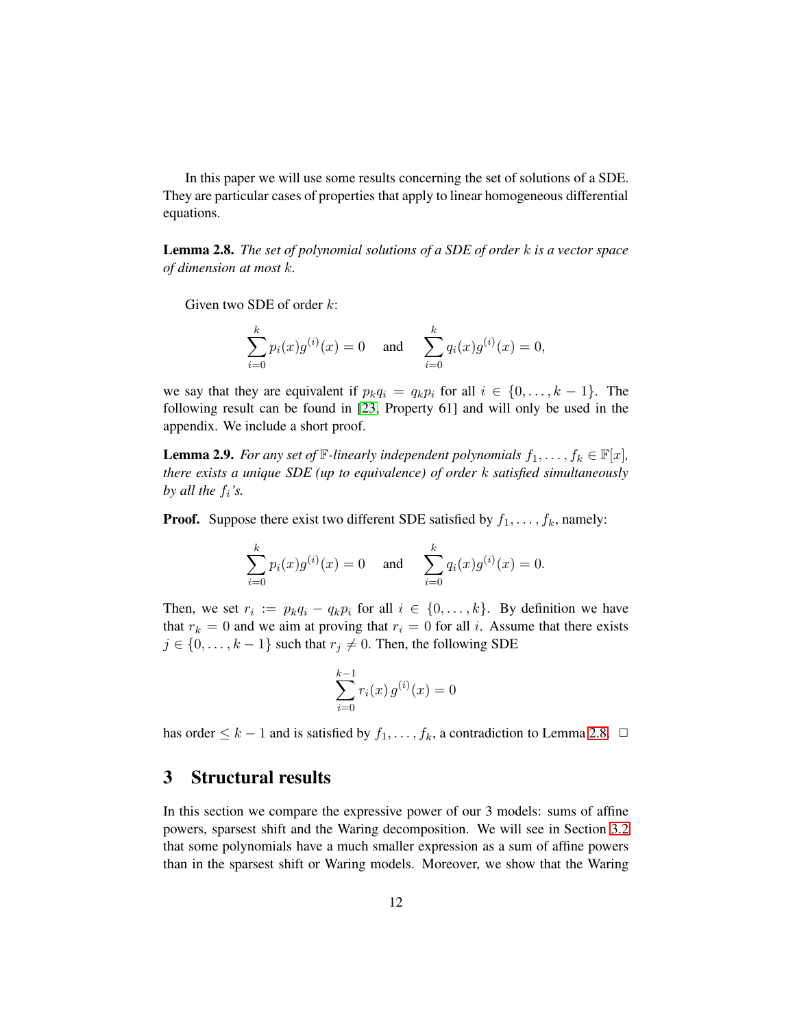In this paper we will use some results concerning the set of solutions of a SDE. They are particular cases of properties that apply to linear homogeneous differential equations.

**Lemma 2.8.** *The set of polynomial solutions of a SDE of order $k$ is a vector space of dimension at most $k$.*

Given two SDE of order $k$:

$$\sum_{i=0}^{k} p_i(x) g^{(i)}(x) = 0 \quad \text{and} \quad \sum_{i=0}^{k} q_i(x) g^{(i)}(x) = 0,$$

we say that they are equivalent if $p_k q_i = q_k p_i$ for all $i \in \{0, \ldots, k-1\}$. The following result can be found in [23, Property 61] and will only be used in the appendix. We include a short proof.

**Lemma 2.9.** *For any set of $\mathbb{F}$-linearly independent polynomials $f_1, \ldots, f_k \in \mathbb{F}[x]$, there exists a unique SDE (up to equivalence) of order $k$ satisfied simultaneously by all the $f_i$'s.*

**Proof.** Suppose there exist two different SDE satisfied by $f_1, \ldots, f_k$, namely:

$$\sum_{i=0}^{k} p_i(x) g^{(i)}(x) = 0 \quad \text{and} \quad \sum_{i=0}^{k} q_i(x) g^{(i)}(x) = 0.$$

Then, we set $r_i := p_k q_i - q_k p_i$ for all $i \in \{0, \ldots, k\}$. By definition we have that $r_k = 0$ and we aim at proving that $r_i = 0$ for all $i$. Assume that there exists $j \in \{0, \ldots, k-1\}$ such that $r_j \neq 0$. Then, the following SDE

$$\sum_{i=0}^{k-1} r_i(x)\, g^{(i)}(x) = 0$$

has order $\leq k-1$ and is satisfied by $f_1, \ldots, f_k$, a contradiction to Lemma 2.8. □

## 3 Structural results

In this section we compare the expressive power of our 3 models: sums of affine powers, sparsest shift and the Waring decomposition. We will see in Section 3.2 that some polynomials have a much smaller expression as a sum of affine powers than in the sparsest shift or Waring models. Moreover, we show that the Waring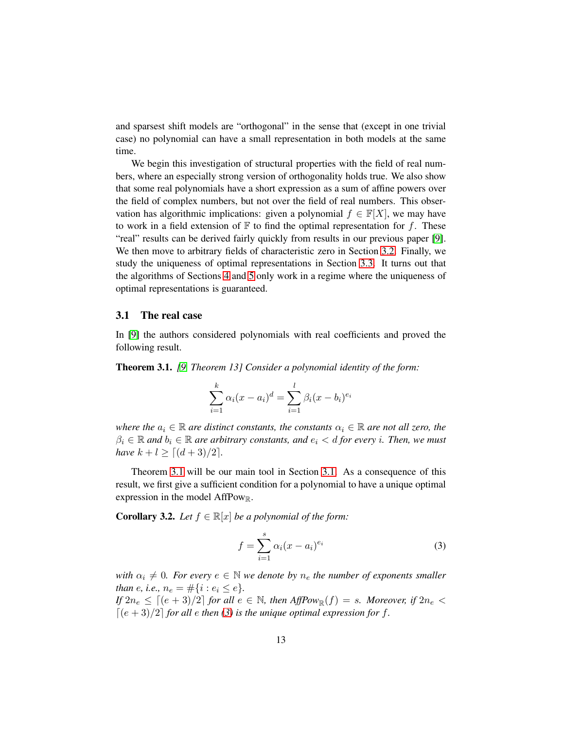and sparsest shift models are "orthogonal" in the sense that (except in one trivial case) no polynomial can have a small representation in both models at the same time.

We begin this investigation of structural properties with the field of real numbers, where an especially strong version of orthogonality holds true. We also show that some real polynomials have a short expression as a sum of affine powers over the field of complex numbers, but not over the field of real numbers. This observation has algorithmic implications: given a polynomial $f \in \mathbb{F}[X]$, we may have to work in a field extension of $\mathbb{F}$ to find the optimal representation for $f$. These "real" results can be derived fairly quickly from results in our previous paper [9]. We then move to arbitrary fields of characteristic zero in Section 3.2. Finally, we study the uniqueness of optimal representations in Section 3.3. It turns out that the algorithms of Sections 4 and 5 only work in a regime where the uniqueness of optimal representations is guaranteed.

### 3.1 The real case

In [9] the authors considered polynomials with real coefficients and proved the following result.

**Theorem 3.1.** *[9, Theorem 13] Consider a polynomial identity of the form:*

$$\sum_{i=1}^{k} \alpha_i (x - a_i)^d = \sum_{i=1}^{l} \beta_i (x - b_i)^{e_i}$$

*where the $a_i \in \mathbb{R}$ are distinct constants, the constants $\alpha_i \in \mathbb{R}$ are not all zero, the $\beta_i \in \mathbb{R}$ and $b_i \in \mathbb{R}$ are arbitrary constants, and $e_i < d$ for every $i$. Then, we must have $k + l \geq \lceil (d+3)/2 \rceil$.*

Theorem 3.1 will be our main tool in Section 3.1. As a consequence of this result, we first give a sufficient condition for a polynomial to have a unique optimal expression in the model $\text{AffPow}_{\mathbb{R}}$.

**Corollary 3.2.** *Let $f \in \mathbb{R}[x]$ be a polynomial of the form:*

$$f = \sum_{i=1}^{s} \alpha_i (x - a_i)^{e_i} \tag{3}$$

*with $\alpha_i \neq 0$. For every $e \in \mathbb{N}$ we denote by $n_e$ the number of exponents smaller than $e$, i.e., $n_e = \#\{i : e_i \leq e\}$.*
*If $2n_e \leq \lceil (e+3)/2 \rceil$ for all $e \in \mathbb{N}$, then $\text{AffPow}_{\mathbb{R}}(f) = s$. Moreover, if $2n_e < \lceil (e+3)/2 \rceil$ for all $e$ then (3) is the unique optimal expression for $f$.*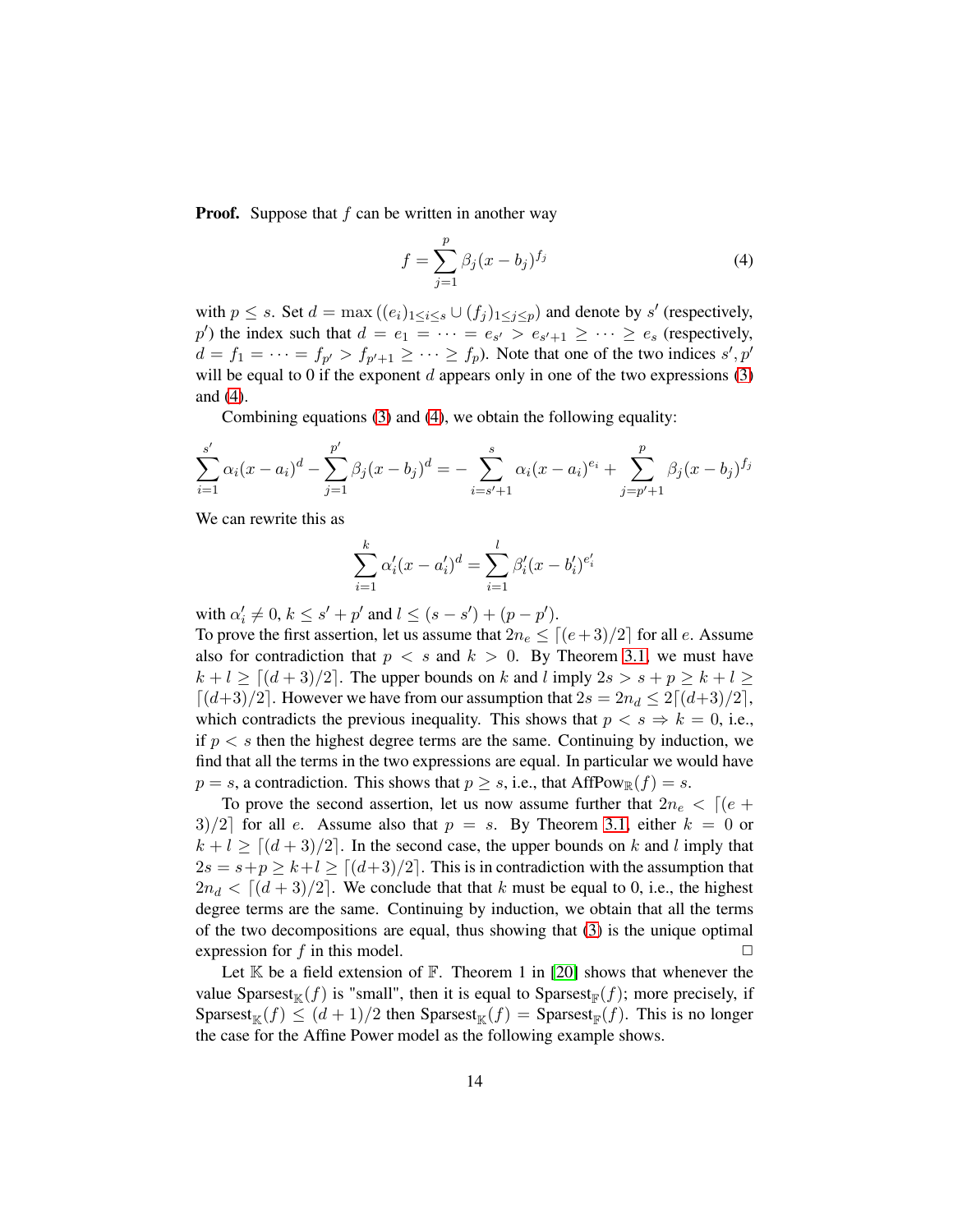**Proof.** Suppose that $f$ can be written in another way

$$f = \sum_{j=1}^{p} \beta_j (x - b_j)^{f_j} \tag{4}$$

with $p \leq s$. Set $d = \max\left((e_i)_{1 \leq i \leq s} \cup (f_j)_{1 \leq j \leq p}\right)$ and denote by $s'$ (respectively, $p'$) the index such that $d = e_1 = \cdots = e_{s'} > e_{s'+1} \geq \cdots \geq e_s$ (respectively, $d = f_1 = \cdots = f_{p'} > f_{p'+1} \geq \cdots \geq f_p$). Note that one of the two indices $s', p'$ will be equal to 0 if the exponent $d$ appears only in one of the two expressions (3) and (4).

Combining equations (3) and (4), we obtain the following equality:

$$\sum_{i=1}^{s'} \alpha_i (x - a_i)^d - \sum_{j=1}^{p'} \beta_j (x - b_j)^d = - \sum_{i=s'+1}^{s} \alpha_i (x - a_i)^{e_i} + \sum_{j=p'+1}^{p} \beta_j (x - b_j)^{f_j}$$

We can rewrite this as

$$\sum_{i=1}^{k} \alpha'_i (x - a'_i)^d = \sum_{i=1}^{l} \beta'_i (x - b'_i)^{e'_i}$$

with $\alpha'_i \neq 0$, $k \leq s' + p'$ and $l \leq (s - s') + (p - p')$.
To prove the first assertion, let us assume that $2n_e \leq \lceil (e+3)/2 \rceil$ for all $e$. Assume also for contradiction that $p < s$ and $k > 0$. By Theorem 3.1, we must have $k + l \geq \lceil (d+3)/2 \rceil$. The upper bounds on $k$ and $l$ imply $2s > s + p \geq k + l \geq \lceil (d+3)/2 \rceil$. However we have from our assumption that $2s = 2n_d \leq 2\lceil (d+3)/2 \rceil$, which contradicts the previous inequality. This shows that $p < s \Rightarrow k = 0$, i.e., if $p < s$ then the highest degree terms are the same. Continuing by induction, we find that all the terms in the two expressions are equal. In particular we would have $p = s$, a contradiction. This shows that $p \geq s$, i.e., that $\mathrm{AffPow}_{\mathbb{R}}(f) = s$.

To prove the second assertion, let us now assume further that $2n_e < \lceil (e+3)/2 \rceil$ for all $e$. Assume also that $p = s$. By Theorem 3.1, either $k = 0$ or $k + l \geq \lceil (d+3)/2 \rceil$. In the second case, the upper bounds on $k$ and $l$ imply that $2s = s + p \geq k + l \geq \lceil (d+3)/2 \rceil$. This is in contradiction with the assumption that $2n_d < \lceil (d+3)/2 \rceil$. We conclude that that $k$ must be equal to 0, i.e., the highest degree terms are the same. Continuing by induction, we obtain that all the terms of the two decompositions are equal, thus showing that (3) is the unique optimal expression for $f$ in this model. □

Let $\mathbb{K}$ be a field extension of $\mathbb{F}$. Theorem 1 in [20] shows that whenever the value $\mathrm{Sparsest}_{\mathbb{K}}(f)$ is "small", then it is equal to $\mathrm{Sparsest}_{\mathbb{F}}(f)$; more precisely, if $\mathrm{Sparsest}_{\mathbb{K}}(f) \leq (d+1)/2$ then $\mathrm{Sparsest}_{\mathbb{K}}(f) = \mathrm{Sparsest}_{\mathbb{F}}(f)$. This is no longer the case for the Affine Power model as the following example shows.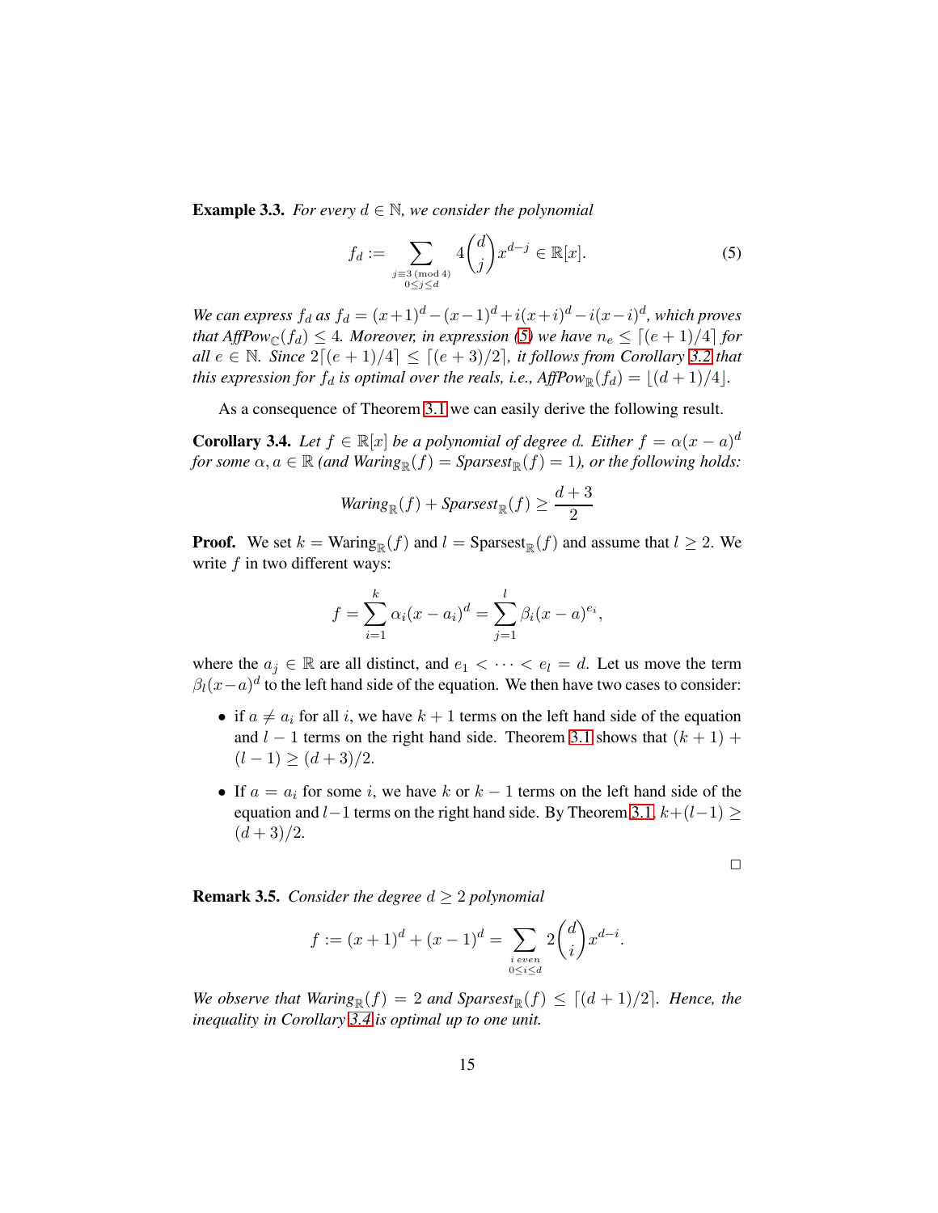**Example 3.3.** *For every $d \in \mathbb{N}$, we consider the polynomial*

$$f_d := \sum_{\substack{j \equiv 3 \pmod 4 \\ 0 \le j \le d}} 4\binom{d}{j} x^{d-j} \in \mathbb{R}[x]. \tag{5}$$

*We can express $f_d$ as $f_d = (x+1)^d - (x-1)^d + i(x+i)^d - i(x-i)^d$, which proves that AffPow$_{\mathbb{C}}(f_d) \le 4$. Moreover, in expression (5) we have $n_e \le \lceil (e+1)/4 \rceil$ for all $e \in \mathbb{N}$. Since $2\lceil (e+1)/4 \rceil \le \lceil (e+3)/2 \rceil$, it follows from Corollary 3.2 that this expression for $f_d$ is optimal over the reals, i.e., AffPow$_{\mathbb{R}}(f_d) = \lfloor (d+1)/4 \rfloor$.*

As a consequence of Theorem 3.1 we can easily derive the following result.

**Corollary 3.4.** *Let $f \in \mathbb{R}[x]$ be a polynomial of degree $d$. Either $f = \alpha(x-a)^d$ for some $\alpha, a \in \mathbb{R}$ (and Waring$_{\mathbb{R}}(f) =$ Sparsest$_{\mathbb{R}}(f) = 1$), or the following holds:*

$$\text{Waring}_{\mathbb{R}}(f) + \text{Sparsest}_{\mathbb{R}}(f) \ge \frac{d+3}{2}$$

**Proof.** We set $k = \text{Waring}_{\mathbb{R}}(f)$ and $l = \text{Sparsest}_{\mathbb{R}}(f)$ and assume that $l \ge 2$. We write $f$ in two different ways:

$$f = \sum_{i=1}^{k} \alpha_i (x - a_i)^d = \sum_{j=1}^{l} \beta_i (x-a)^{e_i},$$

where the $a_j \in \mathbb{R}$ are all distinct, and $e_1 < \cdots < e_l = d$. Let us move the term $\beta_l (x-a)^d$ to the left hand side of the equation. We then have two cases to consider:

- if $a \ne a_i$ for all $i$, we have $k+1$ terms on the left hand side of the equation and $l-1$ terms on the right hand side. Theorem 3.1 shows that $(k+1) + (l-1) \ge (d+3)/2$.
- If $a = a_i$ for some $i$, we have $k$ or $k-1$ terms on the left hand side of the equation and $l-1$ terms on the right hand side. By Theorem 3.1, $k + (l-1) \ge (d+3)/2$.

□

**Remark 3.5.** *Consider the degree $d \ge 2$ polynomial*

$$f := (x+1)^d + (x-1)^d = \sum_{\substack{i \text{ even} \\ 0 \le i \le d}} 2\binom{d}{i} x^{d-i}.$$

*We observe that Waring$_{\mathbb{R}}(f) = 2$ and Sparsest$_{\mathbb{R}}(f) \le \lceil (d+1)/2 \rceil$. Hence, the inequality in Corollary 3.4 is optimal up to one unit.*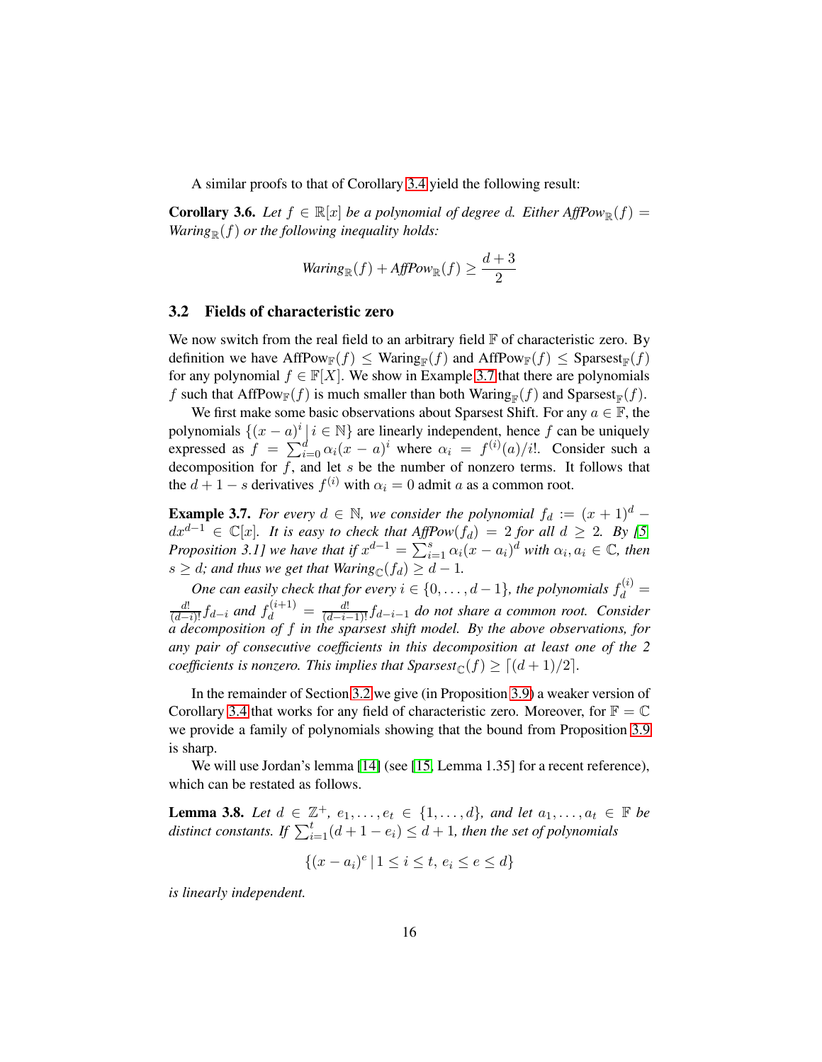A similar proofs to that of Corollary 3.4 yield the following result:

**Corollary 3.6.** *Let $f \in \mathbb{R}[x]$ be a polynomial of degree $d$. Either $\mathit{AffPow}_{\mathbb{R}}(f) = \mathit{Waring}_{\mathbb{R}}(f)$ or the following inequality holds:*

$$\mathit{Waring}_{\mathbb{R}}(f) + \mathit{AffPow}_{\mathbb{R}}(f) \geq \frac{d+3}{2}$$

### 3.2 Fields of characteristic zero

We now switch from the real field to an arbitrary field $\mathbb{F}$ of characteristic zero. By definition we have $\text{AffPow}_{\mathbb{F}}(f) \leq \text{Waring}_{\mathbb{F}}(f)$ and $\text{AffPow}_{\mathbb{F}}(f) \leq \text{Sparsest}_{\mathbb{F}}(f)$ for any polynomial $f \in \mathbb{F}[X]$. We show in Example 3.7 that there are polynomials $f$ such that $\text{AffPow}_{\mathbb{F}}(f)$ is much smaller than both $\text{Waring}_{\mathbb{F}}(f)$ and $\text{Sparsest}_{\mathbb{F}}(f)$.

We first make some basic observations about Sparsest Shift. For any $a \in \mathbb{F}$, the polynomials $\{(x-a)^i \,|\, i \in \mathbb{N}\}$ are linearly independent, hence $f$ can be uniquely expressed as $f = \sum_{i=0}^{d} \alpha_i (x-a)^i$ where $\alpha_i = f^{(i)}(a)/i!$. Consider such a decomposition for $f$, and let $s$ be the number of nonzero terms. It follows that the $d+1-s$ derivatives $f^{(i)}$ with $\alpha_i = 0$ admit $a$ as a common root.

**Example 3.7.** *For every $d \in \mathbb{N}$, we consider the polynomial $f_d := (x+1)^d - dx^{d-1} \in \mathbb{C}[x]$. It is easy to check that $\mathit{AffPow}(f_d) = 2$ for all $d \geq 2$. By [5, Proposition 3.1] we have that if $x^{d-1} = \sum_{i=1}^{s} \alpha_i (x-a_i)^d$ with $\alpha_i, a_i \in \mathbb{C}$, then $s \geq d$; and thus we get that $\mathit{Waring}_{\mathbb{C}}(f_d) \geq d-1$.*

*One can easily check that for every $i \in \{0, \ldots, d-1\}$, the polynomials $f_d^{(i)} = \frac{d!}{(d-i)!} f_{d-i}$ and $f_d^{(i+1)} = \frac{d!}{(d-i-1)!} f_{d-i-1}$ do not share a common root. Consider a decomposition of $f$ in the sparsest shift model. By the above observations, for any pair of consecutive coefficients in this decomposition at least one of the 2 coefficients is nonzero. This implies that $\mathit{Sparsest}_{\mathbb{C}}(f) \geq \lceil (d+1)/2 \rceil$.*

In the remainder of Section 3.2 we give (in Proposition 3.9) a weaker version of Corollary 3.4 that works for any field of characteristic zero. Moreover, for $\mathbb{F} = \mathbb{C}$ we provide a family of polynomials showing that the bound from Proposition 3.9 is sharp.

We will use Jordan's lemma [14] (see [15, Lemma 1.35] for a recent reference), which can be restated as follows.

**Lemma 3.8.** *Let $d \in \mathbb{Z}^+$, $e_1, \ldots, e_t \in \{1, \ldots, d\}$, and let $a_1, \ldots, a_t \in \mathbb{F}$ be distinct constants. If $\sum_{i=1}^{t} (d+1-e_i) \leq d+1$, then the set of polynomials*

$$\{(x-a_i)^e \,|\, 1 \leq i \leq t,\ e_i \leq e \leq d\}$$

*is linearly independent.*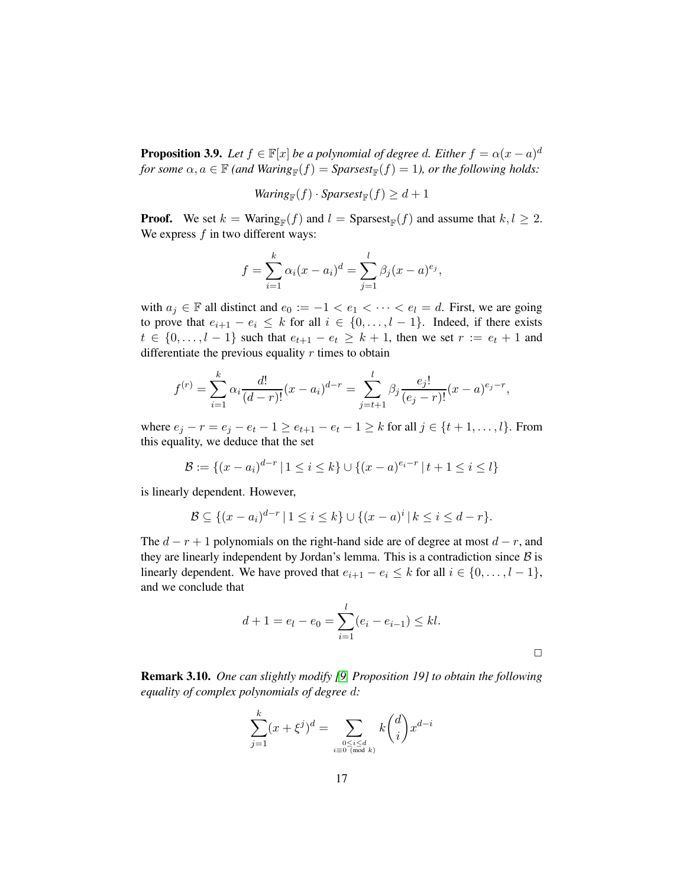**Proposition 3.9.** *Let $f \in \mathbb{F}[x]$ be a polynomial of degree $d$. Either $f = \alpha(x-a)^d$ for some $\alpha, a \in \mathbb{F}$ (and $\text{Waring}_{\mathbb{F}}(f) = \text{Sparsest}_{\mathbb{F}}(f) = 1$), or the following holds:*

$$\textit{Waring}_{\mathbb{F}}(f) \cdot \textit{Sparsest}_{\mathbb{F}}(f) \geq d+1$$

**Proof.** We set $k = \text{Waring}_{\mathbb{F}}(f)$ and $l = \text{Sparsest}_{\mathbb{F}}(f)$ and assume that $k, l \geq 2$. We express $f$ in two different ways:

$$f = \sum_{i=1}^{k} \alpha_i (x-a_i)^d = \sum_{j=1}^{l} \beta_j (x-a)^{e_j},$$

with $a_j \in \mathbb{F}$ all distinct and $e_0 := -1 < e_1 < \cdots < e_l = d$. First, we are going to prove that $e_{i+1} - e_i \leq k$ for all $i \in \{0, \ldots, l-1\}$. Indeed, if there exists $t \in \{0, \ldots, l-1\}$ such that $e_{t+1} - e_t \geq k+1$, then we set $r := e_t + 1$ and differentiate the previous equality $r$ times to obtain

$$f^{(r)} = \sum_{i=1}^{k} \alpha_i \frac{d!}{(d-r)!} (x-a_i)^{d-r} = \sum_{j=t+1}^{l} \beta_j \frac{e_j!}{(e_j - r)!} (x-a)^{e_j - r},$$

where $e_j - r = e_j - e_t - 1 \geq e_{t+1} - e_t - 1 \geq k$ for all $j \in \{t+1, \ldots, l\}$. From this equality, we deduce that the set

$$\mathcal{B} := \{(x-a_i)^{d-r} \,|\, 1 \leq i \leq k\} \cup \{(x-a)^{e_i - r} \,|\, t+1 \leq i \leq l\}$$

is linearly dependent. However,

$$\mathcal{B} \subseteq \{(x-a_i)^{d-r} \,|\, 1 \leq i \leq k\} \cup \{(x-a)^{i} \,|\, k \leq i \leq d-r\}.$$

The $d - r + 1$ polynomials on the right-hand side are of degree at most $d - r$, and they are linearly independent by Jordan's lemma. This is a contradiction since $\mathcal{B}$ is linearly dependent. We have proved that $e_{i+1} - e_i \leq k$ for all $i \in \{0, \ldots, l-1\}$, and we conclude that

$$d + 1 = e_l - e_0 = \sum_{i=1}^{l} (e_i - e_{i-1}) \leq kl.$$

$\square$

**Remark 3.10.** *One can slightly modify [9, Proposition 19] to obtain the following equality of complex polynomials of degree $d$:*

$$\sum_{j=1}^{k} (x + \xi^j)^d = \sum_{\substack{0 \leq i \leq d \\ i \equiv 0 \pmod{k}}} k \binom{d}{i} x^{d-i}$$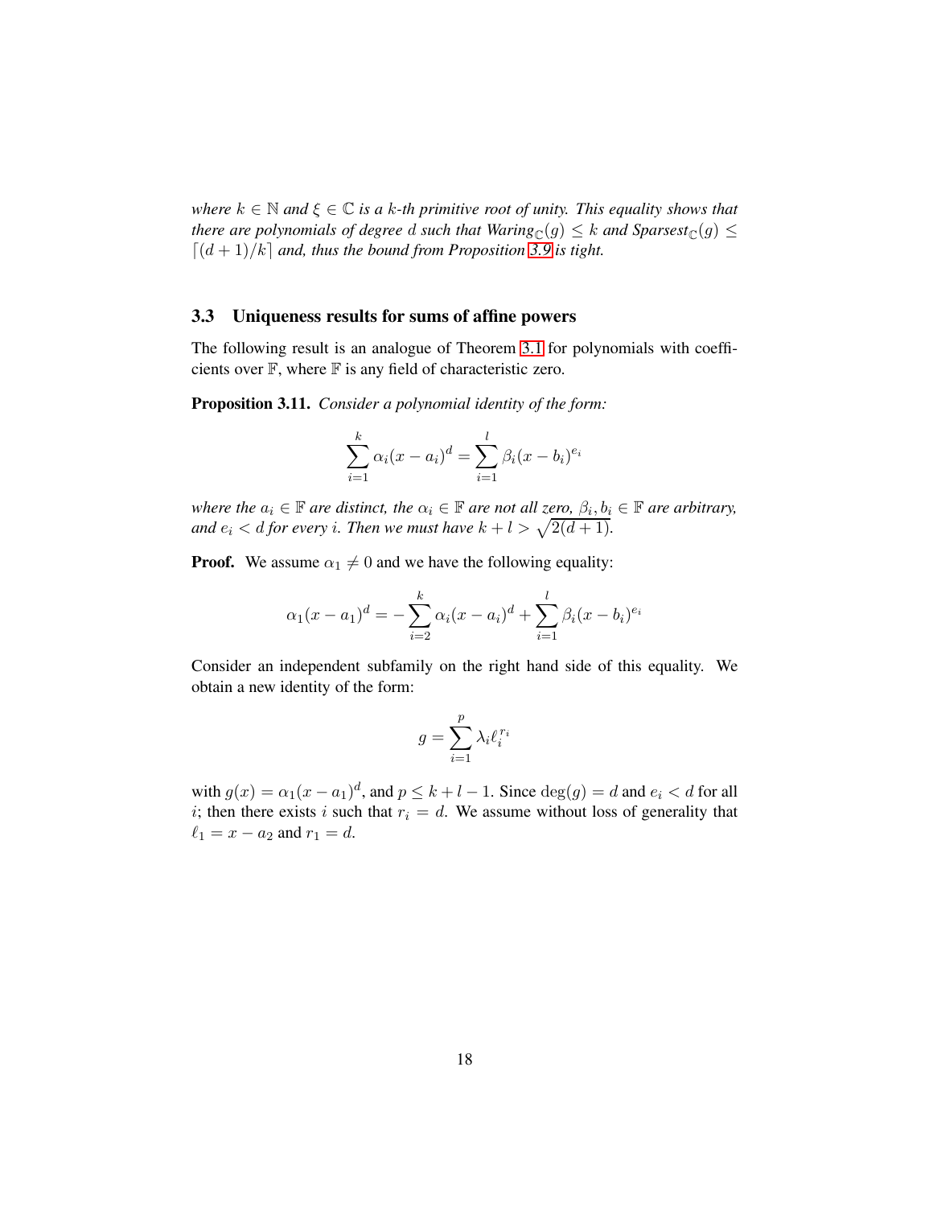*where $k \in \mathbb{N}$ and $\xi \in \mathbb{C}$ is a $k$-th primitive root of unity. This equality shows that there are polynomials of degree $d$ such that Waring$_{\mathbb{C}}(g) \leq k$ and Sparsest$_{\mathbb{C}}(g) \leq \lceil (d+1)/k \rceil$ and, thus the bound from Proposition 3.9 is tight.*

### 3.3 Uniqueness results for sums of affine powers

The following result is an analogue of Theorem 3.1 for polynomials with coefficients over $\mathbb{F}$, where $\mathbb{F}$ is any field of characteristic zero.

**Proposition 3.11.** *Consider a polynomial identity of the form:*

$$\sum_{i=1}^{k} \alpha_i (x - a_i)^d = \sum_{i=1}^{l} \beta_i (x - b_i)^{e_i}$$

*where the $a_i \in \mathbb{F}$ are distinct, the $\alpha_i \in \mathbb{F}$ are not all zero, $\beta_i, b_i \in \mathbb{F}$ are arbitrary, and $e_i < d$ for every $i$. Then we must have $k + l > \sqrt{2(d+1)}$.*

**Proof.** We assume $\alpha_1 \neq 0$ and we have the following equality:

$$\alpha_1 (x - a_1)^d = - \sum_{i=2}^{k} \alpha_i (x - a_i)^d + \sum_{i=1}^{l} \beta_i (x - b_i)^{e_i}$$

Consider an independent subfamily on the right hand side of this equality. We obtain a new identity of the form:

$$g = \sum_{i=1}^{p} \lambda_i \ell_i^{r_i}$$

with $g(x) = \alpha_1 (x - a_1)^d$, and $p \leq k + l - 1$. Since $\deg(g) = d$ and $e_i < d$ for all $i$; then there exists $i$ such that $r_i = d$. We assume without loss of generality that $\ell_1 = x - a_2$ and $r_1 = d$.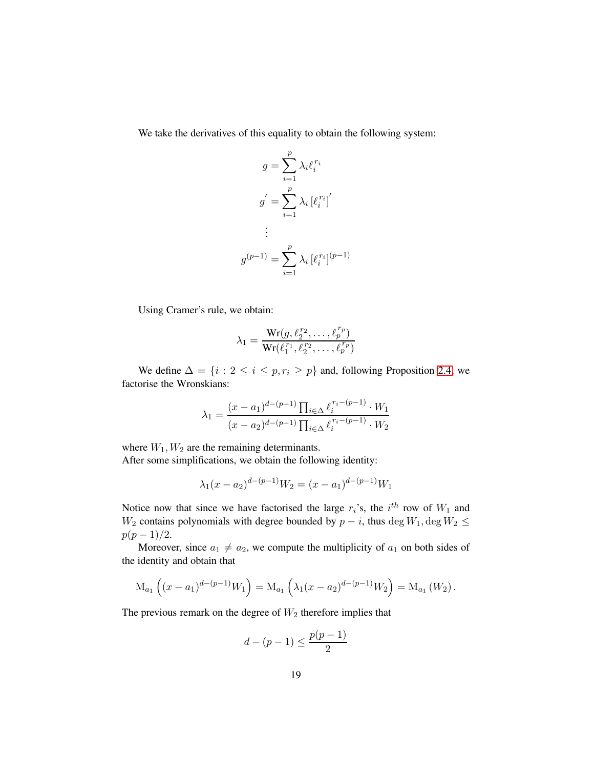We take the derivatives of this equality to obtain the following system:

$$
\begin{aligned}
g &= \sum_{i=1}^{p} \lambda_i \ell_i^{r_i} \\
g^{'} &= \sum_{i=1}^{p} \lambda_i \left[\ell_i^{r_i}\right]^{'} \\
&\vdots \\
g^{(p-1)} &= \sum_{i=1}^{p} \lambda_i \left[\ell_i^{r_i}\right]^{(p-1)}
\end{aligned}
$$

Using Cramer's rule, we obtain:

$$
\lambda_1 = \frac{\mathrm{Wr}(g, \ell_2^{r_2}, \ldots, \ell_p^{r_p})}{\mathrm{Wr}(\ell_1^{r_1}, \ell_2^{r_2}, \ldots, \ell_p^{r_p})}
$$

We define $\Delta = \{i : 2 \leq i \leq p, r_i \geq p\}$ and, following Proposition 2.4, we factorise the Wronskians:

$$
\lambda_1 = \frac{(x-a_1)^{d-(p-1)} \prod_{i \in \Delta} \ell_i^{r_i-(p-1)} \cdot W_1}{(x-a_2)^{d-(p-1)} \prod_{i \in \Delta} \ell_i^{r_i-(p-1)} \cdot W_2}
$$

where $W_1, W_2$ are the remaining determinants.
After some simplifications, we obtain the following identity:

$$
\lambda_1 (x-a_2)^{d-(p-1)} W_2 = (x-a_1)^{d-(p-1)} W_1
$$

Notice now that since we have factorised the large $r_i$'s, the $i^{th}$ row of $W_1$ and $W_2$ contains polynomials with degree bounded by $p-i$, thus $\deg W_1, \deg W_2 \leq p(p-1)/2$.

Moreover, since $a_1 \neq a_2$, we compute the multiplicity of $a_1$ on both sides of the identity and obtain that

$$
\mathrm{M}_{a_1}\left((x-a_1)^{d-(p-1)} W_1\right) = \mathrm{M}_{a_1}\left(\lambda_1 (x-a_2)^{d-(p-1)} W_2\right) = \mathrm{M}_{a_1}\left(W_2\right).
$$

The previous remark on the degree of $W_2$ therefore implies that

$$
d - (p-1) \leq \frac{p(p-1)}{2}
$$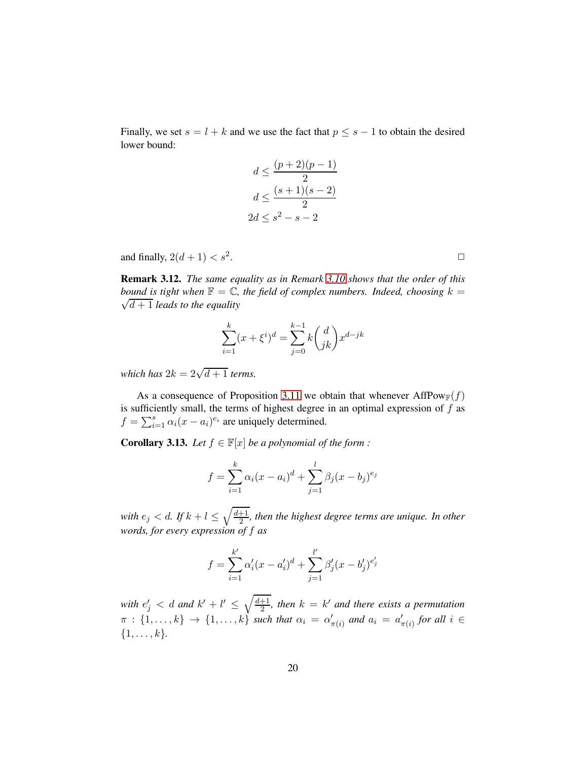Finally, we set $s = l + k$ and we use the fact that $p \leq s - 1$ to obtain the desired lower bound:

$$
\begin{aligned}
d &\leq \frac{(p+2)(p-1)}{2} \\
d &\leq \frac{(s+1)(s-2)}{2} \\
2d &\leq s^2 - s - 2
\end{aligned}
$$

and finally, $2(d+1) < s^2$. □

**Remark 3.12.** *The same equality as in Remark 3.10 shows that the order of this bound is tight when $\mathbb{F} = \mathbb{C}$, the field of complex numbers. Indeed, choosing $k = \sqrt{d+1}$ leads to the equality*

$$
\sum_{i=1}^{k} (x + \xi^i)^d = \sum_{j=0}^{k-1} k \binom{d}{jk} x^{d-jk}
$$

*which has $2k = 2\sqrt{d+1}$ terms.*

As a consequence of Proposition 3.11 we obtain that whenever $\mathrm{AffPow}_{\mathbb{F}}(f)$ is sufficiently small, the terms of highest degree in an optimal expression of $f$ as $f = \sum_{i=1}^{s} \alpha_i (x - a_i)^{e_i}$ are uniquely determined.

**Corollary 3.13.** *Let $f \in \mathbb{F}[x]$ be a polynomial of the form :*

$$
f = \sum_{i=1}^{k} \alpha_i (x - a_i)^d + \sum_{j=1}^{l} \beta_j (x - b_j)^{e_j}
$$

*with $e_j < d$. If $k + l \leq \sqrt{\frac{d+1}{2}}$, then the highest degree terms are unique. In other words, for every expression of $f$ as*

$$
f = \sum_{i=1}^{k'} \alpha'_i (x - a'_i)^d + \sum_{j=1}^{l'} \beta'_j (x - b'_j)^{e'_j}
$$

*with $e'_j < d$ and $k' + l' \leq \sqrt{\frac{d+1}{2}}$, then $k = k'$ and there exists a permutation $\pi : \{1, \ldots, k\} \to \{1, \ldots, k\}$ such that $\alpha_i = \alpha'_{\pi(i)}$ and $a_i = a'_{\pi(i)}$ for all $i \in \{1, \ldots, k\}$.*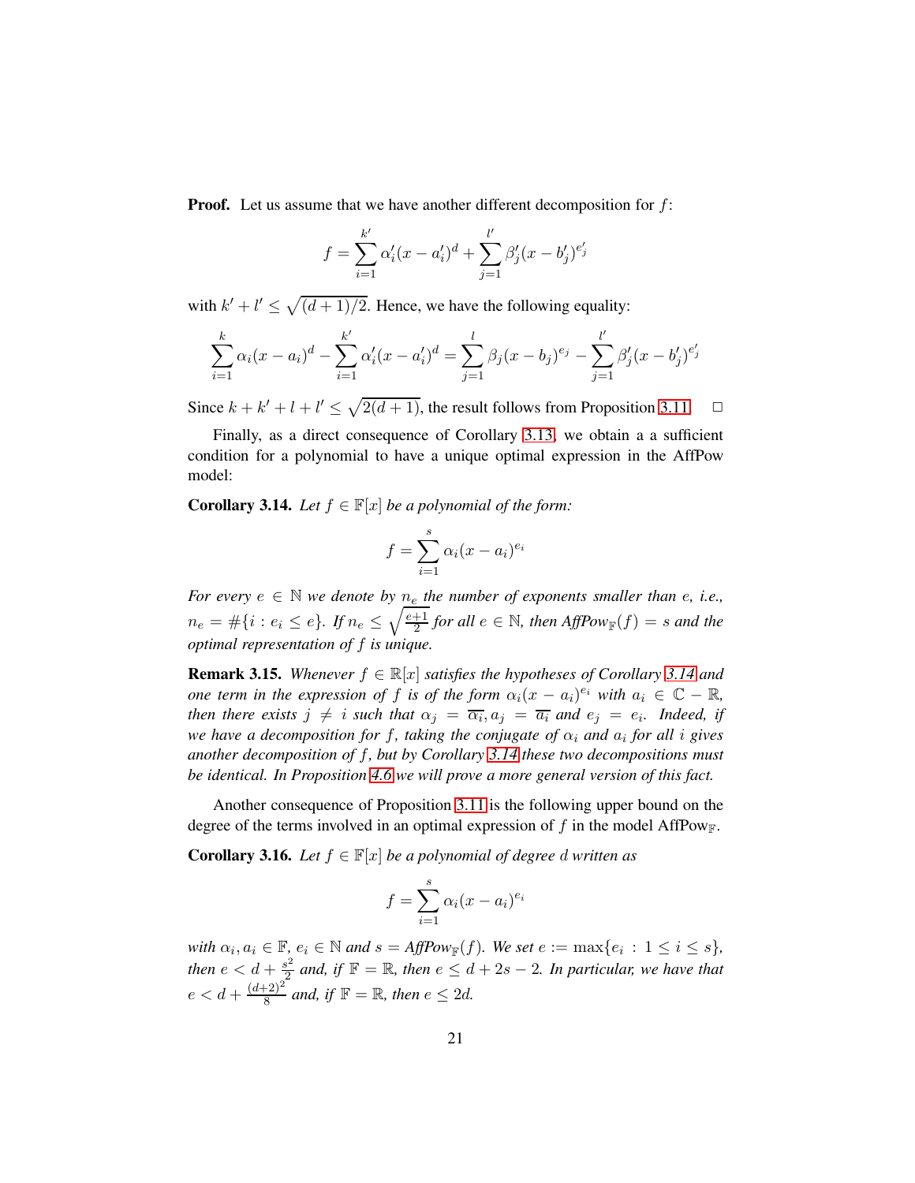**Proof.** Let us assume that we have another different decomposition for $f$:

$$f = \sum_{i=1}^{k'} \alpha_i'(x - a_i')^d + \sum_{j=1}^{l'} \beta_j'(x - b_j')^{e_j'}$$

with $k' + l' \leq \sqrt{(d+1)/2}$. Hence, we have the following equality:

$$\sum_{i=1}^{k} \alpha_i(x - a_i)^d - \sum_{i=1}^{k'} \alpha_i'(x - a_i')^d = \sum_{j=1}^{l} \beta_j(x - b_j)^{e_j} - \sum_{j=1}^{l'} \beta_j'(x - b_j')^{e_j'}$$

Since $k + k' + l + l' \leq \sqrt{2(d+1)}$, the result follows from Proposition 3.11. □

Finally, as a direct consequence of Corollary 3.13, we obtain a a sufficient condition for a polynomial to have a unique optimal expression in the AffPow model:

**Corollary 3.14.** *Let $f \in \mathbb{F}[x]$ be a polynomial of the form:*

$$f = \sum_{i=1}^{s} \alpha_i(x - a_i)^{e_i}$$

*For every $e \in \mathbb{N}$ we denote by $n_e$ the number of exponents smaller than $e$, i.e., $n_e = \#\{i : e_i \leq e\}$. If $n_e \leq \sqrt{\frac{e+1}{2}}$ for all $e \in \mathbb{N}$, then $AffPow_{\mathbb{F}}(f) = s$ and the optimal representation of $f$ is unique.*

**Remark 3.15.** *Whenever $f \in \mathbb{R}[x]$ satisfies the hypotheses of Corollary 3.14 and one term in the expression of $f$ is of the form $\alpha_i(x - a_i)^{e_i}$ with $a_i \in \mathbb{C} - \mathbb{R}$, then there exists $j \neq i$ such that $\alpha_j = \overline{\alpha_i}, a_j = \overline{a_i}$ and $e_j = e_i$. Indeed, if we have a decomposition for $f$, taking the conjugate of $\alpha_i$ and $a_i$ for all $i$ gives another decomposition of $f$, but by Corollary 3.14 these two decompositions must be identical. In Proposition 4.6 we will prove a more general version of this fact.*

Another consequence of Proposition 3.11 is the following upper bound on the degree of the terms involved in an optimal expression of $f$ in the model $\text{AffPow}_{\mathbb{F}}$.

**Corollary 3.16.** *Let $f \in \mathbb{F}[x]$ be a polynomial of degree $d$ written as*

$$f = \sum_{i=1}^{s} \alpha_i(x - a_i)^{e_i}$$

*with $\alpha_i, a_i \in \mathbb{F}$, $e_i \in \mathbb{N}$ and $s = AffPow_{\mathbb{F}}(f)$. We set $e := \max\{e_i : 1 \leq i \leq s\}$, then $e < d + \frac{s^2}{2}$ and, if $\mathbb{F} = \mathbb{R}$, then $e \leq d + 2s - 2$. In particular, we have that $e < d + \frac{(d+2)^2}{8}$ and, if $\mathbb{F} = \mathbb{R}$, then $e \leq 2d$.*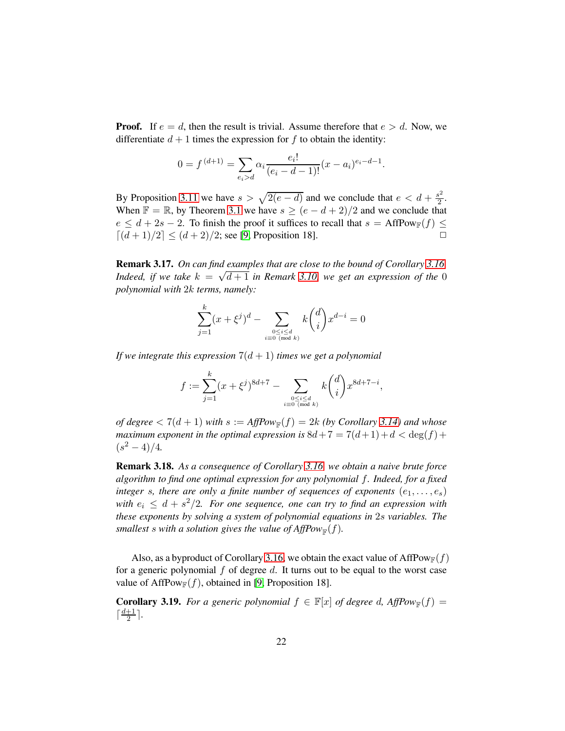**Proof.** If $e = d$, then the result is trivial. Assume therefore that $e > d$. Now, we differentiate $d+1$ times the expression for $f$ to obtain the identity:

$$0 = f^{(d+1)} = \sum_{e_i > d} \alpha_i \frac{e_i!}{(e_i - d - 1)!}(x - a_i)^{e_i - d - 1}.$$

By Proposition 3.11 we have $s > \sqrt{2(e-d)}$ and we conclude that $e < d + \frac{s^2}{2}$. When $\mathbb{F} = \mathbb{R}$, by Theorem 3.1 we have $s \geq (e - d + 2)/2$ and we conclude that $e \leq d + 2s - 2$. To finish the proof it suffices to recall that $s = \text{AffPow}_{\mathbb{F}}(f) \leq \lceil (d+1)/2 \rceil \leq (d+2)/2$; see [9, Proposition 18]. $\square$

**Remark 3.17.** *On can find examples that are close to the bound of Corollary 3.16. Indeed, if we take $k = \sqrt{d+1}$ in Remark 3.10, we get an expression of the 0 polynomial with $2k$ terms, namely:*

$$\sum_{j=1}^{k} (x + \xi^j)^d - \sum_{\substack{0 \leq i \leq d \\ i \equiv 0 \pmod{k}}} k \binom{d}{i} x^{d-i} = 0$$

*If we integrate this expression $7(d+1)$ times we get a polynomial*

$$f := \sum_{j=1}^{k} (x + \xi^j)^{8d+7} - \sum_{\substack{0 \leq i \leq d \\ i \equiv 0 \pmod{k}}} k \binom{d}{i} x^{8d+7-i},$$

*of degree $< 7(d+1)$ with $s :=$ AffPow$_{\mathbb{F}}(f) = 2k$ (by Corollary 3.14) and whose maximum exponent in the optimal expression is $8d + 7 = 7(d+1) + d < \deg(f) + (s^2 - 4)/4$.*

**Remark 3.18.** *As a consequence of Corollary 3.16, we obtain a naive brute force algorithm to find one optimal expression for any polynomial $f$. Indeed, for a fixed integer $s$, there are only a finite number of sequences of exponents $(e_1, \ldots, e_s)$ with $e_i \leq d + s^2/2$. For one sequence, one can try to find an expression with these exponents by solving a system of polynomial equations in $2s$ variables. The smallest $s$ with a solution gives the value of AffPow$_{\mathbb{F}}(f)$.*

Also, as a byproduct of Corollary 3.16, we obtain the exact value of $\text{AffPow}_{\mathbb{F}}(f)$ for a generic polynomial $f$ of degree $d$. It turns out to be equal to the worst case value of $\text{AffPow}_{\mathbb{F}}(f)$, obtained in [9, Proposition 18].

**Corollary 3.19.** *For a generic polynomial $f \in \mathbb{F}[x]$ of degree $d$, AffPow$_{\mathbb{F}}(f) = \lceil \frac{d+1}{2} \rceil$.*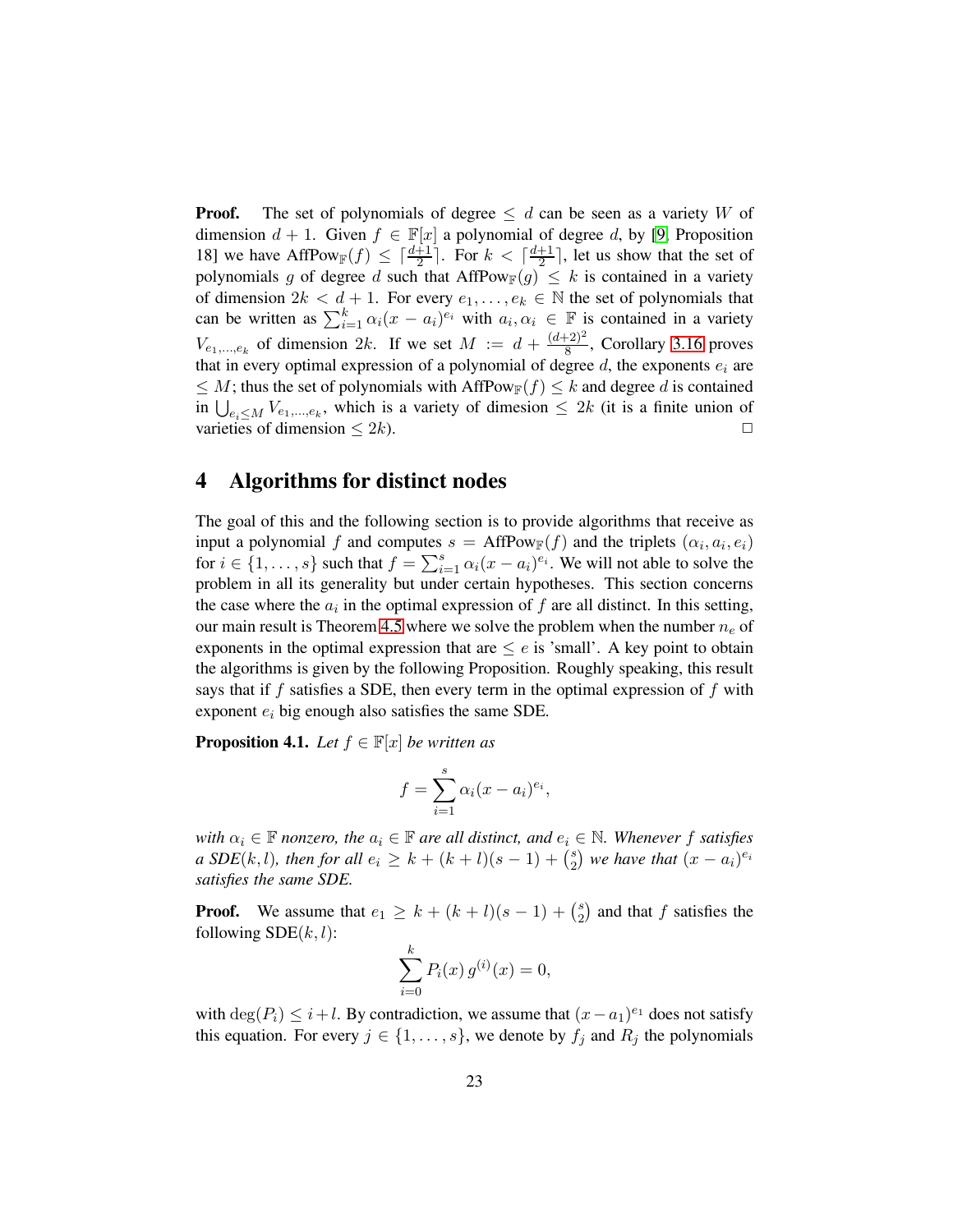**Proof.** The set of polynomials of degree $\leq d$ can be seen as a variety $W$ of dimension $d+1$. Given $f \in \mathbb{F}[x]$ a polynomial of degree $d$, by [9, Proposition 18] we have $\mathrm{AffPow}_{\mathbb{F}}(f) \leq \lceil \frac{d+1}{2} \rceil$. For $k < \lceil \frac{d+1}{2} \rceil$, let us show that the set of polynomials $g$ of degree $d$ such that $\mathrm{AffPow}_{\mathbb{F}}(g) \leq k$ is contained in a variety of dimension $2k < d+1$. For every $e_1, \ldots, e_k \in \mathbb{N}$ the set of polynomials that can be written as $\sum_{i=1}^{k} \alpha_i (x - a_i)^{e_i}$ with $a_i, \alpha_i \in \mathbb{F}$ is contained in a variety $V_{e_1,\ldots,e_k}$ of dimension $2k$. If we set $M := d + \frac{(d+2)^2}{8}$, Corollary 3.16 proves that in every optimal expression of a polynomial of degree $d$, the exponents $e_i$ are $\leq M$; thus the set of polynomials with $\mathrm{AffPow}_{\mathbb{F}}(f) \leq k$ and degree $d$ is contained in $\bigcup_{e_i \leq M} V_{e_1,\ldots,e_k}$, which is a variety of dimesion $\leq 2k$ (it is a finite union of varieties of dimension $\leq 2k$). □

# 4 Algorithms for distinct nodes

The goal of this and the following section is to provide algorithms that receive as input a polynomial $f$ and computes $s = \mathrm{AffPow}_{\mathbb{F}}(f)$ and the triplets $(\alpha_i, a_i, e_i)$ for $i \in \{1, \ldots, s\}$ such that $f = \sum_{i=1}^{s} \alpha_i (x - a_i)^{e_i}$. We will not able to solve the problem in all its generality but under certain hypotheses. This section concerns the case where the $a_i$ in the optimal expression of $f$ are all distinct. In this setting, our main result is Theorem 4.5 where we solve the problem when the number $n_e$ of exponents in the optimal expression that are $\leq e$ is 'small'. A key point to obtain the algorithms is given by the following Proposition. Roughly speaking, this result says that if $f$ satisfies a SDE, then every term in the optimal expression of $f$ with exponent $e_i$ big enough also satisfies the same SDE.

**Proposition 4.1.** *Let $f \in \mathbb{F}[x]$ be written as*

$$f = \sum_{i=1}^{s} \alpha_i (x - a_i)^{e_i},$$

*with $\alpha_i \in \mathbb{F}$ nonzero, the $a_i \in \mathbb{F}$ are all distinct, and $e_i \in \mathbb{N}$. Whenever $f$ satisfies a SDE$(k,l)$, then for all $e_i \geq k + (k+l)(s-1) + \binom{s}{2}$ we have that $(x - a_i)^{e_i}$ satisfies the same SDE.*

**Proof.** We assume that $e_1 \geq k + (k+l)(s-1) + \binom{s}{2}$ and that $f$ satisfies the following SDE$(k,l)$:

$$\sum_{i=0}^{k} P_i(x)\, g^{(i)}(x) = 0,$$

with $\deg(P_i) \leq i + l$. By contradiction, we assume that $(x - a_1)^{e_1}$ does not satisfy this equation. For every $j \in \{1, \ldots, s\}$, we denote by $f_j$ and $R_j$ the polynomials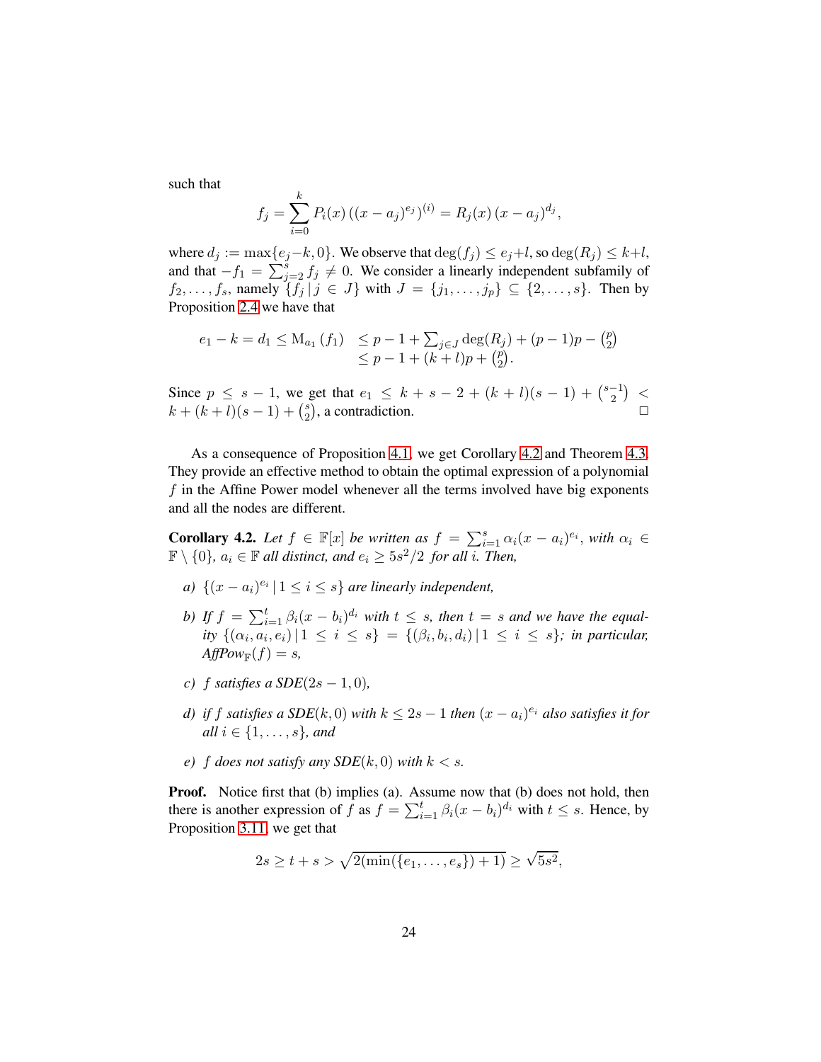such that

$$f_j = \sum_{i=0}^{k} P_i(x) \left((x-a_j)^{e_j}\right)^{(i)} = R_j(x)\,(x-a_j)^{d_j},$$

where $d_j := \max\{e_j - k, 0\}$. We observe that $\deg(f_j) \leq e_j + l$, so $\deg(R_j) \leq k + l$, and that $-f_1 = \sum_{j=2}^{s} f_j \neq 0$. We consider a linearly independent subfamily of $f_2, \ldots, f_s$, namely $\{f_j \,|\, j \in J\}$ with $J = \{j_1, \ldots, j_p\} \subseteq \{2, \ldots, s\}$. Then by Proposition 2.4 we have that

$$\begin{aligned} e_1 - k = d_1 \leq \mathrm{M}_{a_1}(f_1) &\leq p - 1 + \textstyle\sum_{j \in J} \deg(R_j) + (p-1)p - \binom{p}{2} \\ &\leq p - 1 + (k+l)p + \binom{p}{2}. \end{aligned}$$

Since $p \leq s - 1$, we get that $e_1 \leq k + s - 2 + (k+l)(s-1) + \binom{s-1}{2} < k + (k+l)(s-1) + \binom{s}{2}$, a contradiction. □

As a consequence of Proposition 4.1, we get Corollary 4.2 and Theorem 4.3. They provide an effective method to obtain the optimal expression of a polynomial $f$ in the Affine Power model whenever all the terms involved have big exponents and all the nodes are different.

**Corollary 4.2.** *Let $f \in \mathbb{F}[x]$ be written as $f = \sum_{i=1}^{s} \alpha_i (x-a_i)^{e_i}$, with $\alpha_i \in \mathbb{F} \setminus \{0\}$, $a_i \in \mathbb{F}$ all distinct, and $e_i \geq 5s^2/2$ for all $i$. Then,*

*a) $\{(x-a_i)^{e_i} \,|\, 1 \leq i \leq s\}$ are linearly independent,*

*b) If $f = \sum_{i=1}^{t} \beta_i (x-b_i)^{d_i}$ with $t \leq s$, then $t = s$ and we have the equality $\{(\alpha_i, a_i, e_i) \,|\, 1 \leq i \leq s\} = \{(\beta_i, b_i, d_i) \,|\, 1 \leq i \leq s\}$; in particular, $AffPow_{\mathbb{F}}(f) = s$,*

*c) $f$ satisfies a SDE$(2s-1, 0)$,*

*d) if $f$ satisfies a SDE$(k, 0)$ with $k \leq 2s-1$ then $(x-a_i)^{e_i}$ also satisfies it for all $i \in \{1, \ldots, s\}$, and*

*e) $f$ does not satisfy any SDE$(k, 0)$ with $k < s$.*

**Proof.** Notice first that (b) implies (a). Assume now that (b) does not hold, then there is another expression of $f$ as $f = \sum_{i=1}^{t} \beta_i (x-b_i)^{d_i}$ with $t \leq s$. Hence, by Proposition 3.11, we get that

$$2s \geq t + s > \sqrt{2(\min(\{e_1, \ldots, e_s\}) + 1)} \geq \sqrt{5s^2},$$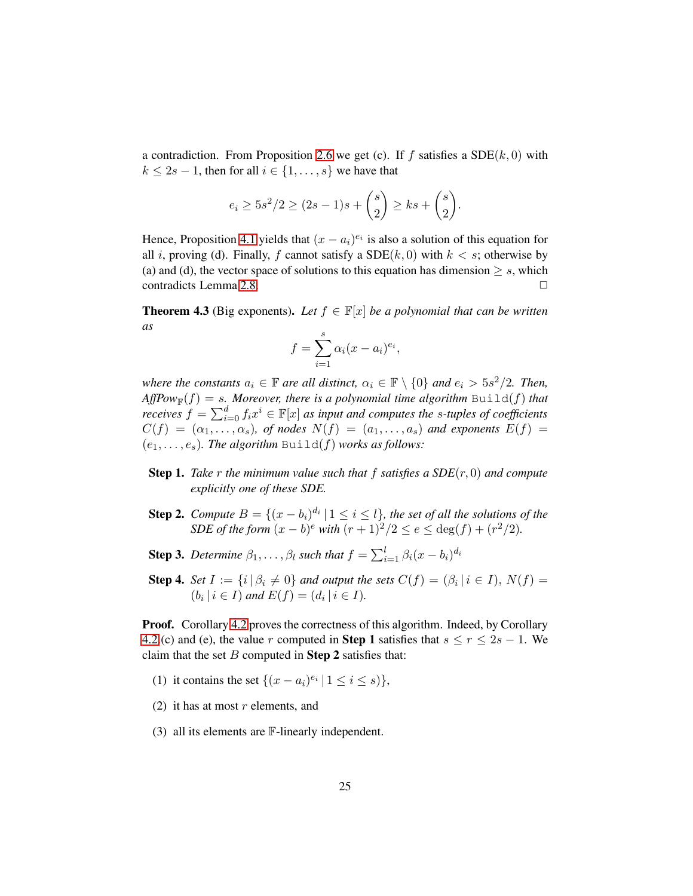a contradiction. From Proposition 2.6 we get (c). If $f$ satisfies a SDE$(k, 0)$ with $k \leq 2s - 1$, then for all $i \in \{1, \ldots, s\}$ we have that

$$e_i \geq 5s^2/2 \geq (2s-1)s + \binom{s}{2} \geq ks + \binom{s}{2}.$$

Hence, Proposition 4.1 yields that $(x - a_i)^{e_i}$ is also a solution of this equation for all $i$, proving (d). Finally, $f$ cannot satisfy a SDE$(k, 0)$ with $k < s$; otherwise by (a) and (d), the vector space of solutions to this equation has dimension $\geq s$, which contradicts Lemma 2.8. □

**Theorem 4.3** (Big exponents)**.** *Let $f \in \mathbb{F}[x]$ be a polynomial that can be written as*

$$f = \sum_{i=1}^{s} \alpha_i (x - a_i)^{e_i},$$

*where the constants $a_i \in \mathbb{F}$ are all distinct, $\alpha_i \in \mathbb{F} \setminus \{0\}$ and $e_i > 5s^2/2$. Then, AffPow$_{\mathbb{F}}(f) = s$. Moreover, there is a polynomial time algorithm* `Build`$(f)$ *that receives $f = \sum_{i=0}^{d} f_i x^i \in \mathbb{F}[x]$ as input and computes the $s$-tuples of coefficients $C(f) = (\alpha_1, \ldots, \alpha_s)$, of nodes $N(f) = (a_1, \ldots, a_s)$ and exponents $E(f) = (e_1, \ldots, e_s)$. The algorithm* `Build`$(f)$ *works as follows:*

- **Step 1.** *Take $r$ the minimum value such that $f$ satisfies a SDE$(r, 0)$ and compute explicitly one of these SDE.*
- **Step 2.** *Compute $B = \{(x - b_i)^{d_i} \,|\, 1 \leq i \leq l\}$, the set of all the solutions of the SDE of the form $(x - b)^e$ with $(r+1)^2/2 \leq e \leq \deg(f) + (r^2/2)$.*
- **Step 3.** *Determine $\beta_1, \ldots, \beta_l$ such that $f = \sum_{i=1}^{l} \beta_i (x - b_i)^{d_i}$*
- **Step 4.** *Set $I := \{i \,|\, \beta_i \neq 0\}$ and output the sets $C(f) = (\beta_i \,|\, i \in I)$, $N(f) = (b_i \,|\, i \in I)$ and $E(f) = (d_i \,|\, i \in I)$.*

**Proof.** Corollary 4.2 proves the correctness of this algorithm. Indeed, by Corollary 4.2 (c) and (e), the value $r$ computed in **Step 1** satisfies that $s \leq r \leq 2s - 1$. We claim that the set $B$ computed in **Step 2** satisfies that:

(1) it contains the set $\{(x - a_i)^{e_i} \,|\, 1 \leq i \leq s)\}$,

(2) it has at most $r$ elements, and

(3) all its elements are $\mathbb{F}$-linearly independent.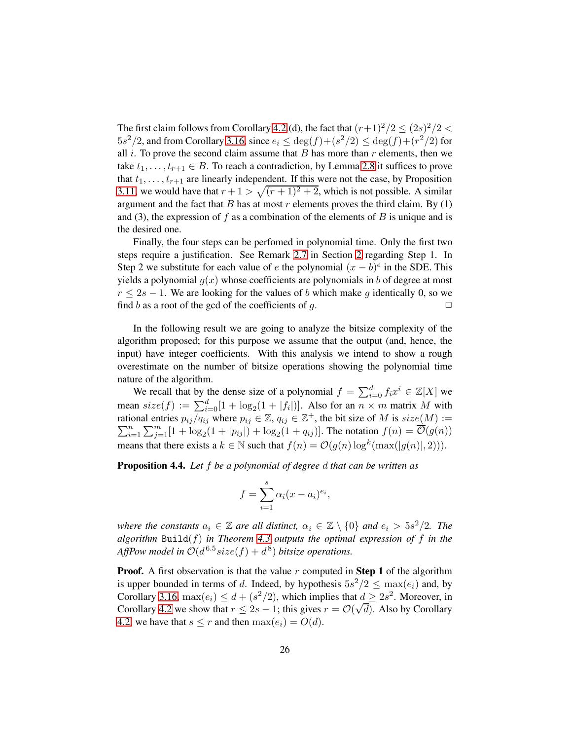The first claim follows from Corollary 4.2 (d), the fact that $(r+1)^2/2 \leq (2s)^2/2 < 5s^2/2$, and from Corollary 3.16, since $e_i \leq \deg(f)+(s^2/2) \leq \deg(f)+(r^2/2)$ for all $i$. To prove the second claim assume that $B$ has more than $r$ elements, then we take $t_1, \ldots, t_{r+1} \in B$. To reach a contradiction, by Lemma 2.8 it suffices to prove that $t_1, \ldots, t_{r+1}$ are linearly independent. If this were not the case, by Proposition 3.11, we would have that $r+1 > \sqrt{(r+1)^2+2}$, which is not possible. A similar argument and the fact that $B$ has at most $r$ elements proves the third claim. By (1) and (3), the expression of $f$ as a combination of the elements of $B$ is unique and is the desired one.

Finally, the four steps can be perfomed in polynomial time. Only the first two steps require a justification. See Remark 2.7 in Section 2 regarding Step 1. In Step 2 we substitute for each value of $e$ the polynomial $(x-b)^e$ in the SDE. This yields a polynomial $g(x)$ whose coefficients are polynomials in $b$ of degree at most $r \leq 2s-1$. We are looking for the values of $b$ which make $g$ identically 0, so we find $b$ as a root of the gcd of the coefficients of $g$. $\square$

In the following result we are going to analyze the bitsize complexity of the algorithm proposed; for this purpose we assume that the output (and, hence, the input) have integer coefficients. With this analysis we intend to show a rough overestimate on the number of bitsize operations showing the polynomial time nature of the algorithm.

We recall that by the dense size of a polynomial $f = \sum_{i=0}^{d} f_i x^i \in \mathbb{Z}[X]$ we mean $size(f) := \sum_{i=0}^{d}[1+\log_2(1+|f_i|)]$. Also for an $n \times m$ matrix $M$ with rational entries $p_{ij}/q_{ij}$ where $p_{ij} \in \mathbb{Z}$, $q_{ij} \in \mathbb{Z}^+$, the bit size of $M$ is $size(M) := \sum_{i=1}^{n}\sum_{j=1}^{m}[1+\log_2(1+|p_{ij}|)+\log_2(1+q_{ij})]$. The notation $f(n) = \overline{\mathcal{O}}(g(n))$ means that there exists a $k \in \mathbb{N}$ such that $f(n) = \mathcal{O}(g(n)\log^k(\max(|g(n)|, 2)))$.

**Proposition 4.4.** *Let $f$ be a polynomial of degree $d$ that can be written as*

$$f = \sum_{i=1}^{s} \alpha_i (x-a_i)^{e_i},$$

*where the constants $a_i \in \mathbb{Z}$ are all distinct, $\alpha_i \in \mathbb{Z} \setminus \{0\}$ and $e_i > 5s^2/2$. The algorithm* `Build`$(f)$ *in Theorem 4.3 outputs the optimal expression of $f$ in the AffPow model in $\mathcal{O}(d^{6.5} size(f) + d^8)$ bitsize operations.*

**Proof.** A first observation is that the value $r$ computed in **Step 1** of the algorithm is upper bounded in terms of $d$. Indeed, by hypothesis $5s^2/2 \leq \max(e_i)$ and, by Corollary 3.16, $\max(e_i) \leq d + (s^2/2)$, which implies that $d \geq 2s^2$. Moreover, in Corollary 4.2 we show that $r \leq 2s-1$; this gives $r = \mathcal{O}(\sqrt{d})$. Also by Corollary 4.2, we have that $s \leq r$ and then $\max(e_i) = O(d)$.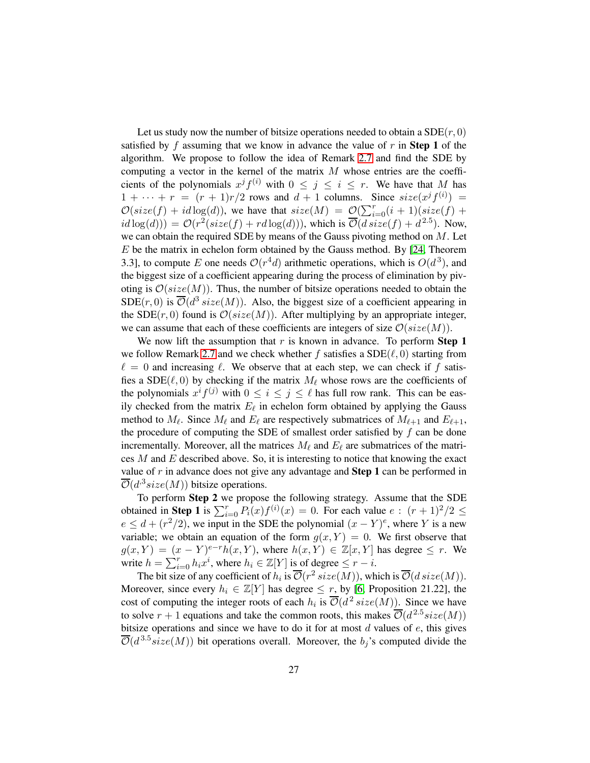Let us study now the number of bitsize operations needed to obtain a $\mathrm{SDE}(r, 0)$ satisfied by $f$ assuming that we know in advance the value of $r$ in **Step 1** of the algorithm. We propose to follow the idea of Remark 2.7 and find the SDE by computing a vector in the kernel of the matrix $M$ whose entries are the coefficients of the polynomials $x^j f^{(i)}$ with $0 \leq j \leq i \leq r$. We have that $M$ has $1 + \cdots + r = (r+1)r/2$ rows and $d+1$ columns. Since $size(x^j f^{(i)}) = \mathcal{O}(size(f) + id\log(d))$, we have that $size(M) = \mathcal{O}(\sum_{i=0}^{r}(i+1)(size(f) + id\log(d))) = \mathcal{O}(r^2(size(f) + rd\log(d)))$, which is $\overline{\mathcal{O}}(d\, size(f) + d^{2.5})$. Now, we can obtain the required SDE by means of the Gauss pivoting method on $M$. Let $E$ be the matrix in echelon form obtained by the Gauss method. By [24, Theorem 3.3], to compute $E$ one needs $\mathcal{O}(r^4 d)$ arithmetic operations, which is $O(d^3)$, and the biggest size of a coefficient appearing during the process of elimination by pivoting is $\mathcal{O}(size(M))$. Thus, the number of bitsize operations needed to obtain the $\mathrm{SDE}(r, 0)$ is $\overline{\mathcal{O}}(d^3\, size(M))$. Also, the biggest size of a coefficient appearing in the $\mathrm{SDE}(r, 0)$ found is $\mathcal{O}(size(M))$. After multiplying by an appropriate integer, we can assume that each of these coefficients are integers of size $\mathcal{O}(size(M))$.

We now lift the assumption that $r$ is known in advance. To perform **Step 1** we follow Remark 2.7 and we check whether $f$ satisfies a $\mathrm{SDE}(\ell, 0)$ starting from $\ell = 0$ and increasing $\ell$. We observe that at each step, we can check if $f$ satisfies a $\mathrm{SDE}(\ell, 0)$ by checking if the matrix $M_\ell$ whose rows are the coefficients of the polynomials $x^i f^{(j)}$ with $0 \leq i \leq j \leq \ell$ has full row rank. This can be easily checked from the matrix $E_\ell$ in echelon form obtained by applying the Gauss method to $M_\ell$. Since $M_\ell$ and $E_\ell$ are respectively submatrices of $M_{\ell+1}$ and $E_{\ell+1}$, the procedure of computing the SDE of smallest order satisfied by $f$ can be done incrementally. Moreover, all the matrices $M_\ell$ and $E_\ell$ are submatrices of the matrices $M$ and $E$ described above. So, it is interesting to notice that knowing the exact value of $r$ in advance does not give any advantage and **Step 1** can be performed in $\overline{\mathcal{O}}(d^3 size(M))$ bitsize operations.

To perform **Step 2** we propose the following strategy. Assume that the SDE obtained in **Step 1** is $\sum_{i=0}^{r} P_i(x) f^{(i)}(x) = 0$. For each value $e : (r+1)^2/2 \leq e \leq d + (r^2/2)$, we input in the SDE the polynomial $(x-Y)^e$, where $Y$ is a new variable; we obtain an equation of the form $g(x, Y) = 0$. We first observe that $g(x, Y) = (x-Y)^{e-r} h(x, Y)$, where $h(x, Y) \in \mathbb{Z}[x, Y]$ has degree $\leq r$. We write $h = \sum_{i=0}^{r} h_i x^i$, where $h_i \in \mathbb{Z}[Y]$ is of degree $\leq r - i$.

The bit size of any coefficient of $h_i$ is $\overline{\mathcal{O}}(r^2\, size(M))$, which is $\overline{\mathcal{O}}(d\, size(M))$. Moreover, since every $h_i \in \mathbb{Z}[Y]$ has degree $\leq r$, by [6, Proposition 21.22], the cost of computing the integer roots of each $h_i$ is $\overline{\mathcal{O}}(d^2\, size(M))$. Since we have to solve $r+1$ equations and take the common roots, this makes $\overline{\mathcal{O}}(d^{2.5} size(M))$ bitsize operations and since we have to do it for at most $d$ values of $e$, this gives $\overline{\mathcal{O}}(d^{3.5} size(M))$ bit operations overall. Moreover, the $b_j$'s computed divide the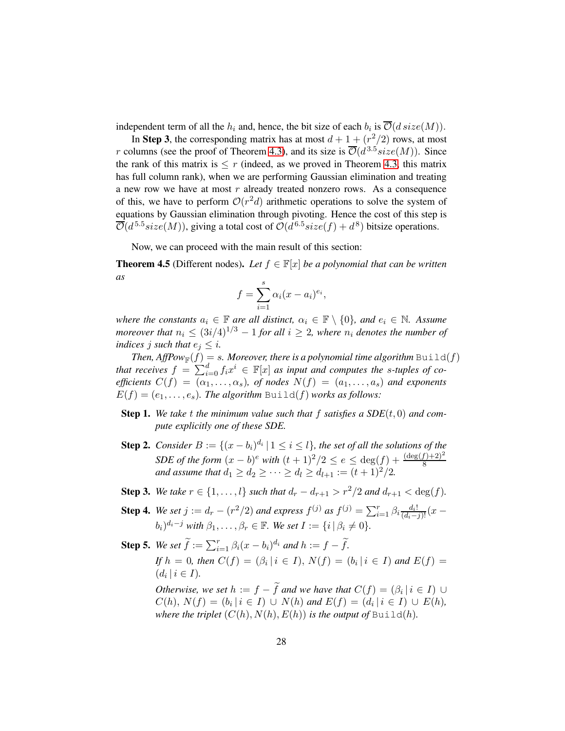independent term of all the $h_i$ and, hence, the bit size of each $b_i$ is $\overline{\mathcal{O}}(d\, size(M))$.

In **Step 3**, the corresponding matrix has at most $d+1+(r^2/2)$ rows, at most $r$ columns (see the proof of Theorem 4.3), and its size is $\overline{\mathcal{O}}(d^{3.5} size(M))$. Since the rank of this matrix is $\leq r$ (indeed, as we proved in Theorem 4.3, this matrix has full column rank), when we are performing Gaussian elimination and treating a new row we have at most $r$ already treated nonzero rows. As a consequence of this, we have to perform $\mathcal{O}(r^2 d)$ arithmetic operations to solve the system of equations by Gaussian elimination through pivoting. Hence the cost of this step is $\overline{\mathcal{O}}(d^{5.5} size(M))$, giving a total cost of $\mathcal{O}(d^{6.5} size(f) + d^8)$ bitsize operations.

Now, we can proceed with the main result of this section:

**Theorem 4.5** (Different nodes)**.** *Let $f \in \mathbb{F}[x]$ be a polynomial that can be written as*

$$f = \sum_{i=1}^{s} \alpha_i (x - a_i)^{e_i},$$

*where the constants $a_i \in \mathbb{F}$ are all distinct, $\alpha_i \in \mathbb{F} \setminus \{0\}$, and $e_i \in \mathbb{N}$. Assume moreover that $n_i \leq (3i/4)^{1/3} - 1$ for all $i \geq 2$, where $n_i$ denotes the number of indices $j$ such that $e_j \leq i$.*

*Then, $AffPow_{\mathbb{F}}(f) = s$. Moreover, there is a polynomial time algorithm* `Build`$(f)$ *that receives $f = \sum_{i=0}^{d} f_i x^i \in \mathbb{F}[x]$ as input and computes the $s$-tuples of coefficients $C(f) = (\alpha_1, \ldots, \alpha_s)$, of nodes $N(f) = (a_1, \ldots, a_s)$ and exponents $E(f) = (e_1, \ldots, e_s)$. The algorithm* `Build`$(f)$ *works as follows:*

- **Step 1.** *We take $t$ the minimum value such that $f$ satisfies a SDE$(t, 0)$ and compute explicitly one of these SDE.*
- **Step 2.** *Consider $B := \{(x - b_i)^{d_i} \,|\, 1 \leq i \leq l\}$, the set of all the solutions of the SDE of the form $(x-b)^e$ with $(t+1)^2/2 \leq e \leq \deg(f) + \frac{(\deg(f)+2)^2}{8}$ and assume that $d_1 \geq d_2 \geq \cdots \geq d_l \geq d_{l+1} := (t+1)^2/2$.*
- **Step 3.** *We take $r \in \{1, \ldots, l\}$ such that $d_r - d_{r+1} > r^2/2$ and $d_{r+1} < \deg(f)$.*
- **Step 4.** *We set $j := d_r - (r^2/2)$ and express $f^{(j)}$ as $f^{(j)} = \sum_{i=1}^{r} \beta_i \frac{d_i!}{(d_i - j)!}(x - b_i)^{d_i - j}$ with $\beta_1, \ldots, \beta_r \in \mathbb{F}$. We set $I := \{i \,|\, \beta_i \neq 0\}$.*
- **Step 5.** *We set $\widetilde{f} := \sum_{i=1}^{r} \beta_i (x - b_i)^{d_i}$ and $h := f - \widetilde{f}$.*
  *If $h = 0$, then $C(f) = (\beta_i \,|\, i \in I)$, $N(f) = (b_i \,|\, i \in I)$ and $E(f) = (d_i \,|\, i \in I)$.*
  *Otherwise, we set $h := f - \widetilde{f}$ and we have that $C(f) = (\beta_i \,|\, i \in I) \cup C(h)$, $N(f) = (b_i \,|\, i \in I) \cup N(h)$ and $E(f) = (d_i \,|\, i \in I) \cup E(h)$, where the triplet $(C(h), N(h), E(h))$ is the output of* `Build`$(h)$.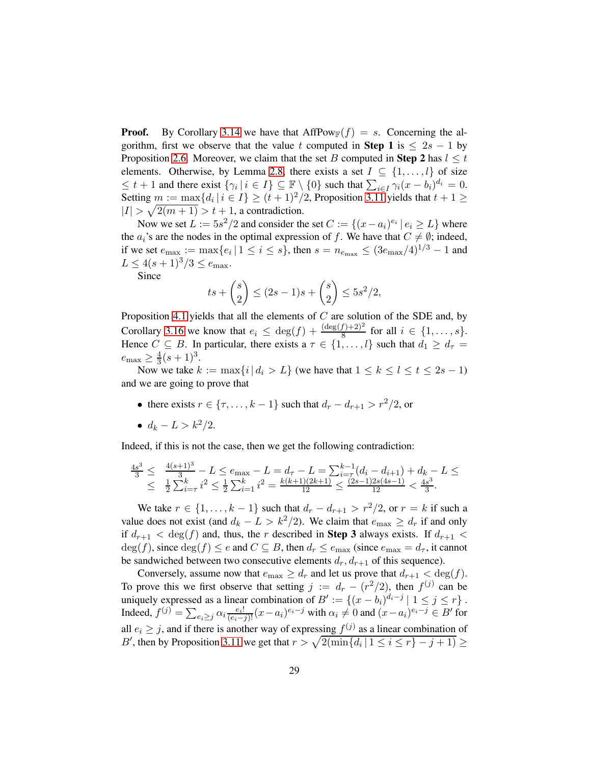**Proof.** By Corollary 3.14 we have that $\mathrm{AffPow}_{\mathbb{F}}(f) = s$. Concerning the algorithm, first we observe that the value $t$ computed in **Step 1** is $\leq 2s-1$ by Proposition 2.6. Moreover, we claim that the set $B$ computed in **Step 2** has $l \leq t$ elements. Otherwise, by Lemma 2.8, there exists a set $I \subseteq \{1,\ldots,l\}$ of size $\leq t+1$ and there exist $\{\gamma_i \,|\, i \in I\} \subseteq \mathbb{F} \setminus \{0\}$ such that $\sum_{i \in I} \gamma_i (x-b_i)^{d_i} = 0$. Setting $m := \max\{d_i \,|\, i \in I\} \geq (t+1)^2/2$, Proposition 3.11 yields that $t+1 \geq |I| > \sqrt{2(m+1)} > t+1$, a contradiction.

Now we set $L := 5s^2/2$ and consider the set $C := \{(x-a_i)^{e_i} \,|\, e_i \geq L\}$ where the $a_i$'s are the nodes in the optimal expression of $f$. We have that $C \neq \emptyset$; indeed, if we set $e_{\max} := \max\{e_i \,|\, 1 \leq i \leq s\}$, then $s = n_{e_{\max}} \leq (3e_{\max}/4)^{1/3} - 1$ and $L \leq 4(s+1)^3/3 \leq e_{\max}$.

Since

$$ts + \binom{s}{2} \leq (2s-1)s + \binom{s}{2} \leq 5s^2/2,$$

Proposition 4.1 yields that all the elements of $C$ are solution of the SDE and, by Corollary 3.16 we know that $e_i \leq \deg(f) + \frac{(\deg(f)+2)^2}{8}$ for all $i \in \{1,\ldots,s\}$. Hence $C \subseteq B$. In particular, there exists a $\tau \in \{1,\ldots,l\}$ such that $d_1 \geq d_\tau = e_{\max} \geq \frac{4}{3}(s+1)^3$.

Now we take $k := \max\{i \,|\, d_i > L\}$ (we have that $1 \leq k \leq l \leq t \leq 2s-1$) and we are going to prove that

- there exists $r \in \{\tau,\ldots,k-1\}$ such that $d_r - d_{r+1} > r^2/2$, or
- $d_k - L > k^2/2$.

Indeed, if this is not the case, then we get the following contradiction:

$$\begin{array}{rl} \frac{4s^3}{3} \leq & \frac{4(s+1)^3}{3} - L \leq e_{\max} - L = d_\tau - L = \sum_{i=\tau}^{k-1}(d_i - d_{i+1}) + d_k - L \leq \\ \leq & \frac{1}{2}\sum_{i=\tau}^{k} i^2 \leq \frac{1}{2}\sum_{i=1}^{k} i^2 = \frac{k(k+1)(2k+1)}{12} \leq \frac{(2s-1)2s(4s-1)}{12} < \frac{4s^3}{3}. \end{array}$$

We take $r \in \{1,\ldots,k-1\}$ such that $d_r - d_{r+1} > r^2/2$, or $r = k$ if such a value does not exist (and $d_k - L > k^2/2$). We claim that $e_{\max} \geq d_r$ if and only if $d_{r+1} < \deg(f)$ and, thus, the $r$ described in **Step 3** always exists. If $d_{r+1} < \deg(f)$, since $\deg(f) \leq e$ and $C \subseteq B$, then $d_r \leq e_{\max}$ (since $e_{\max} = d_\tau$, it cannot be sandwiched between two consecutive elements $d_r, d_{r+1}$ of this sequence).

Conversely, assume now that $e_{\max} \geq d_r$ and let us prove that $d_{r+1} < \deg(f)$. To prove this we first observe that setting $j := d_r - (r^2/2)$, then $f^{(j)}$ can be uniquely expressed as a linear combination of $B' := \{(x-b_i)^{d_i - j} \,|\, 1 \leq j \leq r\}$. Indeed, $f^{(j)} = \sum_{e_i \geq j} \alpha_i \frac{e_i!}{(e_i - j)!}(x-a_i)^{e_i - j}$ with $\alpha_i \neq 0$ and $(x-a_i)^{e_i - j} \in B'$ for all $e_i \geq j$, and if there is another way of expressing $f^{(j)}$ as a linear combination of $B'$, then by Proposition 3.11 we get that $r > \sqrt{2(\min\{d_i \,|\, 1 \leq i \leq r\} - j + 1)} \geq$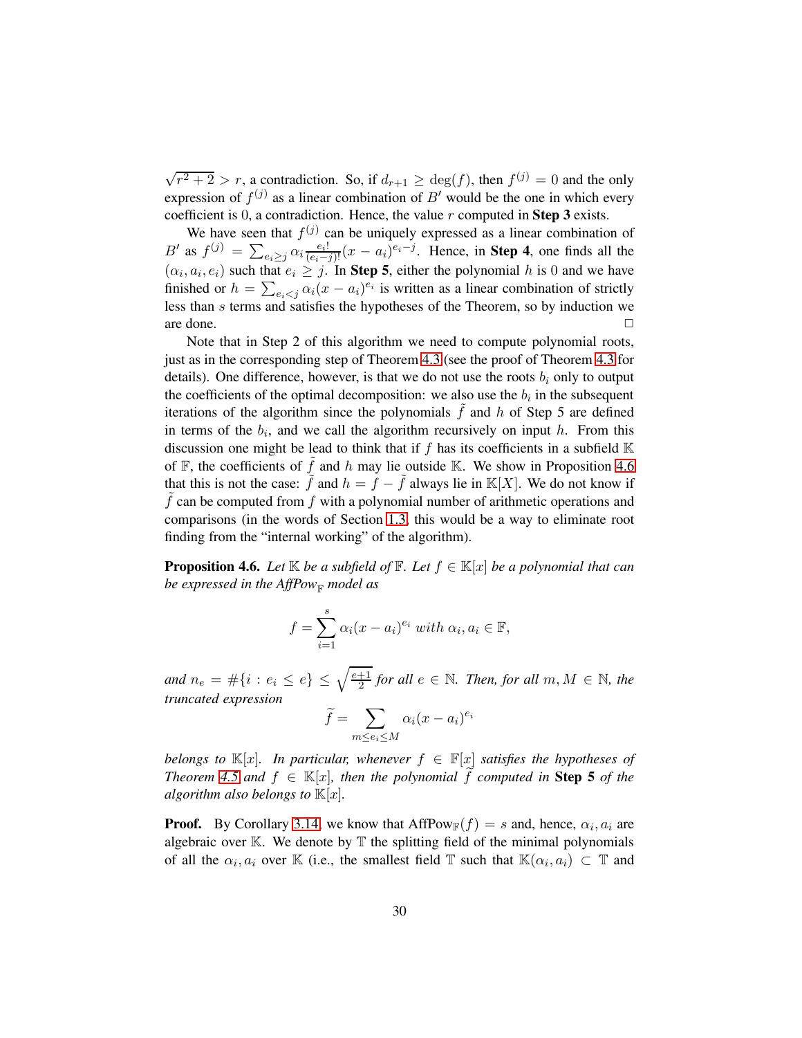$\sqrt{r^2+2} > r$, a contradiction. So, if $d_{r+1} \geq \deg(f)$, then $f^{(j)} = 0$ and the only expression of $f^{(j)}$ as a linear combination of $B'$ would be the one in which every coefficient is 0, a contradiction. Hence, the value $r$ computed in **Step 3** exists.

We have seen that $f^{(j)}$ can be uniquely expressed as a linear combination of $B'$ as $f^{(j)} = \sum_{e_i \geq j} \alpha_i \frac{e_i!}{(e_i-j)!}(x-a_i)^{e_i-j}$. Hence, in **Step 4**, one finds all the $(\alpha_i, a_i, e_i)$ such that $e_i \geq j$. In **Step 5**, either the polynomial $h$ is 0 and we have finished or $h = \sum_{e_i<j} \alpha_i (x-a_i)^{e_i}$ is written as a linear combination of strictly less than $s$ terms and satisfies the hypotheses of the Theorem, so by induction we are done. □

Note that in Step 2 of this algorithm we need to compute polynomial roots, just as in the corresponding step of Theorem 4.3 (see the proof of Theorem 4.3 for details). One difference, however, is that we do not use the roots $b_i$ only to output the coefficients of the optimal decomposition: we also use the $b_i$ in the subsequent iterations of the algorithm since the polynomials $\tilde{f}$ and $h$ of Step 5 are defined in terms of the $b_i$, and we call the algorithm recursively on input $h$. From this discussion one might be lead to think that if $f$ has its coefficients in a subfield $\mathbb{K}$ of $\mathbb{F}$, the coefficients of $\tilde{f}$ and $h$ may lie outside $\mathbb{K}$. We show in Proposition 4.6 that this is not the case: $\tilde{f}$ and $h = f - \tilde{f}$ always lie in $\mathbb{K}[X]$. We do not know if $\tilde{f}$ can be computed from $f$ with a polynomial number of arithmetic operations and comparisons (in the words of Section 1.3, this would be a way to eliminate root finding from the "internal working" of the algorithm).

**Proposition 4.6.** *Let $\mathbb{K}$ be a subfield of $\mathbb{F}$. Let $f \in \mathbb{K}[x]$ be a polynomial that can be expressed in the AffPow$_{\mathbb{F}}$ model as*

$$f = \sum_{i=1}^{s} \alpha_i (x-a_i)^{e_i} \text{ with } \alpha_i, a_i \in \mathbb{F},$$

*and $n_e = \#\{i : e_i \leq e\} \leq \sqrt{\frac{e+1}{2}}$ for all $e \in \mathbb{N}$. Then, for all $m, M \in \mathbb{N}$, the truncated expression*

$$\widetilde{f} = \sum_{m \leq e_i \leq M} \alpha_i (x-a_i)^{e_i}$$

*belongs to $\mathbb{K}[x]$. In particular, whenever $f \in \mathbb{F}[x]$ satisfies the hypotheses of Theorem 4.5 and $f \in \mathbb{K}[x]$, then the polynomial $\widetilde{f}$ computed in* **Step 5** *of the algorithm also belongs to $\mathbb{K}[x]$.*

**Proof.** By Corollary 3.14, we know that $\text{AffPow}_{\mathbb{F}}(f) = s$ and, hence, $\alpha_i, a_i$ are algebraic over $\mathbb{K}$. We denote by $\mathbb{T}$ the splitting field of the minimal polynomials of all the $\alpha_i, a_i$ over $\mathbb{K}$ (i.e., the smallest field $\mathbb{T}$ such that $\mathbb{K}(\alpha_i, a_i) \subset \mathbb{T}$ and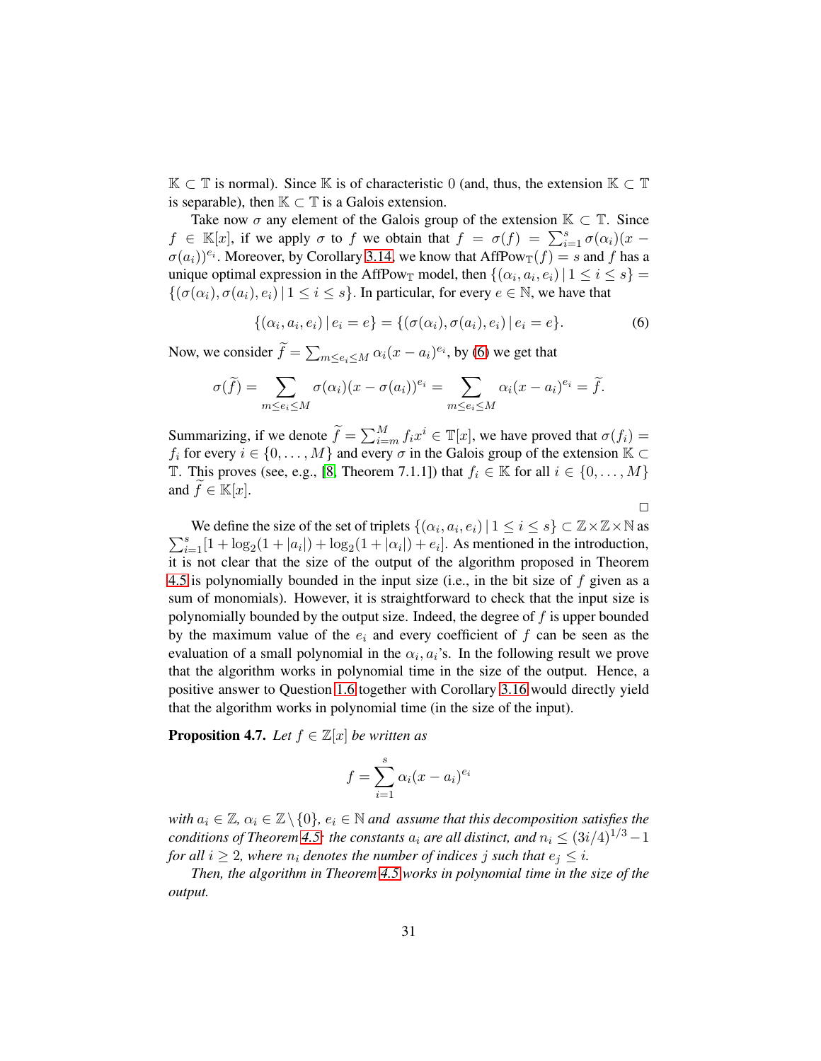$\mathbb{K} \subset \mathbb{T}$ is normal). Since $\mathbb{K}$ is of characteristic $0$ (and, thus, the extension $\mathbb{K} \subset \mathbb{T}$ is separable), then $\mathbb{K} \subset \mathbb{T}$ is a Galois extension.

Take now $\sigma$ any element of the Galois group of the extension $\mathbb{K} \subset \mathbb{T}$. Since $f \in \mathbb{K}[x]$, if we apply $\sigma$ to $f$ we obtain that $f = \sigma(f) = \sum_{i=1}^{s} \sigma(\alpha_i)(x - \sigma(a_i))^{e_i}$. Moreover, by Corollary 3.14, we know that $\text{AffPow}_{\mathbb{T}}(f) = s$ and $f$ has a unique optimal expression in the $\text{AffPow}_{\mathbb{T}}$ model, then $\{(\alpha_i, a_i, e_i) \,|\, 1 \leq i \leq s\} = \{(\sigma(\alpha_i), \sigma(a_i), e_i) \,|\, 1 \leq i \leq s\}$. In particular, for every $e \in \mathbb{N}$, we have that

$$\{(\alpha_i, a_i, e_i) \,|\, e_i = e\} = \{(\sigma(\alpha_i), \sigma(a_i), e_i) \,|\, e_i = e\}. \tag{6}$$

Now, we consider $\widetilde{f} = \sum_{m \leq e_i \leq M} \alpha_i (x - a_i)^{e_i}$, by (6) we get that

$$\sigma(\widetilde{f}) = \sum_{m \leq e_i \leq M} \sigma(\alpha_i)(x - \sigma(a_i))^{e_i} = \sum_{m \leq e_i \leq M} \alpha_i (x - a_i)^{e_i} = \widetilde{f}.$$

Summarizing, if we denote $\widetilde{f} = \sum_{i=m}^{M} f_i x^i \in \mathbb{T}[x]$, we have proved that $\sigma(f_i) = f_i$ for every $i \in \{0, \ldots, M\}$ and every $\sigma$ in the Galois group of the extension $\mathbb{K} \subset \mathbb{T}$. This proves (see, e.g., [8, Theorem 7.1.1]) that $f_i \in \mathbb{K}$ for all $i \in \{0, \ldots, M\}$ and $\widetilde{f} \in \mathbb{K}[x]$.

$\square$

We define the size of the set of triplets $\{(\alpha_i, a_i, e_i) \,|\, 1 \leq i \leq s\} \subset \mathbb{Z} \times \mathbb{Z} \times \mathbb{N}$ as $\sum_{i=1}^{s} [1 + \log_2(1 + |a_i|) + \log_2(1 + |\alpha_i|) + e_i]$. As mentioned in the introduction, it is not clear that the size of the output of the algorithm proposed in Theorem 4.5 is polynomially bounded in the input size (i.e., in the bit size of $f$ given as a sum of monomials). However, it is straightforward to check that the input size is polynomially bounded by the output size. Indeed, the degree of $f$ is upper bounded by the maximum value of the $e_i$ and every coefficient of $f$ can be seen as the evaluation of a small polynomial in the $\alpha_i, a_i$'s. In the following result we prove that the algorithm works in polynomial time in the size of the output. Hence, a positive answer to Question 1.6 together with Corollary 3.16 would directly yield that the algorithm works in polynomial time (in the size of the input).

**Proposition 4.7.** *Let $f \in \mathbb{Z}[x]$ be written as*

$$f = \sum_{i=1}^{s} \alpha_i (x - a_i)^{e_i}$$

*with $a_i \in \mathbb{Z}$, $\alpha_i \in \mathbb{Z} \setminus \{0\}$, $e_i \in \mathbb{N}$ and assume that this decomposition satisfies the conditions of Theorem 4.5: the constants $a_i$ are all distinct, and $n_i \leq (3i/4)^{1/3} - 1$ for all $i \geq 2$, where $n_i$ denotes the number of indices $j$ such that $e_j \leq i$.*

*Then, the algorithm in Theorem 4.5 works in polynomial time in the size of the output.*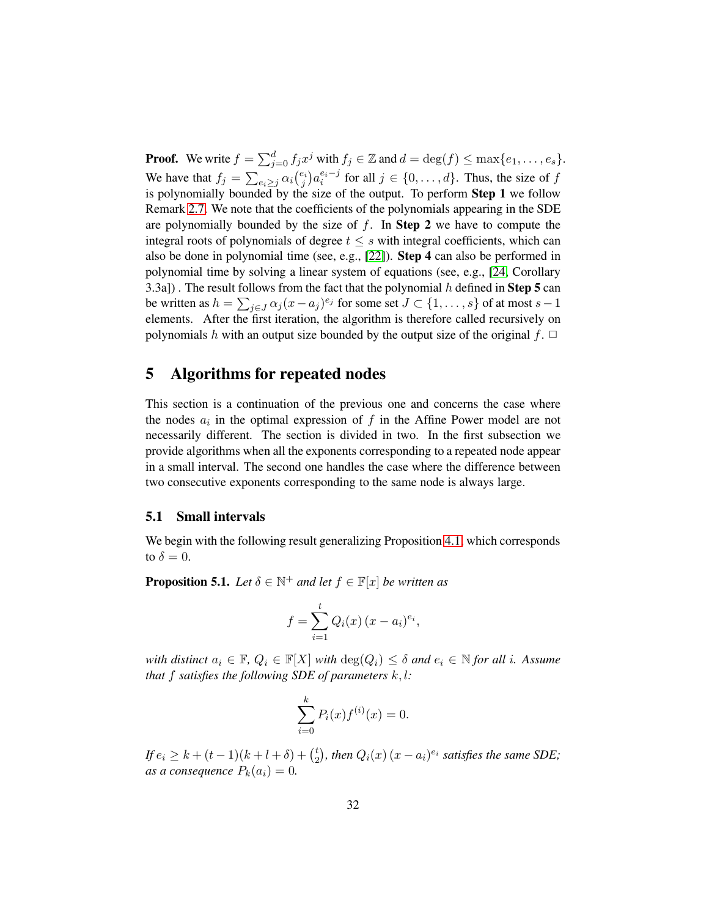**Proof.** We write $f = \sum_{j=0}^{d} f_j x^j$ with $f_j \in \mathbb{Z}$ and $d = \deg(f) \leq \max\{e_1, \ldots, e_s\}$. We have that $f_j = \sum_{e_i \geq j} \alpha_i \binom{e_i}{j} a_i^{e_i - j}$ for all $j \in \{0, \ldots, d\}$. Thus, the size of $f$ is polynomially bounded by the size of the output. To perform **Step 1** we follow Remark 2.7. We note that the coefficients of the polynomials appearing in the SDE are polynomially bounded by the size of $f$. In **Step 2** we have to compute the integral roots of polynomials of degree $t \leq s$ with integral coefficients, which can also be done in polynomial time (see, e.g., [22]). **Step 4** can also be performed in polynomial time by solving a linear system of equations (see, e.g., [24, Corollary 3.3a]) . The result follows from the fact that the polynomial $h$ defined in **Step 5** can be written as $h = \sum_{j \in J} \alpha_j (x - a_j)^{e_j}$ for some set $J \subset \{1, \ldots, s\}$ of at most $s - 1$ elements. After the first iteration, the algorithm is therefore called recursively on polynomials $h$ with an output size bounded by the output size of the original $f$. $\square$

# 5 Algorithms for repeated nodes

This section is a continuation of the previous one and concerns the case where the nodes $a_i$ in the optimal expression of $f$ in the Affine Power model are not necessarily different. The section is divided in two. In the first subsection we provide algorithms when all the exponents corresponding to a repeated node appear in a small interval. The second one handles the case where the difference between two consecutive exponents corresponding to the same node is always large.

## 5.1 Small intervals

We begin with the following result generalizing Proposition 4.1, which corresponds to $\delta = 0$.

**Proposition 5.1.** *Let $\delta \in \mathbb{N}^+$ and let $f \in \mathbb{F}[x]$ be written as*

$$f = \sum_{i=1}^{t} Q_i(x)\,(x - a_i)^{e_i},$$

*with distinct $a_i \in \mathbb{F}$, $Q_i \in \mathbb{F}[X]$ with $\deg(Q_i) \leq \delta$ and $e_i \in \mathbb{N}$ for all $i$. Assume that $f$ satisfies the following SDE of parameters $k, l$:*

$$\sum_{i=0}^{k} P_i(x) f^{(i)}(x) = 0.$$

*If $e_i \geq k + (t-1)(k + l + \delta) + \binom{t}{2}$, then $Q_i(x)\,(x - a_i)^{e_i}$ satisfies the same SDE; as a consequence $P_k(a_i) = 0$.*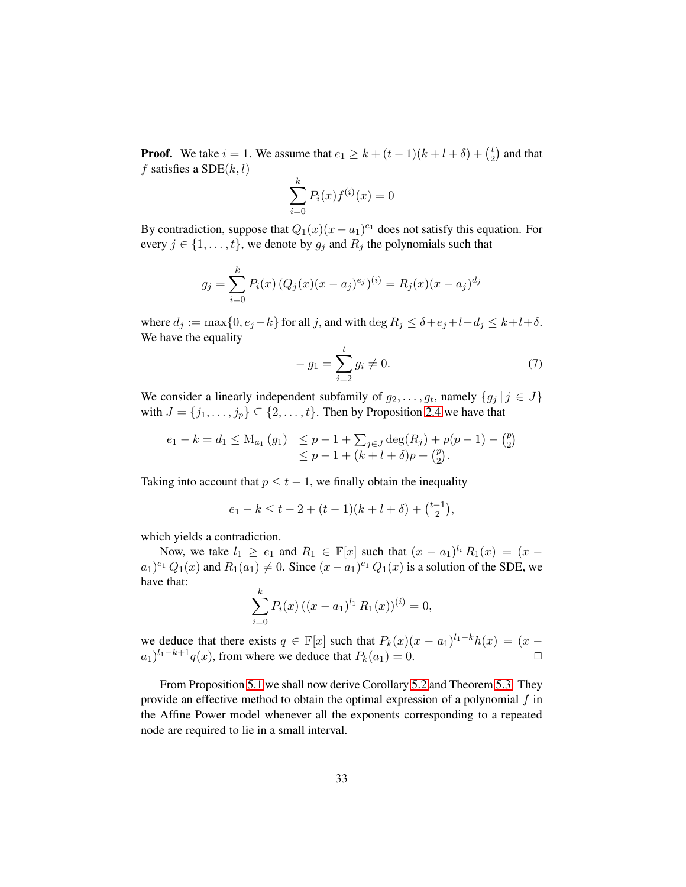**Proof.** We take $i = 1$. We assume that $e_1 \geq k + (t-1)(k+l+\delta) + \binom{t}{2}$ and that $f$ satisfies a $\mathrm{SDE}(k,l)$

$$\sum_{i=0}^{k} P_i(x) f^{(i)}(x) = 0$$

By contradiction, suppose that $Q_1(x)(x-a_1)^{e_1}$ does not satisfy this equation. For every $j \in \{1,\ldots,t\}$, we denote by $g_j$ and $R_j$ the polynomials such that

$$g_j = \sum_{i=0}^{k} P_i(x) \left(Q_j(x)(x-a_j)^{e_j}\right)^{(i)} = R_j(x)(x-a_j)^{d_j}$$

where $d_j := \max\{0, e_j - k\}$ for all $j$, and with $\deg R_j \leq \delta + e_j + l - d_j \leq k + l + \delta$. We have the equality

$$-g_1 = \sum_{i=2}^{t} g_i \neq 0. \tag{7}$$

We consider a linearly independent subfamily of $g_2,\ldots,g_t$, namely $\{g_j \mid j \in J\}$ with $J = \{j_1,\ldots,j_p\} \subseteq \{2,\ldots,t\}$. Then by Proposition 2.4 we have that

$$\begin{array}{rl} e_1 - k = d_1 \leq \mathrm{M}_{a_1}(g_1) & \leq p - 1 + \sum_{j\in J} \deg(R_j) + p(p-1) - \binom{p}{2} \\ & \leq p - 1 + (k+l+\delta)p + \binom{p}{2}. \end{array}$$

Taking into account that $p \leq t-1$, we finally obtain the inequality

$$e_1 - k \leq t - 2 + (t-1)(k+l+\delta) + \binom{t-1}{2},$$

which yields a contradiction.

Now, we take $l_1 \geq e_1$ and $R_1 \in \mathbb{F}[x]$ such that $(x-a_1)^{l_i} R_1(x) = (x-a_1)^{e_1} Q_1(x)$ and $R_1(a_1) \neq 0$. Since $(x-a_1)^{e_1} Q_1(x)$ is a solution of the SDE, we have that:

$$\sum_{i=0}^{k} P_i(x) \left((x-a_1)^{l_1} R_1(x)\right)^{(i)} = 0,$$

we deduce that there exists $q \in \mathbb{F}[x]$ such that $P_k(x)(x-a_1)^{l_1-k}h(x) = (x-a_1)^{l_1-k+1}q(x)$, from where we deduce that $P_k(a_1) = 0$. $\square$

From Proposition 5.1 we shall now derive Corollary 5.2 and Theorem 5.3. They provide an effective method to obtain the optimal expression of a polynomial $f$ in the Affine Power model whenever all the exponents corresponding to a repeated node are required to lie in a small interval.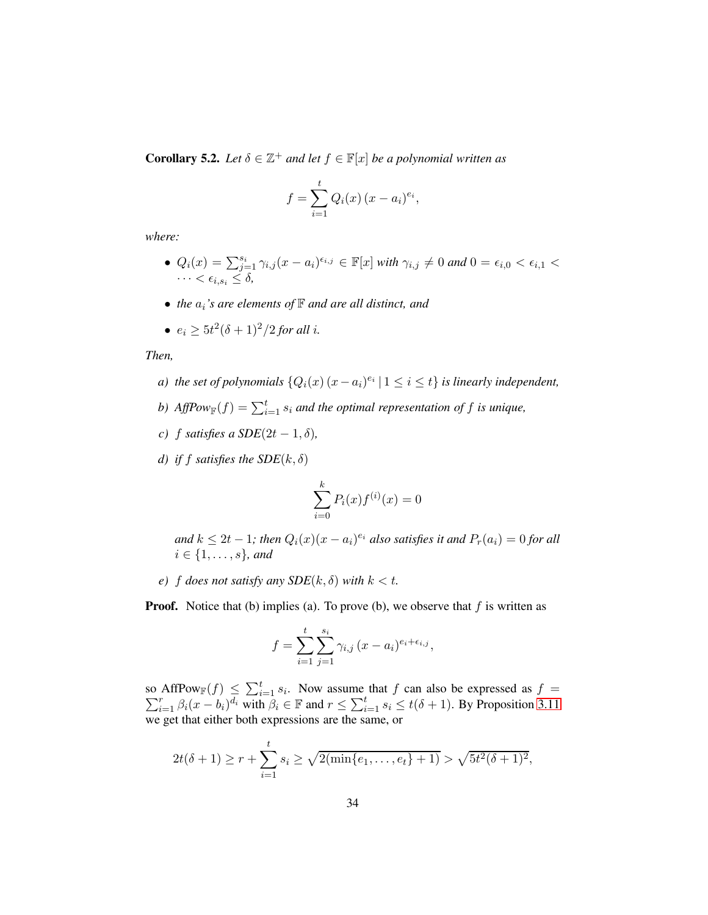**Corollary 5.2.** *Let $\delta \in \mathbb{Z}^+$ and let $f \in \mathbb{F}[x]$ be a polynomial written as*

$$f = \sum_{i=1}^{t} Q_i(x)\,(x-a_i)^{e_i},$$

*where:*

- $Q_i(x) = \sum_{j=1}^{s_i} \gamma_{i,j}(x-a_i)^{\epsilon_{i,j}} \in \mathbb{F}[x]$ *with* $\gamma_{i,j} \neq 0$ *and* $0 = \epsilon_{i,0} < \epsilon_{i,1} < \cdots < \epsilon_{i,s_i} \leq \delta$,
- *the* $a_i$*'s are elements of* $\mathbb{F}$ *and are all distinct, and*
- $e_i \geq 5t^2(\delta+1)^2/2$ *for all* $i$.

*Then,*

*a) the set of polynomials* $\{Q_i(x)\,(x-a_i)^{e_i} \mid 1 \leq i \leq t\}$ *is linearly independent,*

*b) AffPow*$_{\mathbb{F}}(f) = \sum_{i=1}^{t} s_i$ *and the optimal representation of $f$ is unique,*

*c) $f$ satisfies a SDE$(2t-1, \delta)$,*

*d) if $f$ satisfies the SDE$(k, \delta)$*

$$\sum_{i=0}^{k} P_i(x) f^{(i)}(x) = 0$$

*and $k \leq 2t-1$; then $Q_i(x)(x-a_i)^{e_i}$ also satisfies it and $P_r(a_i) = 0$ for all $i \in \{1, \ldots, s\}$, and*

*e) $f$ does not satisfy any SDE$(k, \delta)$ with $k < t$.*

**Proof.** Notice that (b) implies (a). To prove (b), we observe that $f$ is written as

$$f = \sum_{i=1}^{t} \sum_{j=1}^{s_i} \gamma_{i,j}\,(x-a_i)^{e_i+\epsilon_{i,j}},$$

so $\mathrm{AffPow}_{\mathbb{F}}(f) \leq \sum_{i=1}^{t} s_i$. Now assume that $f$ can also be expressed as $f = \sum_{i=1}^{r} \beta_i (x-b_i)^{d_i}$ with $\beta_i \in \mathbb{F}$ and $r \leq \sum_{i=1}^{t} s_i \leq t(\delta+1)$. By Proposition 3.11 we get that either both expressions are the same, or

$$2t(\delta+1) \geq r + \sum_{i=1}^{t} s_i \geq \sqrt{2(\min\{e_1, \ldots, e_t\}+1)} > \sqrt{5t^2(\delta+1)^2},$$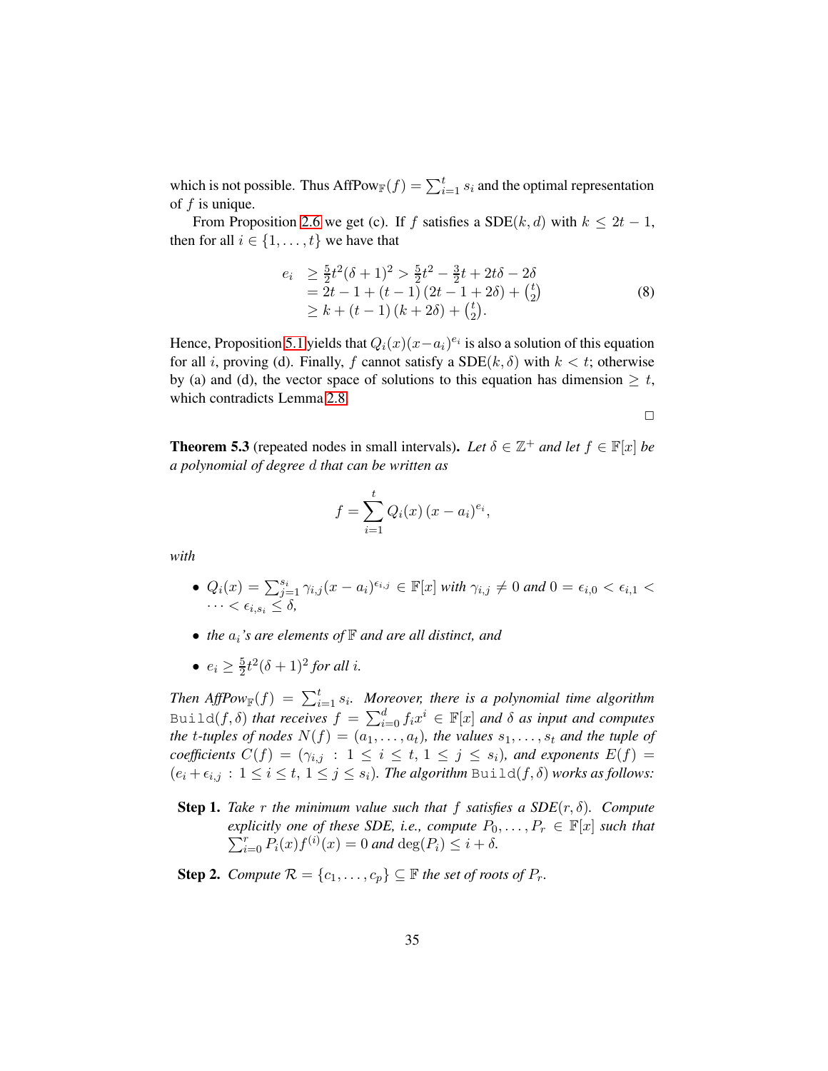which is not possible. Thus $\text{AffPow}_{\mathbb{F}}(f) = \sum_{i=1}^{t} s_i$ and the optimal representation of $f$ is unique.

From Proposition 2.6 we get (c). If $f$ satisfies a SDE$(k, d)$ with $k \leq 2t-1$, then for all $i \in \{1, \ldots, t\}$ we have that

$$
\begin{aligned}
e_i &\geq \tfrac{5}{2}t^2(\delta+1)^2 > \tfrac{5}{2}t^2 - \tfrac{3}{2}t + 2t\delta - 2\delta \\
&= 2t - 1 + (t-1)\,(2t - 1 + 2\delta) + \tbinom{t}{2} \\
&\geq k + (t-1)\,(k + 2\delta) + \tbinom{t}{2}.
\end{aligned} \tag{8}
$$

Hence, Proposition 5.1 yields that $Q_i(x)(x-a_i)^{e_i}$ is also a solution of this equation for all $i$, proving (d). Finally, $f$ cannot satisfy a SDE$(k, \delta)$ with $k < t$; otherwise by (a) and (d), the vector space of solutions to this equation has dimension $\geq t$, which contradicts Lemma 2.8.

□

**Theorem 5.3** (repeated nodes in small intervals)**.** *Let $\delta \in \mathbb{Z}^+$ and let $f \in \mathbb{F}[x]$ be a polynomial of degree $d$ that can be written as*

$$
f = \sum_{i=1}^{t} Q_i(x)\,(x-a_i)^{e_i},
$$

*with*

- *$Q_i(x) = \sum_{j=1}^{s_i} \gamma_{i,j}(x-a_i)^{\epsilon_{i,j}} \in \mathbb{F}[x]$ with $\gamma_{i,j} \neq 0$ and $0 = \epsilon_{i,0} < \epsilon_{i,1} < \cdots < \epsilon_{i,s_i} \leq \delta$,*
- *the $a_i$'s are elements of $\mathbb{F}$ and are all distinct, and*
- *$e_i \geq \frac{5}{2}t^2(\delta+1)^2$ for all $i$.*

*Then $\text{AffPow}_{\mathbb{F}}(f) = \sum_{i=1}^{t} s_i$. Moreover, there is a polynomial time algorithm* `Build`$(f, \delta)$ *that receives $f = \sum_{i=0}^{d} f_i x^i \in \mathbb{F}[x]$ and $\delta$ as input and computes the $t$-tuples of nodes $N(f) = (a_1, \ldots, a_t)$, the values $s_1, \ldots, s_t$ and the tuple of coefficients $C(f) = (\gamma_{i,j} : 1 \leq i \leq t, 1 \leq j \leq s_i)$, and exponents $E(f) = (e_i + \epsilon_{i,j} : 1 \leq i \leq t, 1 \leq j \leq s_i)$. The algorithm* `Build`$(f, \delta)$ *works as follows:*

**Step 1.** *Take $r$ the minimum value such that $f$ satisfies a SDE$(r, \delta)$. Compute explicitly one of these SDE, i.e., compute $P_0, \ldots, P_r \in \mathbb{F}[x]$ such that $\sum_{i=0}^{r} P_i(x) f^{(i)}(x) = 0$ and $\deg(P_i) \leq i + \delta$.*

**Step 2.** *Compute $\mathcal{R} = \{c_1, \ldots, c_p\} \subseteq \mathbb{F}$ the set of roots of $P_r$.*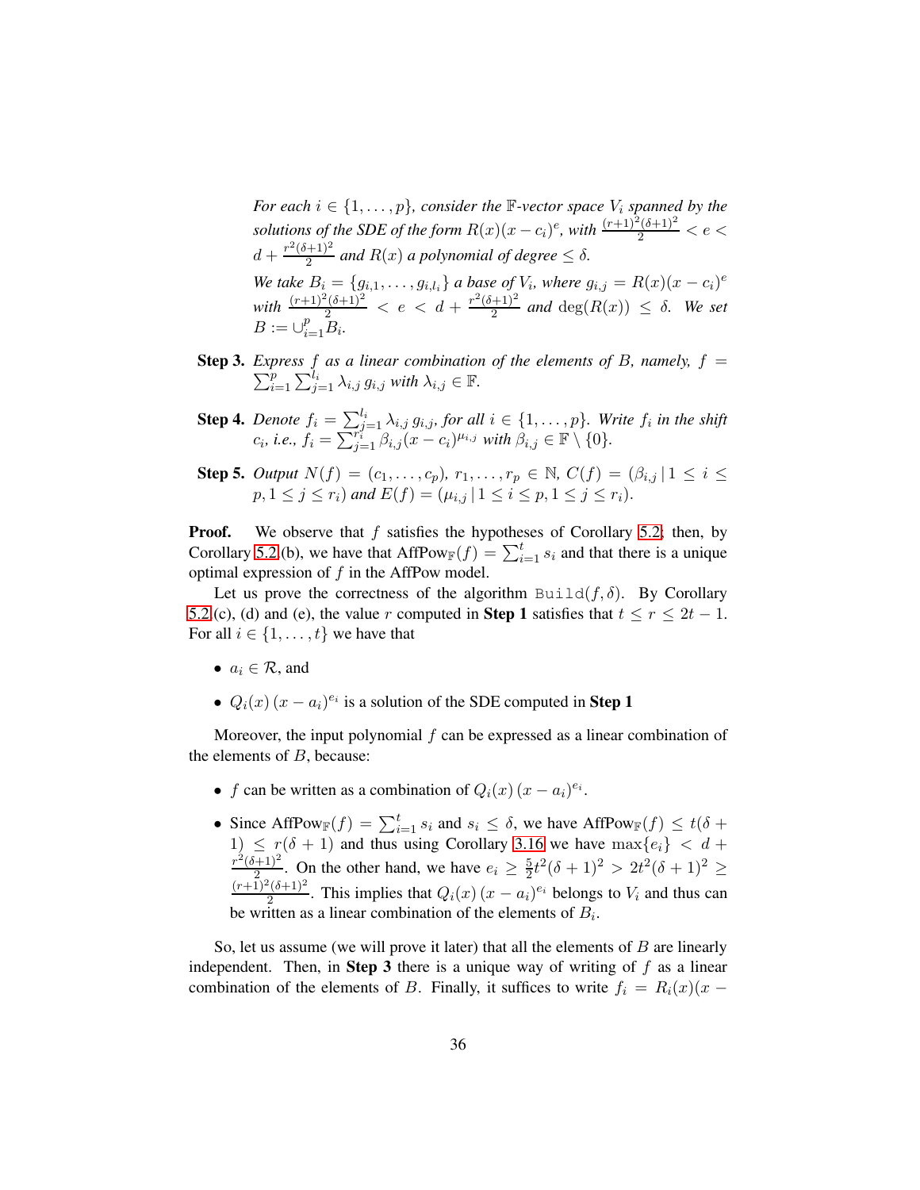*For each $i \in \{1, \ldots, p\}$, consider the $\mathbb{F}$-vector space $V_i$ spanned by the solutions of the SDE of the form $R(x)(x - c_i)^e$, with $\frac{(r+1)^2(\delta+1)^2}{2} < e < d + \frac{r^2(\delta+1)^2}{2}$ and $R(x)$ a polynomial of degree $\leq \delta$.*

*We take $B_i = \{g_{i,1}, \ldots, g_{i,l_i}\}$ a base of $V_i$, where $g_{i,j} = R(x)(x - c_i)^e$ with $\frac{(r+1)^2(\delta+1)^2}{2} < e < d + \frac{r^2(\delta+1)^2}{2}$ and $\deg(R(x)) \leq \delta$. We set $B := \cup_{i=1}^{p} B_i$.*

**Step 3.** *Express $f$ as a linear combination of the elements of $B$, namely, $f = \sum_{i=1}^{p} \sum_{j=1}^{l_i} \lambda_{i,j}\, g_{i,j}$ with $\lambda_{i,j} \in \mathbb{F}$.*

**Step 4.** *Denote $f_i = \sum_{j=1}^{l_i} \lambda_{i,j}\, g_{i,j}$, for all $i \in \{1, \ldots, p\}$. Write $f_i$ in the shift $c_i$, i.e., $f_i = \sum_{j=1}^{r_i} \beta_{i,j}(x - c_i)^{\mu_{i,j}}$ with $\beta_{i,j} \in \mathbb{F} \setminus \{0\}$.*

**Step 5.** *Output $N(f) = (c_1, \ldots, c_p)$, $r_1, \ldots, r_p \in \mathbb{N}$, $C(f) = (\beta_{i,j} \,|\, 1 \leq i \leq p, 1 \leq j \leq r_i)$ and $E(f) = (\mu_{i,j} \,|\, 1 \leq i \leq p, 1 \leq j \leq r_i)$.*

**Proof.** We observe that $f$ satisfies the hypotheses of Corollary 5.2; then, by Corollary 5.2 (b), we have that $\mathrm{AffPow}_{\mathbb{F}}(f) = \sum_{i=1}^{t} s_i$ and that there is a unique optimal expression of $f$ in the AffPow model.

Let us prove the correctness of the algorithm `Build`$(f, \delta)$. By Corollary 5.2 (c), (d) and (e), the value $r$ computed in **Step 1** satisfies that $t \leq r \leq 2t - 1$. For all $i \in \{1, \ldots, t\}$ we have that

- $a_i \in \mathcal{R}$, and
- $Q_i(x)\,(x - a_i)^{e_i}$ is a solution of the SDE computed in **Step 1**

Moreover, the input polynomial $f$ can be expressed as a linear combination of the elements of $B$, because:

- $f$ can be written as a combination of $Q_i(x)\,(x - a_i)^{e_i}$.
- Since $\mathrm{AffPow}_{\mathbb{F}}(f) = \sum_{i=1}^{t} s_i$ and $s_i \leq \delta$, we have $\mathrm{AffPow}_{\mathbb{F}}(f) \leq t(\delta + 1) \leq r(\delta + 1)$ and thus using Corollary 3.16 we have $\max\{e_i\} < d + \frac{r^2(\delta+1)^2}{2}$. On the other hand, we have $e_i \geq \frac{5}{2}t^2(\delta + 1)^2 > 2t^2(\delta + 1)^2 \geq \frac{(r+1)^2(\delta+1)^2}{2}$. This implies that $Q_i(x)\,(x - a_i)^{e_i}$ belongs to $V_i$ and thus can be written as a linear combination of the elements of $B_i$.

So, let us assume (we will prove it later) that all the elements of $B$ are linearly independent. Then, in **Step 3** there is a unique way of writing of $f$ as a linear combination of the elements of $B$. Finally, it suffices to write $f_i = R_i(x)(x -$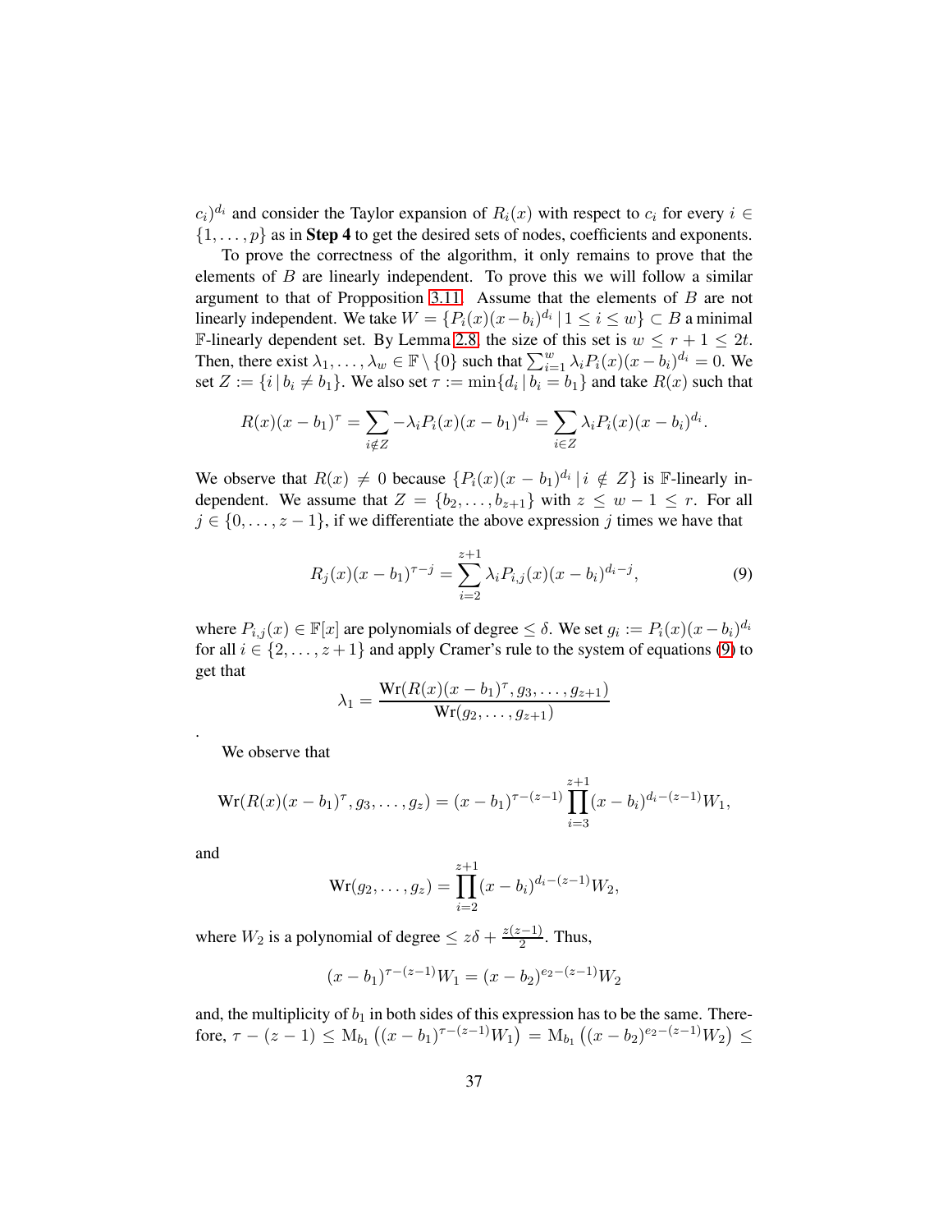$c_i)^{d_i}$ and consider the Taylor expansion of $R_i(x)$ with respect to $c_i$ for every $i \in \{1, \dots, p\}$ as in **Step 4** to get the desired sets of nodes, coefficients and exponents.

To prove the correctness of the algorithm, it only remains to prove that the elements of $B$ are linearly independent. To prove this we will follow a similar argument to that of Proppositon 3.11. Assume that the elements of $B$ are not linearly independent. We take $W = \{P_i(x)(x-b_i)^{d_i} \mid 1 \le i \le w\} \subset B$ a minimal $\mathbb{F}$-linearly dependent set. By Lemma 2.8, the size of this set is $w \le r+1 \le 2t$. Then, there exist $\lambda_1, \dots, \lambda_w \in \mathbb{F} \setminus \{0\}$ such that $\sum_{i=1}^{w} \lambda_i P_i(x)(x-b_i)^{d_i} = 0$. We set $Z := \{i \mid b_i \neq b_1\}$. We also set $\tau := \min\{d_i \mid b_i = b_1\}$ and take $R(x)$ such that

$$R(x)(x-b_1)^{\tau} = \sum_{i \notin Z} -\lambda_i P_i(x)(x-b_1)^{d_i} = \sum_{i \in Z} \lambda_i P_i(x)(x-b_i)^{d_i}.$$

We observe that $R(x) \neq 0$ because $\{P_i(x)(x-b_1)^{d_i} \mid i \notin Z\}$ is $\mathbb{F}$-linearly independent. We assume that $Z = \{b_2, \dots, b_{z+1}\}$ with $z \le w-1 \le r$. For all $j \in \{0, \dots, z-1\}$, if we differentiate the above expression $j$ times we have that

$$R_j(x)(x-b_1)^{\tau-j} = \sum_{i=2}^{z+1} \lambda_i P_{i,j}(x)(x-b_i)^{d_i-j}, \tag{9}$$

where $P_{i,j}(x) \in \mathbb{F}[x]$ are polynomials of degree $\le \delta$. We set $g_i := P_i(x)(x-b_i)^{d_i}$ for all $i \in \{2, \dots, z+1\}$ and apply Cramer's rule to the system of equations (9) to get that

$$\lambda_1 = \frac{\mathrm{Wr}(R(x)(x-b_1)^{\tau}, g_3, \dots, g_{z+1})}{\mathrm{Wr}(g_2, \dots, g_{z+1})}$$

.

We observe that

$$\mathrm{Wr}(R(x)(x-b_1)^{\tau}, g_3, \dots, g_z) = (x-b_1)^{\tau-(z-1)} \prod_{i=3}^{z+1} (x-b_i)^{d_i-(z-1)} W_1,$$

and

$$\mathrm{Wr}(g_2, \dots, g_z) = \prod_{i=2}^{z+1} (x-b_i)^{d_i-(z-1)} W_2,$$

where $W_2$ is a polynomial of degree $\le z\delta + \frac{z(z-1)}{2}$. Thus,

$$(x-b_1)^{\tau-(z-1)} W_1 = (x-b_2)^{e_2-(z-1)} W_2$$

and, the multiplicity of $b_1$ in both sides of this expression has to be the same. Therefore, $\tau - (z-1) \le \mathrm{M}_{b_1}\left((x-b_1)^{\tau-(z-1)} W_1\right) = \mathrm{M}_{b_1}\left((x-b_2)^{e_2-(z-1)} W_2\right) \le$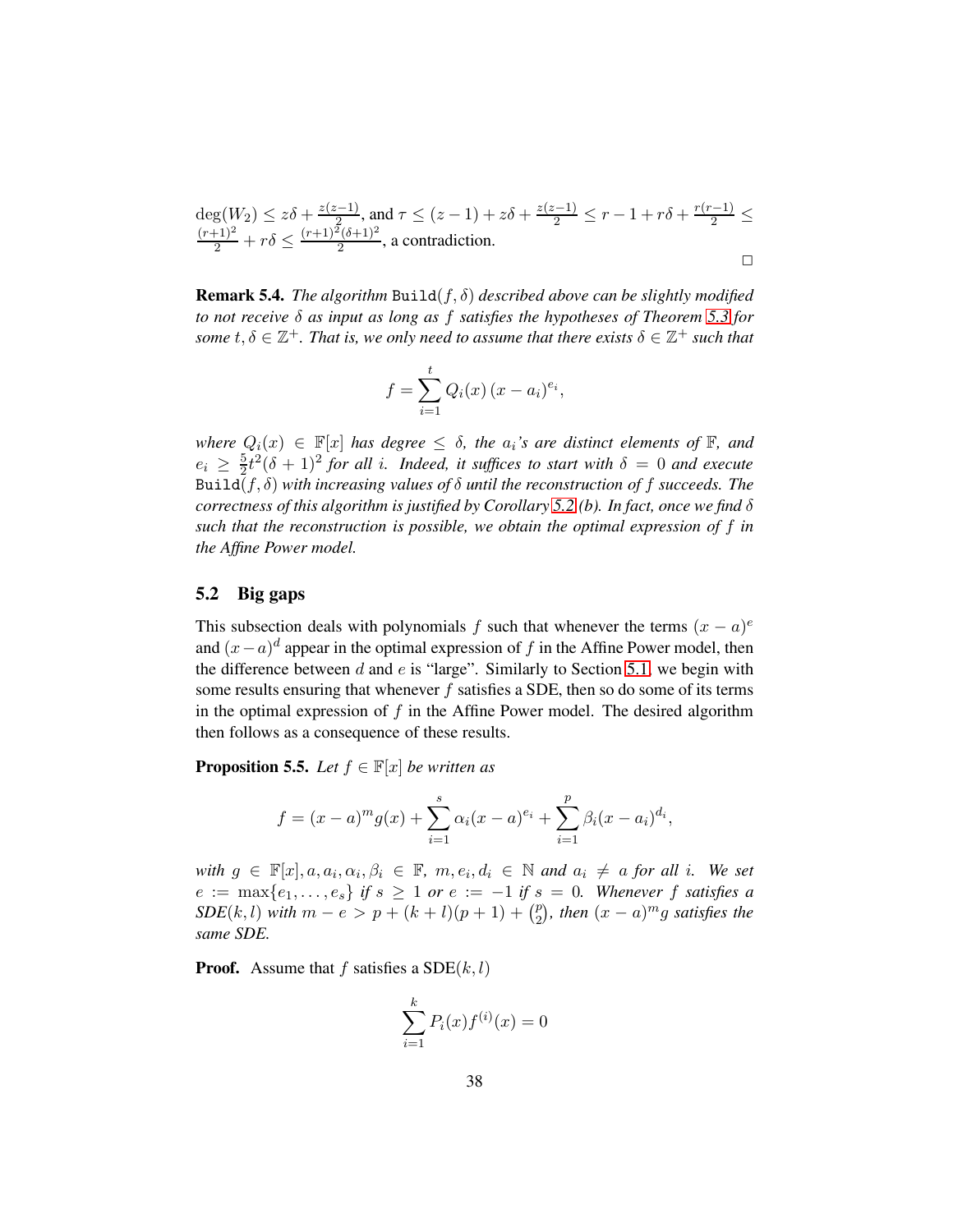$\deg(W_2) \leq z\delta + \frac{z(z-1)}{2}$, and $\tau \leq (z-1) + z\delta + \frac{z(z-1)}{2} \leq r - 1 + r\delta + \frac{r(r-1)}{2} \leq \frac{(r+1)^2}{2} + r\delta \leq \frac{(r+1)^2(\delta+1)^2}{2}$, a contradiction.

□

**Remark 5.4.** *The algorithm* `Build`$(f, \delta)$ *described above can be slightly modified to not receive $\delta$ as input as long as $f$ satisfies the hypotheses of Theorem 5.3 for some $t, \delta \in \mathbb{Z}^+$. That is, we only need to assume that there exists $\delta \in \mathbb{Z}^+$ such that*

$$f = \sum_{i=1}^{t} Q_i(x)\,(x - a_i)^{e_i},$$

*where $Q_i(x) \in \mathbb{F}[x]$ has degree $\leq \delta$, the $a_i$'s are distinct elements of $\mathbb{F}$, and $e_i \geq \frac{5}{2}t^2(\delta+1)^2$ for all $i$. Indeed, it suffices to start with $\delta = 0$ and execute* `Build`$(f, \delta)$ *with increasing values of $\delta$ until the reconstruction of $f$ succeeds. The correctness of this algorithm is justified by Corollary 5.2 (b). In fact, once we find $\delta$ such that the reconstruction is possible, we obtain the optimal expression of $f$ in the Affine Power model.*

## 5.2 Big gaps

This subsection deals with polynomials $f$ such that whenever the terms $(x-a)^e$ and $(x-a)^d$ appear in the optimal expression of $f$ in the Affine Power model, then the difference between $d$ and $e$ is "large". Similarly to Section 5.1, we begin with some results ensuring that whenever $f$ satisfies a SDE, then so do some of its terms in the optimal expression of $f$ in the Affine Power model. The desired algorithm then follows as a consequence of these results.

**Proposition 5.5.** *Let $f \in \mathbb{F}[x]$ be written as*

$$f = (x-a)^m g(x) + \sum_{i=1}^{s} \alpha_i (x-a)^{e_i} + \sum_{i=1}^{p} \beta_i (x - a_i)^{d_i},$$

*with $g \in \mathbb{F}[x], a, a_i, \alpha_i, \beta_i \in \mathbb{F}$, $m, e_i, d_i \in \mathbb{N}$ and $a_i \neq a$ for all $i$. We set $e := \max\{e_1, \ldots, e_s\}$ if $s \geq 1$ or $e := -1$ if $s = 0$. Whenever $f$ satisfies a SDE$(k,l)$ with $m - e > p + (k+l)(p+1) + \binom{p}{2}$, then $(x-a)^m g$ satisfies the same SDE.*

**Proof.** Assume that $f$ satisfies a $\mathrm{SDE}(k,l)$

$$\sum_{i=1}^{k} P_i(x) f^{(i)}(x) = 0$$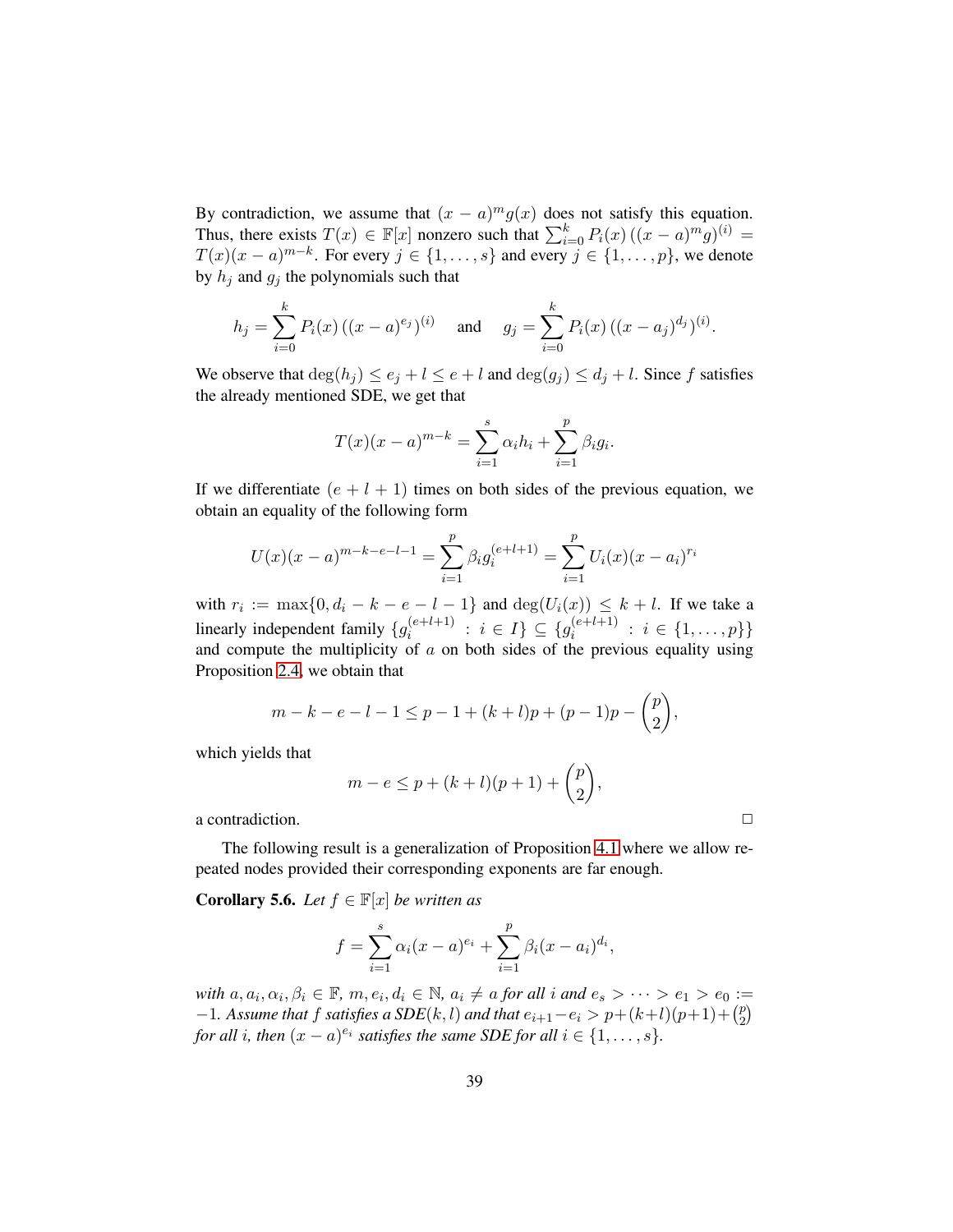By contradiction, we assume that $(x-a)^m g(x)$ does not satisfy this equation. Thus, there exists $T(x) \in \mathbb{F}[x]$ nonzero such that $\sum_{i=0}^{k} P_i(x)\,((x-a)^m g)^{(i)} = T(x)(x-a)^{m-k}$. For every $j \in \{1,\ldots,s\}$ and every $j \in \{1,\ldots,p\}$, we denote by $h_j$ and $g_j$ the polynomials such that

$$h_j = \sum_{i=0}^{k} P_i(x)\,((x-a)^{e_j})^{(i)} \quad \text{and} \quad g_j = \sum_{i=0}^{k} P_i(x)\,((x-a_j)^{d_j})^{(i)}.$$

We observe that $\deg(h_j) \le e_j + l \le e + l$ and $\deg(g_j) \le d_j + l$. Since $f$ satisfies the already mentioned SDE, we get that

$$T(x)(x-a)^{m-k} = \sum_{i=1}^{s} \alpha_i h_i + \sum_{i=1}^{p} \beta_i g_i.$$

If we differentiate $(e+l+1)$ times on both sides of the previous equation, we obtain an equality of the following form

$$U(x)(x-a)^{m-k-e-l-1} = \sum_{i=1}^{p} \beta_i g_i^{(e+l+1)} = \sum_{i=1}^{p} U_i(x)(x-a_i)^{r_i}$$

with $r_i := \max\{0, d_i - k - e - l - 1\}$ and $\deg(U_i(x)) \le k + l$. If we take a linearly independent family $\{g_i^{(e+l+1)} : i \in I\} \subseteq \{g_i^{(e+l+1)} : i \in \{1,\ldots,p\}\}$ and compute the multiplicity of $a$ on both sides of the previous equality using Proposition 2.4, we obtain that

$$m - k - e - l - 1 \le p - 1 + (k+l)p + (p-1)p - \binom{p}{2},$$

which yields that

$$m - e \le p + (k+l)(p+1) + \binom{p}{2},$$

a contradiction. □

The following result is a generalization of Proposition 4.1 where we allow repeated nodes provided their corresponding exponents are far enough.

**Corollary 5.6.** *Let $f \in \mathbb{F}[x]$ be written as*

$$f = \sum_{i=1}^{s} \alpha_i (x-a)^{e_i} + \sum_{i=1}^{p} \beta_i (x-a_i)^{d_i},$$

*with $a, a_i, \alpha_i, \beta_i \in \mathbb{F}$, $m, e_i, d_i \in \mathbb{N}$, $a_i \neq a$ for all $i$ and $e_s > \cdots > e_1 > e_0 := -1$. Assume that $f$ satisfies a SDE$(k,l)$ and that $e_{i+1} - e_i > p + (k+l)(p+1) + \binom{p}{2}$ for all $i$, then $(x-a)^{e_i}$ satisfies the same SDE for all $i \in \{1,\ldots,s\}$.*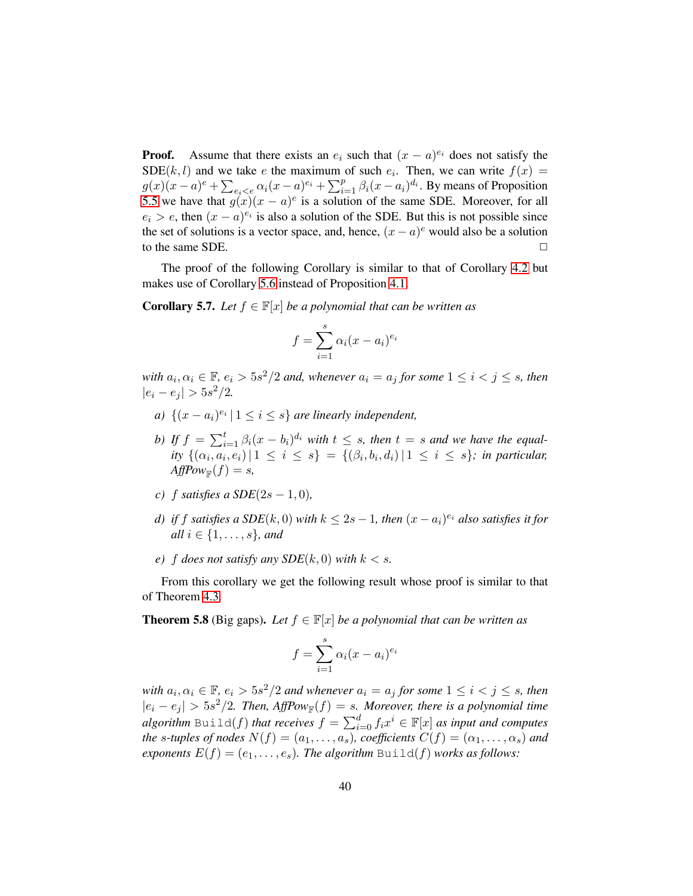**Proof.** Assume that there exists an $e_i$ such that $(x-a)^{e_i}$ does not satisfy the SDE$(k,l)$ and we take $e$ the maximum of such $e_i$. Then, we can write $f(x) = g(x)(x-a)^e + \sum_{e_i<e} \alpha_i (x-a)^{e_i} + \sum_{i=1}^{p} \beta_i (x-a_i)^{d_i}$. By means of Proposition 5.5 we have that $g(x)(x-a)^e$ is a solution of the same SDE. Moreover, for all $e_i > e$, then $(x-a)^{e_i}$ is also a solution of the SDE. But this is not possible since the set of solutions is a vector space, and, hence, $(x-a)^e$ would also be a solution to the same SDE. □

The proof of the following Corollary is similar to that of Corollary 4.2 but makes use of Corollary 5.6 instead of Proposition 4.1.

**Corollary 5.7.** *Let $f \in \mathbb{F}[x]$ be a polynomial that can be written as*

$$f = \sum_{i=1}^{s} \alpha_i (x-a_i)^{e_i}$$

*with $a_i, \alpha_i \in \mathbb{F}$, $e_i > 5s^2/2$ and, whenever $a_i = a_j$ for some $1 \leq i < j \leq s$, then $|e_i - e_j| > 5s^2/2$.*

*a) $\{(x-a_i)^{e_i} \,|\, 1 \leq i \leq s\}$ are linearly independent,*

*b) If $f = \sum_{i=1}^{t} \beta_i (x-b_i)^{d_i}$ with $t \leq s$, then $t = s$ and we have the equality $\{(\alpha_i, a_i, e_i) \,|\, 1 \leq i \leq s\} = \{(\beta_i, b_i, d_i) \,|\, 1 \leq i \leq s\}$; in particular, $AffPow_{\mathbb{F}}(f) = s$,*

*c) $f$ satisfies a SDE$(2s-1, 0)$,*

*d) if $f$ satisfies a SDE$(k, 0)$ with $k \leq 2s-1$, then $(x-a_i)^{e_i}$ also satisfies it for all $i \in \{1, \ldots, s\}$, and*

*e) $f$ does not satisfy any SDE$(k, 0)$ with $k < s$.*

From this corollary we get the following result whose proof is similar to that of Theorem 4.3.

**Theorem 5.8** (Big gaps). *Let $f \in \mathbb{F}[x]$ be a polynomial that can be written as*

$$f = \sum_{i=1}^{s} \alpha_i (x-a_i)^{e_i}$$

*with $a_i, \alpha_i \in \mathbb{F}$, $e_i > 5s^2/2$ and whenever $a_i = a_j$ for some $1 \leq i < j \leq s$, then $|e_i - e_j| > 5s^2/2$. Then, $AffPow_{\mathbb{F}}(f) = s$. Moreover, there is a polynomial time algorithm* `Build`$(f)$ *that receives $f = \sum_{i=0}^{d} f_i x^i \in \mathbb{F}[x]$ as input and computes the $s$-tuples of nodes $N(f) = (a_1, \ldots, a_s)$, coefficients $C(f) = (\alpha_1, \ldots, \alpha_s)$ and exponents $E(f) = (e_1, \ldots, e_s)$. The algorithm* `Build`$(f)$ *works as follows:*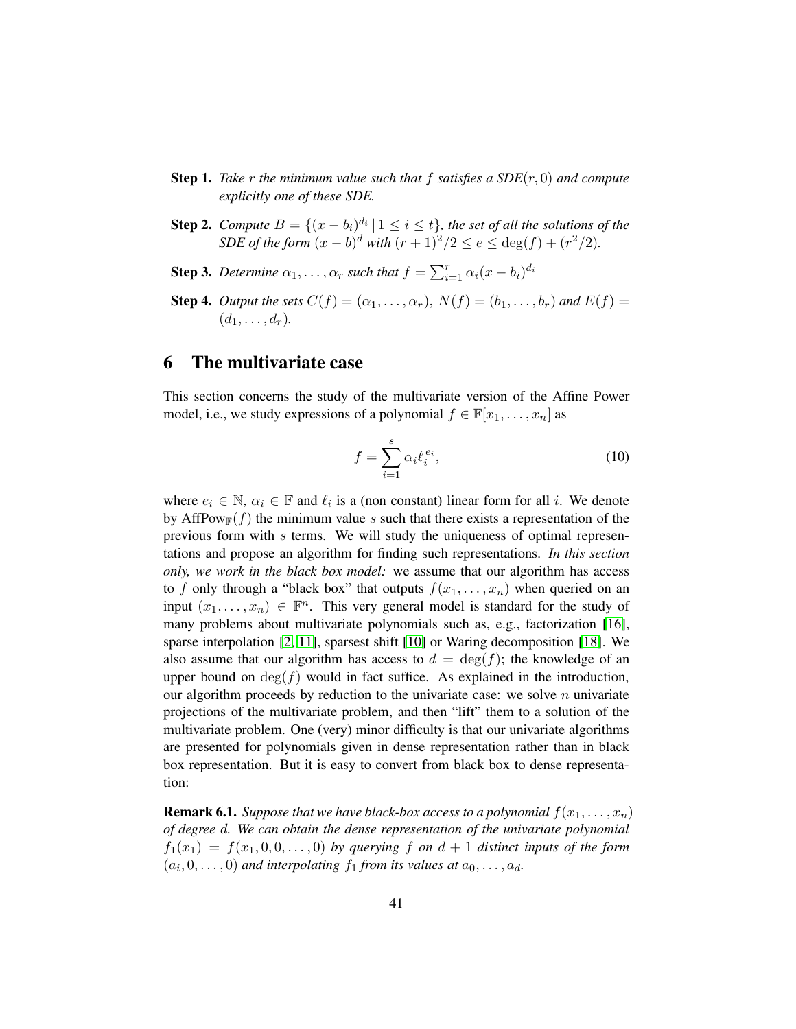**Step 1.** *Take $r$ the minimum value such that $f$ satisfies a SDE$(r, 0)$ and compute explicitly one of these SDE.*

**Step 2.** *Compute $B = \{(x - b_i)^{d_i} \mid 1 \leq i \leq t\}$, the set of all the solutions of the SDE of the form $(x - b)^d$ with $(r + 1)^2/2 \leq e \leq \deg(f) + (r^2/2)$.*

**Step 3.** *Determine $\alpha_1, \ldots, \alpha_r$ such that $f = \sum_{i=1}^{r} \alpha_i (x - b_i)^{d_i}$*

**Step 4.** *Output the sets $C(f) = (\alpha_1, \ldots, \alpha_r)$, $N(f) = (b_1, \ldots, b_r)$ and $E(f) = (d_1, \ldots, d_r)$.*

# 6 The multivariate case

This section concerns the study of the multivariate version of the Affine Power model, i.e., we study expressions of a polynomial $f \in \mathbb{F}[x_1, \ldots, x_n]$ as

$$f = \sum_{i=1}^{s} \alpha_i \ell_i^{e_i}, \tag{10}$$

where $e_i \in \mathbb{N}$, $\alpha_i \in \mathbb{F}$ and $\ell_i$ is a (non constant) linear form for all $i$. We denote by $\mathrm{AffPow}_{\mathbb{F}}(f)$ the minimum value $s$ such that there exists a representation of the previous form with $s$ terms. We will study the uniqueness of optimal representations and propose an algorithm for finding such representations. *In this section only, we work in the black box model:* we assume that our algorithm has access to $f$ only through a "black box" that outputs $f(x_1, \ldots, x_n)$ when queried on an input $(x_1, \ldots, x_n) \in \mathbb{F}^n$. This very general model is standard for the study of many problems about multivariate polynomials such as, e.g., factorization [16], sparse interpolation [2, 11], sparsest shift [10] or Waring decomposition [18]. We also assume that our algorithm has access to $d = \deg(f)$; the knowledge of an upper bound on $\deg(f)$ would in fact suffice. As explained in the introduction, our algorithm proceeds by reduction to the univariate case: we solve $n$ univariate projections of the multivariate problem, and then "lift" them to a solution of the multivariate problem. One (very) minor difficulty is that our univariate algorithms are presented for polynomials given in dense representation rather than in black box representation. But it is easy to convert from black box to dense representation:

**Remark 6.1.** *Suppose that we have black-box access to a polynomial $f(x_1, \ldots, x_n)$ of degree $d$. We can obtain the dense representation of the univariate polynomial $f_1(x_1) = f(x_1, 0, 0, \ldots, 0)$ by querying $f$ on $d + 1$ distinct inputs of the form $(a_i, 0, \ldots, 0)$ and interpolating $f_1$ from its values at $a_0, \ldots, a_d$.*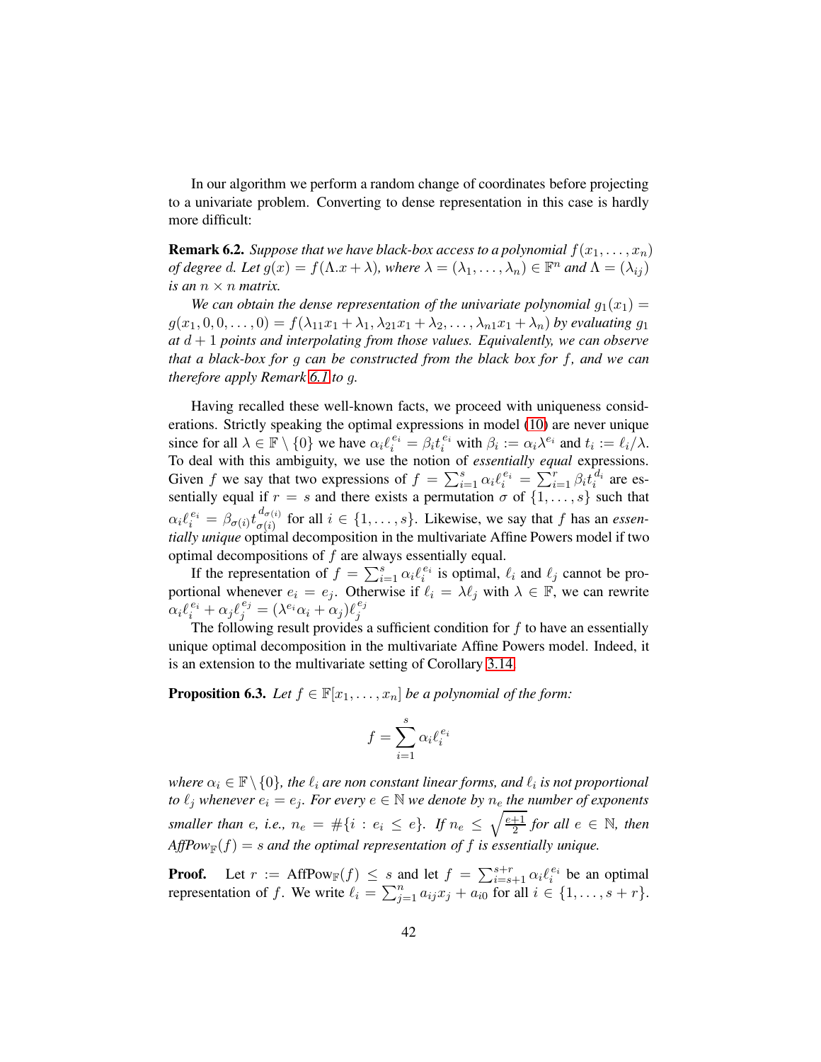In our algorithm we perform a random change of coordinates before projecting to a univariate problem. Converting to dense representation in this case is hardly more difficult:

**Remark 6.2.** *Suppose that we have black-box access to a polynomial $f(x_1, \ldots, x_n)$ of degree $d$. Let $g(x) = f(\Lambda.x + \lambda)$, where $\lambda = (\lambda_1, \ldots, \lambda_n) \in \mathbb{F}^n$ and $\Lambda = (\lambda_{ij})$ is an $n \times n$ matrix.*

*We can obtain the dense representation of the univariate polynomial $g_1(x_1) = g(x_1, 0, 0, \ldots, 0) = f(\lambda_{11}x_1 + \lambda_1, \lambda_{21}x_1 + \lambda_2, \ldots, \lambda_{n1}x_1 + \lambda_n)$ by evaluating $g_1$ at $d+1$ points and interpolating from those values. Equivalently, we can observe that a black-box for $g$ can be constructed from the black box for $f$, and we can therefore apply Remark 6.1 to $g$.*

Having recalled these well-known facts, we proceed with uniqueness considerations. Strictly speaking the optimal expressions in model (10) are never unique since for all $\lambda \in \mathbb{F} \setminus \{0\}$ we have $\alpha_i \ell_i^{e_i} = \beta_i t_i^{e_i}$ with $\beta_i := \alpha_i \lambda^{e_i}$ and $t_i := \ell_i/\lambda$. To deal with this ambiguity, we use the notion of *essentially equal* expressions. Given $f$ we say that two expressions of $f = \sum_{i=1}^{s} \alpha_i \ell_i^{e_i} = \sum_{i=1}^{r} \beta_i t_i^{d_i}$ are essentially equal if $r = s$ and there exists a permutation $\sigma$ of $\{1, \ldots, s\}$ such that $\alpha_i \ell_i^{e_i} = \beta_{\sigma(i)} t_{\sigma(i)}^{d_{\sigma(i)}}$ for all $i \in \{1, \ldots, s\}$. Likewise, we say that $f$ has an *essentially unique* optimal decomposition in the multivariate Affine Powers model if two optimal decompositions of $f$ are always essentially equal.

If the representation of $f = \sum_{i=1}^{s} \alpha_i \ell_i^{e_i}$ is optimal, $\ell_i$ and $\ell_j$ cannot be proportional whenever $e_i = e_j$. Otherwise if $\ell_i = \lambda \ell_j$ with $\lambda \in \mathbb{F}$, we can rewrite $\alpha_i \ell_i^{e_i} + \alpha_j \ell_j^{e_j} = (\lambda^{e_i} \alpha_i + \alpha_j) \ell_j^{e_j}$

The following result provides a sufficient condition for $f$ to have an essentially unique optimal decomposition in the multivariate Affine Powers model. Indeed, it is an extension to the multivariate setting of Corollary 3.14.

**Proposition 6.3.** *Let $f \in \mathbb{F}[x_1, \ldots, x_n]$ be a polynomial of the form:*

$$f = \sum_{i=1}^{s} \alpha_i \ell_i^{e_i}$$

*where $\alpha_i \in \mathbb{F} \setminus \{0\}$, the $\ell_i$ are non constant linear forms, and $\ell_i$ is not proportional to $\ell_j$ whenever $e_i = e_j$. For every $e \in \mathbb{N}$ we denote by $n_e$ the number of exponents smaller than $e$, i.e., $n_e = \#\{i : e_i \leq e\}$. If $n_e \leq \sqrt{\frac{e+1}{2}}$ for all $e \in \mathbb{N}$, then $\mathit{AffPow}_{\mathbb{F}}(f) = s$ and the optimal representation of $f$ is essentially unique.*

**Proof.** Let $r := \text{AffPow}_{\mathbb{F}}(f) \leq s$ and let $f = \sum_{i=s+1}^{s+r} \alpha_i \ell_i^{e_i}$ be an optimal representation of $f$. We write $\ell_i = \sum_{j=1}^{n} a_{ij} x_j + a_{i0}$ for all $i \in \{1, \ldots, s+r\}$.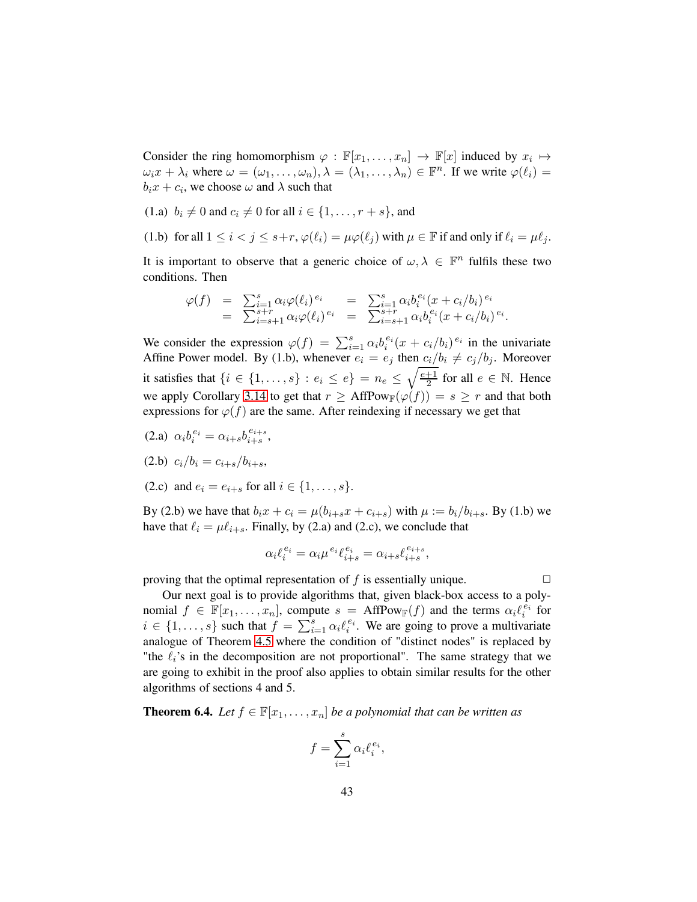Consider the ring homomorphism $\varphi : \mathbb{F}[x_1, \ldots, x_n] \to \mathbb{F}[x]$ induced by $x_i \mapsto \omega_i x + \lambda_i$ where $\omega = (\omega_1, \ldots, \omega_n), \lambda = (\lambda_1, \ldots, \lambda_n) \in \mathbb{F}^n$. If we write $\varphi(\ell_i) = b_i x + c_i$, we choose $\omega$ and $\lambda$ such that

(1.a) $b_i \neq 0$ and $c_i \neq 0$ for all $i \in \{1, \ldots, r+s\}$, and

(1.b) for all $1 \leq i < j \leq s+r$, $\varphi(\ell_i) = \mu \varphi(\ell_j)$ with $\mu \in \mathbb{F}$ if and only if $\ell_i = \mu \ell_j$.

It is important to observe that a generic choice of $\omega, \lambda \in \mathbb{F}^n$ fulfils these two conditions. Then

$$
\begin{array}{rclcl}
\varphi(f) & = & \sum_{i=1}^{s} \alpha_i \varphi(\ell_i)^{e_i} & = & \sum_{i=1}^{s} \alpha_i b_i^{e_i} (x + c_i/b_i)^{e_i} \\
& = & \sum_{i=s+1}^{s+r} \alpha_i \varphi(\ell_i)^{e_i} & = & \sum_{i=s+1}^{s+r} \alpha_i b_i^{e_i} (x + c_i/b_i)^{e_i}.
\end{array}
$$

We consider the expression $\varphi(f) = \sum_{i=1}^{s} \alpha_i b_i^{e_i} (x + c_i/b_i)^{e_i}$ in the univariate Affine Power model. By (1.b), whenever $e_i = e_j$ then $c_i/b_i \neq c_j/b_j$. Moreover it satisfies that $\{i \in \{1, \ldots, s\} : e_i \leq e\} = n_e \leq \sqrt{\frac{e+1}{2}}$ for all $e \in \mathbb{N}$. Hence we apply Corollary 3.14 to get that $r \geq \mathrm{AffPow}_{\mathbb{F}}(\varphi(f)) = s \geq r$ and that both expressions for $\varphi(f)$ are the same. After reindexing if necessary we get that

(2.a) $\alpha_i b_i^{e_i} = \alpha_{i+s} b_{i+s}^{e_{i+s}}$,

(2.b) $c_i/b_i = c_{i+s}/b_{i+s}$,

(2.c) and $e_i = e_{i+s}$ for all $i \in \{1, \ldots, s\}$.

By (2.b) we have that $b_i x + c_i = \mu(b_{i+s} x + c_{i+s})$ with $\mu := b_i / b_{i+s}$. By (1.b) we have that $\ell_i = \mu \ell_{i+s}$. Finally, by (2.a) and (2.c), we conclude that

$$
\alpha_i \ell_i^{e_i} = \alpha_i \mu^{e_i} \ell_{i+s}^{e_i} = \alpha_{i+s} \ell_{i+s}^{e_{i+s}},
$$

proving that the optimal representation of $f$ is essentially unique. $\square$

Our next goal is to provide algorithms that, given black-box access to a polynomial $f \in \mathbb{F}[x_1, \ldots, x_n]$, compute $s = \mathrm{AffPow}_{\mathbb{F}}(f)$ and the terms $\alpha_i \ell_i^{e_i}$ for $i \in \{1, \ldots, s\}$ such that $f = \sum_{i=1}^{s} \alpha_i \ell_i^{e_i}$. We are going to prove a multivariate analogue of Theorem 4.5 where the condition of "distinct nodes" is replaced by "the $\ell_i$'s in the decomposition are not proportional". The same strategy that we are going to exhibit in the proof also applies to obtain similar results for the other algorithms of sections 4 and 5.

**Theorem 6.4.** *Let $f \in \mathbb{F}[x_1, \ldots, x_n]$ be a polynomial that can be written as*

$$
f = \sum_{i=1}^{s} \alpha_i \ell_i^{e_i},
$$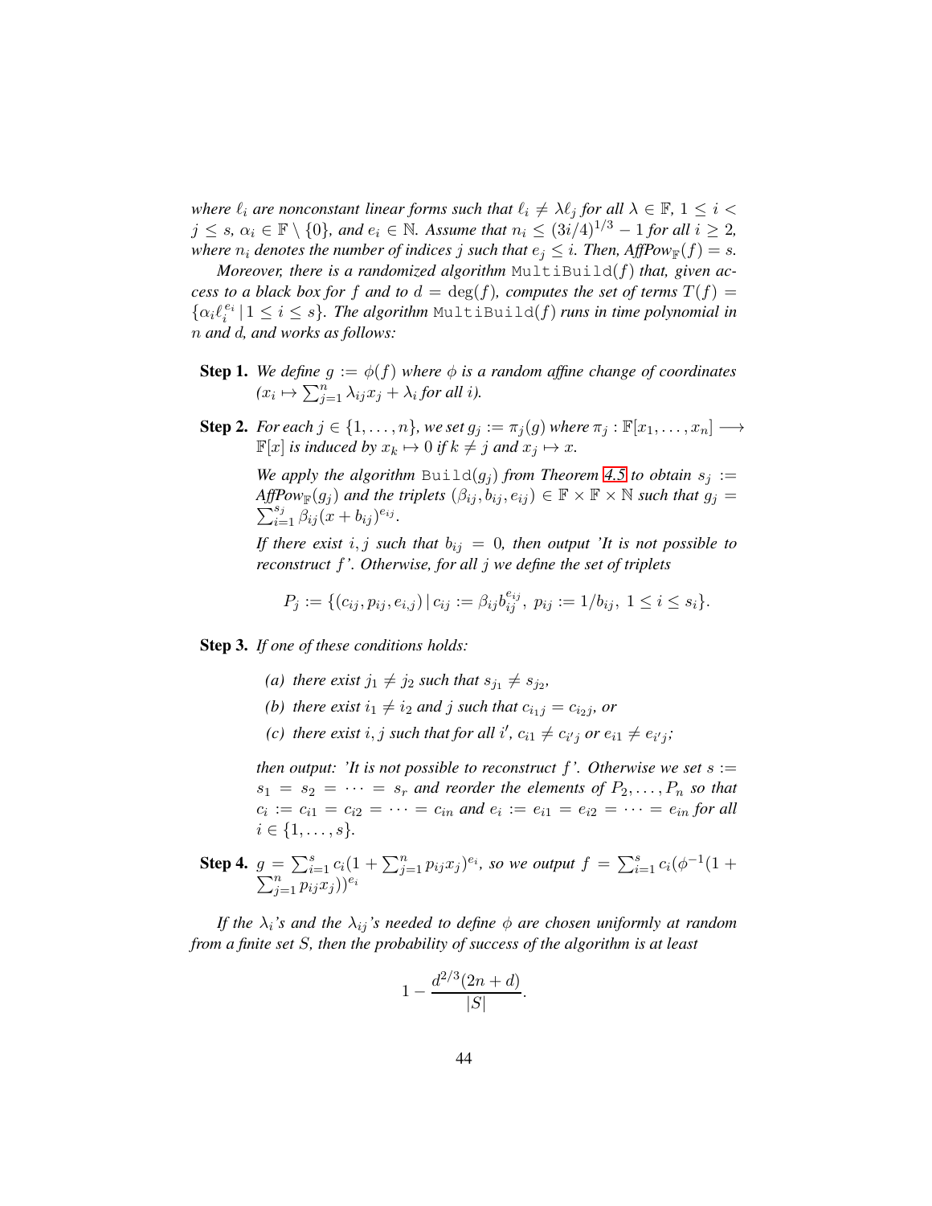*where $\ell_i$ are nonconstant linear forms such that $\ell_i \neq \lambda \ell_j$ for all $\lambda \in \mathbb{F}$, $1 \leq i < j \leq s$, $\alpha_i \in \mathbb{F} \setminus \{0\}$, and $e_i \in \mathbb{N}$. Assume that $n_i \leq (3i/4)^{1/3} - 1$ for all $i \geq 2$, where $n_i$ denotes the number of indices $j$ such that $e_j \leq i$. Then, $AffPow_{\mathbb{F}}(f) = s$.*

*Moreover, there is a randomized algorithm* `MultiBuild`$(f)$ *that, given access to a black box for $f$ and to $d = \deg(f)$, computes the set of terms $T(f) = \{\alpha_i \ell_i^{e_i} \,|\, 1 \leq i \leq s\}$. The algorithm* `MultiBuild`$(f)$ *runs in time polynomial in $n$ and $d$, and works as follows:*

- **Step 1.** *We define $g := \phi(f)$ where $\phi$ is a random affine change of coordinates ($x_i \mapsto \sum_{j=1}^{n} \lambda_{ij} x_j + \lambda_i$ for all $i$).*

- **Step 2.** *For each $j \in \{1, \ldots, n\}$, we set $g_j := \pi_j(g)$ where $\pi_j : \mathbb{F}[x_1, \ldots, x_n] \longrightarrow \mathbb{F}[x]$ is induced by $x_k \mapsto 0$ if $k \neq j$ and $x_j \mapsto x$.*

  *We apply the algorithm* `Build`$(g_j)$ *from Theorem 4.5 to obtain $s_j := AffPow_{\mathbb{F}}(g_j)$ and the triplets $(\beta_{ij}, b_{ij}, e_{ij}) \in \mathbb{F} \times \mathbb{F} \times \mathbb{N}$ such that $g_j = \sum_{i=1}^{s_j} \beta_{ij}(x + b_{ij})^{e_{ij}}$.*

  *If there exist $i, j$ such that $b_{ij} = 0$, then output 'It is not possible to reconstruct $f$'. Otherwise, for all $j$ we define the set of triplets*

$$P_j := \{(c_{ij}, p_{ij}, e_{i,j}) \,|\, c_{ij} := \beta_{ij} b_{ij}^{e_{ij}},\ p_{ij} := 1/b_{ij},\ 1 \leq i \leq s_i\}.$$

- **Step 3.** *If one of these conditions holds:*

  *(a) there exist $j_1 \neq j_2$ such that $s_{j_1} \neq s_{j_2}$,*

  *(b) there exist $i_1 \neq i_2$ and $j$ such that $c_{i_1 j} = c_{i_2 j}$, or*

  *(c) there exist $i, j$ such that for all $i'$, $c_{i1} \neq c_{i'j}$ or $e_{i1} \neq e_{i'j}$;*

  *then output: 'It is not possible to reconstruct $f$'. Otherwise we set $s := s_1 = s_2 = \cdots = s_r$ and reorder the elements of $P_2, \ldots, P_n$ so that $c_i := c_{i1} = c_{i2} = \cdots = c_{in}$ and $e_i := e_{i1} = e_{i2} = \cdots = e_{in}$ for all $i \in \{1, \ldots, s\}$.*

- **Step 4.** *$g = \sum_{i=1}^{s} c_i(1 + \sum_{j=1}^{n} p_{ij} x_j)^{e_i}$, so we output $f = \sum_{i=1}^{s} c_i(\phi^{-1}(1 + \sum_{j=1}^{n} p_{ij} x_j))^{e_i}$*

*If the $\lambda_i$'s and the $\lambda_{ij}$'s needed to define $\phi$ are chosen uniformly at random from a finite set $S$, then the probability of success of the algorithm is at least*

$$1 - \frac{d^{2/3}(2n + d)}{|S|}.$$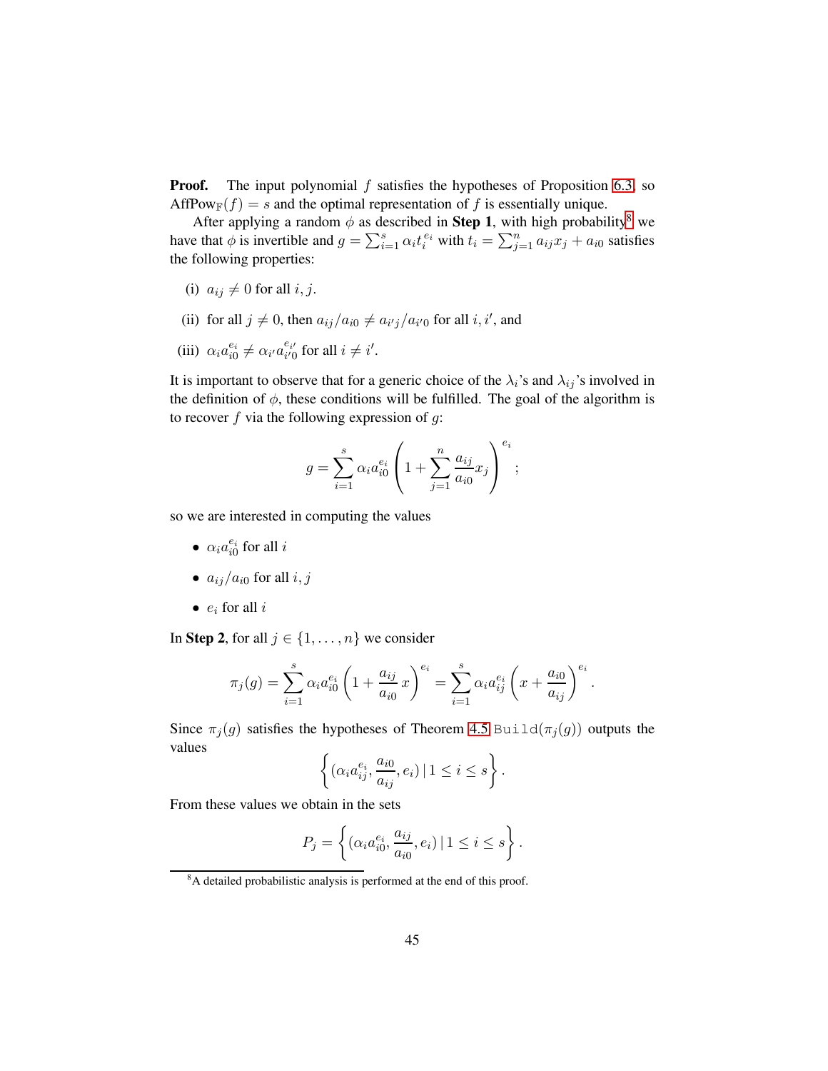**Proof.** The input polynomial $f$ satisfies the hypotheses of Proposition 6.3, so $\text{AffPow}_{\mathbb{F}}(f) = s$ and the optimal representation of $f$ is essentially unique.

After applying a random $\phi$ as described in **Step 1**, with high probability[8] we have that $\phi$ is invertible and $g = \sum_{i=1}^{s} \alpha_i t_i^{e_i}$ with $t_i = \sum_{j=1}^{n} a_{ij} x_j + a_{i0}$ satisfies the following properties:

(i) $a_{ij} \neq 0$ for all $i, j$.

(ii) for all $j \neq 0$, then $a_{ij}/a_{i0} \neq a_{i'j}/a_{i'0}$ for all $i, i'$, and

(iii) $\alpha_i a_{i0}^{e_i} \neq \alpha_{i'} a_{i'0}^{e_{i'}}$ for all $i \neq i'$.

It is important to observe that for a generic choice of the $\lambda_i$'s and $\lambda_{ij}$'s involved in the definition of $\phi$, these conditions will be fulfilled. The goal of the algorithm is to recover $f$ via the following expression of $g$:

$$g = \sum_{i=1}^{s} \alpha_i a_{i0}^{e_i} \left(1 + \sum_{j=1}^{n} \frac{a_{ij}}{a_{i0}} x_j \right)^{e_i};$$

so we are interested in computing the values

- $\alpha_i a_{i0}^{e_i}$ for all $i$
- $a_{ij}/a_{i0}$ for all $i, j$
- $e_i$ for all $i$

In **Step 2**, for all $j \in \{1, \ldots, n\}$ we consider

$$\pi_j(g) = \sum_{i=1}^{s} \alpha_i a_{i0}^{e_i} \left(1 + \frac{a_{ij}}{a_{i0}} x\right)^{e_i} = \sum_{i=1}^{s} \alpha_i a_{ij}^{e_i} \left(x + \frac{a_{i0}}{a_{ij}}\right)^{e_i}.$$

Since $\pi_j(g)$ satisfies the hypotheses of Theorem 4.5 `Build`$(\pi_j(g))$ outputs the values

$$\left\{ (\alpha_i a_{ij}^{e_i}, \frac{a_{i0}}{a_{ij}}, e_i) \,|\, 1 \leq i \leq s \right\}.$$

From these values we obtain in the sets

$$P_j = \left\{ (\alpha_i a_{i0}^{e_i}, \frac{a_{ij}}{a_{i0}}, e_i) \,|\, 1 \leq i \leq s \right\}.$$

[8] A detailed probabilistic analysis is performed at the end of this proof.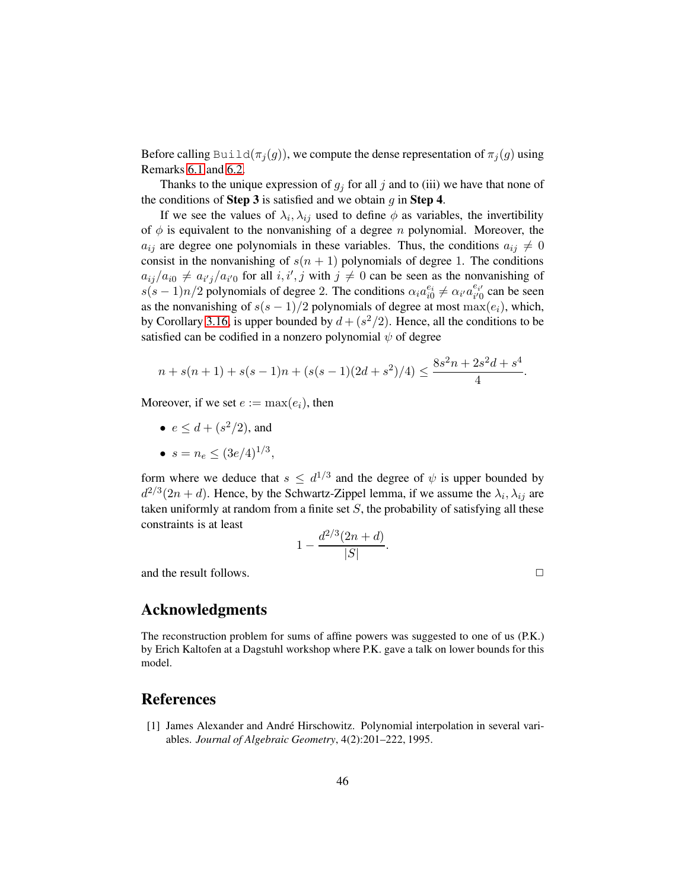Before calling $\texttt{Build}(\pi_j(g))$, we compute the dense representation of $\pi_j(g)$ using Remarks 6.1 and 6.2.

Thanks to the unique expression of $g_j$ for all $j$ and to (iii) we have that none of the conditions of **Step 3** is satisfied and we obtain $g$ in **Step 4**.

If we see the values of $\lambda_i, \lambda_{ij}$ used to define $\phi$ as variables, the invertibility of $\phi$ is equivalent to the nonvanishing of a degree $n$ polynomial. Moreover, the $a_{ij}$ are degree one polynomials in these variables. Thus, the conditions $a_{ij} \neq 0$ consist in the nonvanishing of $s(n+1)$ polynomials of degree 1. The conditions $a_{ij}/a_{i0} \neq a_{i'j}/a_{i'0}$ for all $i, i', j$ with $j \neq 0$ can be seen as the nonvanishing of $s(s-1)n/2$ polynomials of degree 2. The conditions $\alpha_i a_{i0}^{e_i} \neq \alpha_{i'} a_{i'0}^{e_{i'}}$ can be seen as the nonvanishing of $s(s-1)/2$ polynomials of degree at most $\max(e_i)$, which, by Corollary 3.16, is upper bounded by $d + (s^2/2)$. Hence, all the conditions to be satisfied can be codified in a nonzero polynomial $\psi$ of degree

$$n + s(n+1) + s(s-1)n + (s(s-1)(2d+s^2)/4) \leq \frac{8s^2n + 2s^2d + s^4}{4}.$$

Moreover, if we set $e := \max(e_i)$, then

- $e \leq d + (s^2/2)$, and
- $s = n_e \leq (3e/4)^{1/3}$,

form where we deduce that $s \leq d^{1/3}$ and the degree of $\psi$ is upper bounded by $d^{2/3}(2n+d)$. Hence, by the Schwartz-Zippel lemma, if we assume the $\lambda_i, \lambda_{ij}$ are taken uniformly at random from a finite set $S$, the probability of satisfying all these constraints is at least

$$1 - \frac{d^{2/3}(2n+d)}{|S|}.$$

and the result follows. □

## Acknowledgments

The reconstruction problem for sums of affine powers was suggested to one of us (P.K.) by Erich Kaltofen at a Dagstuhl workshop where P.K. gave a talk on lower bounds for this model.

## References

[1] James Alexander and André Hirschowitz. Polynomial interpolation in several variables. *Journal of Algebraic Geometry*, 4(2):201–222, 1995.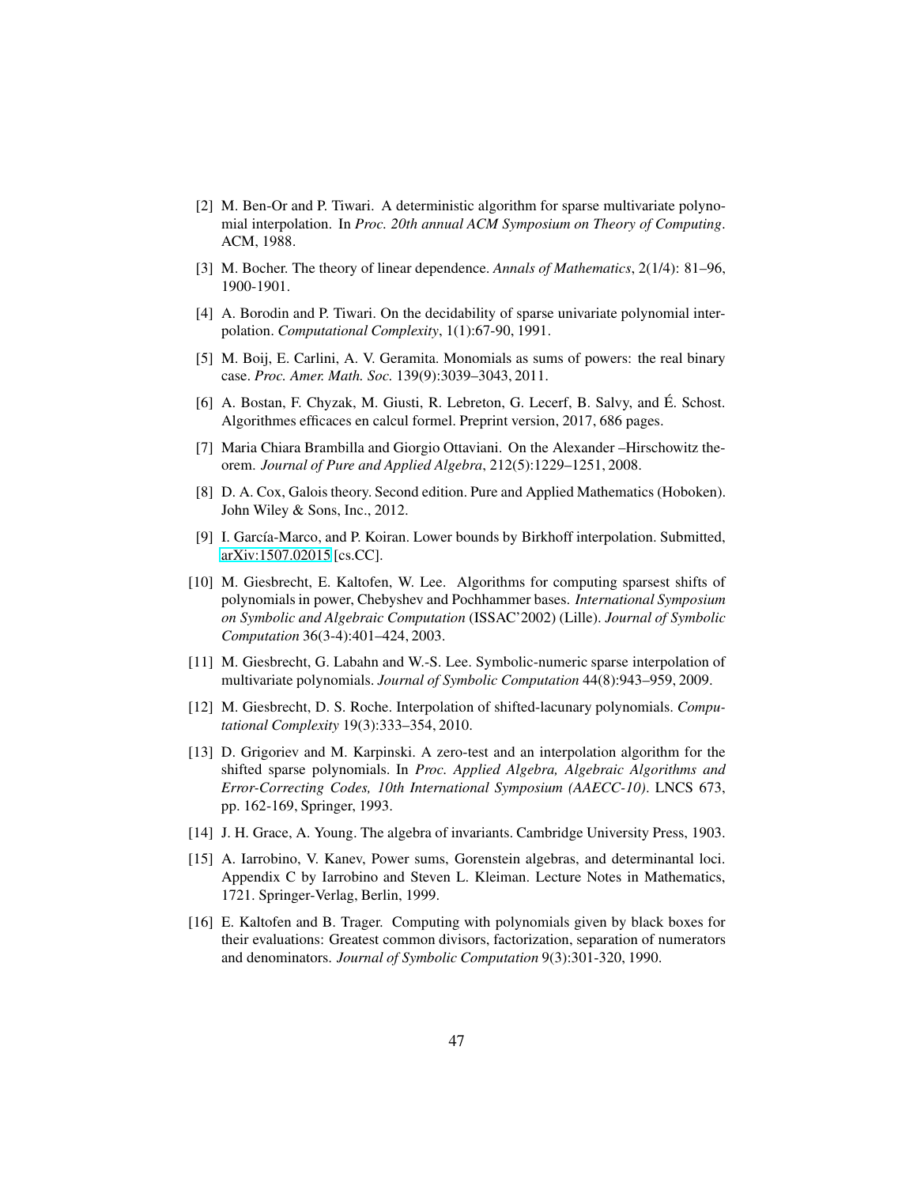[2] M. Ben-Or and P. Tiwari. A deterministic algorithm for sparse multivariate polynomial interpolation. In *Proc. 20th annual ACM Symposium on Theory of Computing*. ACM, 1988.

[3] M. Bocher. The theory of linear dependence. *Annals of Mathematics*, 2(1/4): 81–96, 1900-1901.

[4] A. Borodin and P. Tiwari. On the decidability of sparse univariate polynomial interpolation. *Computational Complexity*, 1(1):67-90, 1991.

[5] M. Boij, E. Carlini, A. V. Geramita. Monomials as sums of powers: the real binary case. *Proc. Amer. Math. Soc.* 139(9):3039–3043, 2011.

[6] A. Bostan, F. Chyzak, M. Giusti, R. Lebreton, G. Lecerf, B. Salvy, and É. Schost. Algorithmes efficaces en calcul formel. Preprint version, 2017, 686 pages.

[7] Maria Chiara Brambilla and Giorgio Ottaviani. On the Alexander –Hirschowitz theorem. *Journal of Pure and Applied Algebra*, 212(5):1229–1251, 2008.

[8] D. A. Cox, Galois theory. Second edition. Pure and Applied Mathematics (Hoboken). John Wiley & Sons, Inc., 2012.

[9] I. García-Marco, and P. Koiran. Lower bounds by Birkhoff interpolation. Submitted, arXiv:1507.02015 [cs.CC].

[10] M. Giesbrecht, E. Kaltofen, W. Lee. Algorithms for computing sparsest shifts of polynomials in power, Chebyshev and Pochhammer bases. *International Symposium on Symbolic and Algebraic Computation* (ISSAC'2002) (Lille). *Journal of Symbolic Computation* 36(3-4):401–424, 2003.

[11] M. Giesbrecht, G. Labahn and W.-S. Lee. Symbolic-numeric sparse interpolation of multivariate polynomials. *Journal of Symbolic Computation* 44(8):943–959, 2009.

[12] M. Giesbrecht, D. S. Roche. Interpolation of shifted-lacunary polynomials. *Computational Complexity* 19(3):333–354, 2010.

[13] D. Grigoriev and M. Karpinski. A zero-test and an interpolation algorithm for the shifted sparse polynomials. In *Proc. Applied Algebra, Algebraic Algorithms and Error-Correcting Codes, 10th International Symposium (AAECC-10)*. LNCS 673, pp. 162-169, Springer, 1993.

[14] J. H. Grace, A. Young. The algebra of invariants. Cambridge University Press, 1903.

[15] A. Iarrobino, V. Kanev, Power sums, Gorenstein algebras, and determinantal loci. Appendix C by Iarrobino and Steven L. Kleiman. Lecture Notes in Mathematics, 1721. Springer-Verlag, Berlin, 1999.

[16] E. Kaltofen and B. Trager. Computing with polynomials given by black boxes for their evaluations: Greatest common divisors, factorization, separation of numerators and denominators. *Journal of Symbolic Computation* 9(3):301-320, 1990.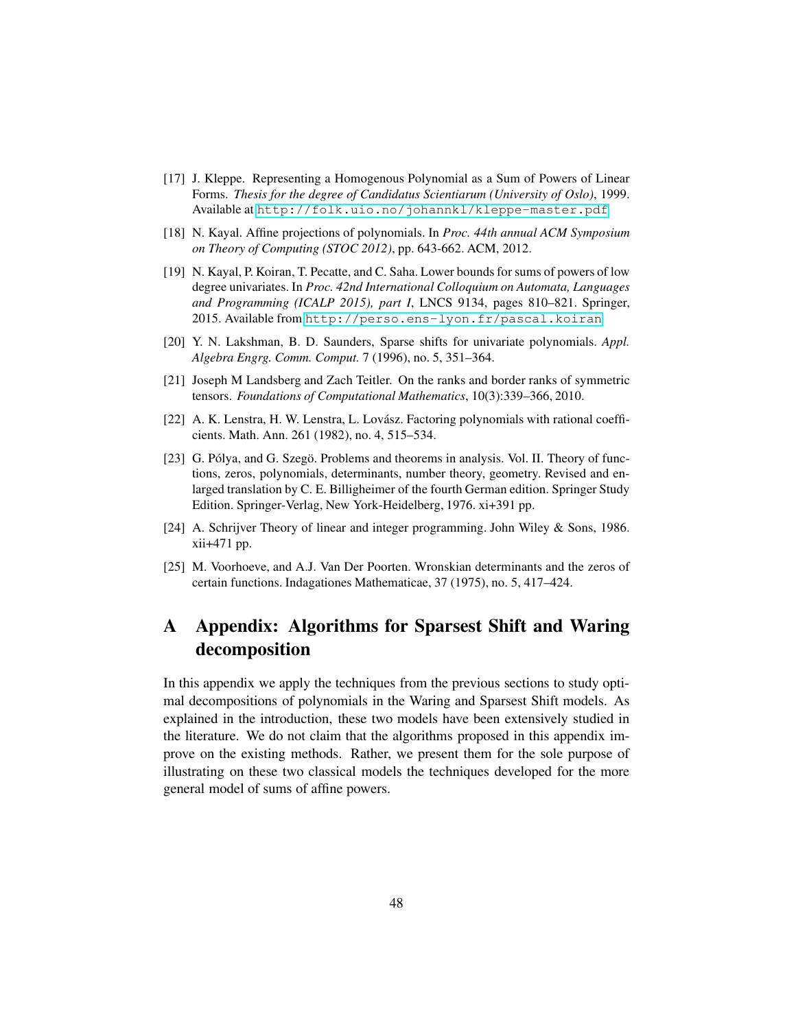[17] J. Kleppe. Representing a Homogenous Polynomial as a Sum of Powers of Linear Forms. *Thesis for the degree of Candidatus Scientiarum (University of Oslo)*, 1999. Available at http://folk.uio.no/johannkl/kleppe-master.pdf

[18] N. Kayal. Affine projections of polynomials. In *Proc. 44th annual ACM Symposium on Theory of Computing (STOC 2012)*, pp. 643-662. ACM, 2012.

[19] N. Kayal, P. Koiran, T. Pecatte, and C. Saha. Lower bounds for sums of powers of low degree univariates. In *Proc. 42nd International Colloquium on Automata, Languages and Programming (ICALP 2015), part I*, LNCS 9134, pages 810–821. Springer, 2015. Available from http://perso.ens-lyon.fr/pascal.koiran

[20] Y. N. Lakshman, B. D. Saunders, Sparse shifts for univariate polynomials. *Appl. Algebra Engrg. Comm. Comput.* 7 (1996), no. 5, 351–364.

[21] Joseph M Landsberg and Zach Teitler. On the ranks and border ranks of symmetric tensors. *Foundations of Computational Mathematics*, 10(3):339–366, 2010.

[22] A. K. Lenstra, H. W. Lenstra, L. Lovász. Factoring polynomials with rational coefficients. Math. Ann. 261 (1982), no. 4, 515–534.

[23] G. Pólya, and G. Szegö. Problems and theorems in analysis. Vol. II. Theory of functions, zeros, polynomials, determinants, number theory, geometry. Revised and enlarged translation by C. E. Billigheimer of the fourth German edition. Springer Study Edition. Springer-Verlag, New York-Heidelberg, 1976. xi+391 pp.

[24] A. Schrijver Theory of linear and integer programming. John Wiley & Sons, 1986. xii+471 pp.

[25] M. Voorhoeve, and A.J. Van Der Poorten. Wronskian determinants and the zeros of certain functions. Indagationes Mathematicae, 37 (1975), no. 5, 417–424.

# A Appendix: Algorithms for Sparsest Shift and Waring decomposition

In this appendix we apply the techniques from the previous sections to study optimal decompositions of polynomials in the Waring and Sparsest Shift models. As explained in the introduction, these two models have been extensively studied in the literature. We do not claim that the algorithms proposed in this appendix improve on the existing methods. Rather, we present them for the sole purpose of illustrating on these two classical models the techniques developed for the more general model of sums of affine powers.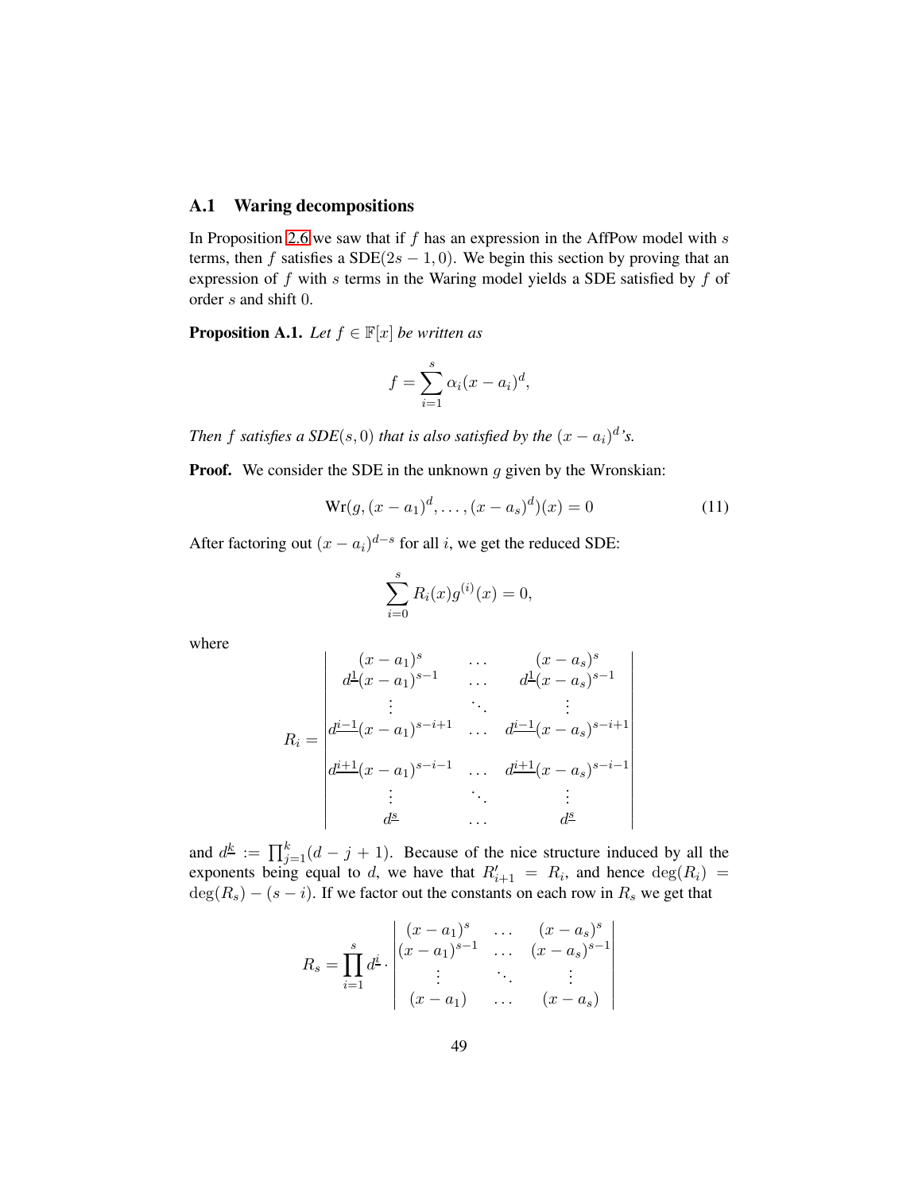### A.1 Waring decompositions

In Proposition 2.6 we saw that if $f$ has an expression in the AffPow model with $s$ terms, then $f$ satisfies a SDE$(2s-1,0)$. We begin this section by proving that an expression of $f$ with $s$ terms in the Waring model yields a SDE satisfied by $f$ of order $s$ and shift 0.

**Proposition A.1.** *Let $f \in \mathbb{F}[x]$ be written as*

$$f = \sum_{i=1}^{s} \alpha_i (x - a_i)^d,$$

*Then $f$ satisfies a SDE$(s, 0)$ that is also satisfied by the $(x-a_i)^d$'s.*

**Proof.** We consider the SDE in the unknown $g$ given by the Wronskian:

$$\mathrm{Wr}(g, (x-a_1)^d, \ldots, (x-a_s)^d)(x) = 0 \tag{11}$$

After factoring out $(x-a_i)^{d-s}$ for all $i$, we get the reduced SDE:

$$\sum_{i=0}^{s} R_i(x) g^{(i)}(x) = 0,$$

where

$$R_i = \begin{vmatrix} (x-a_1)^s & \ldots & (x-a_s)^s \\ d^{\underline{1}}(x-a_1)^{s-1} & \ldots & d^{\underline{1}}(x-a_s)^{s-1} \\ \vdots & \ddots & \vdots \\ d^{\underline{i-1}}(x-a_1)^{s-i+1} & \ldots & d^{\underline{i-1}}(x-a_s)^{s-i+1} \\ d^{\underline{i+1}}(x-a_1)^{s-i-1} & \ldots & d^{\underline{i+1}}(x-a_s)^{s-i-1} \\ \vdots & \ddots & \vdots \\ d^{\underline{s}} & \ldots & d^{\underline{s}} \end{vmatrix}$$

and $d^{\underline{k}} := \prod_{j=1}^{k}(d-j+1)$. Because of the nice structure induced by all the exponents being equal to $d$, we have that $R'_{i+1} = R_i$, and hence $\deg(R_i) = \deg(R_s) - (s-i)$. If we factor out the constants on each row in $R_s$ we get that

$$R_s = \prod_{i=1}^{s} d^{\underline{i}} \cdot \begin{vmatrix} (x-a_1)^s & \ldots & (x-a_s)^s \\ (x-a_1)^{s-1} & \ldots & (x-a_s)^{s-1} \\ \vdots & \ddots & \vdots \\ (x-a_1) & \ldots & (x-a_s) \end{vmatrix}$$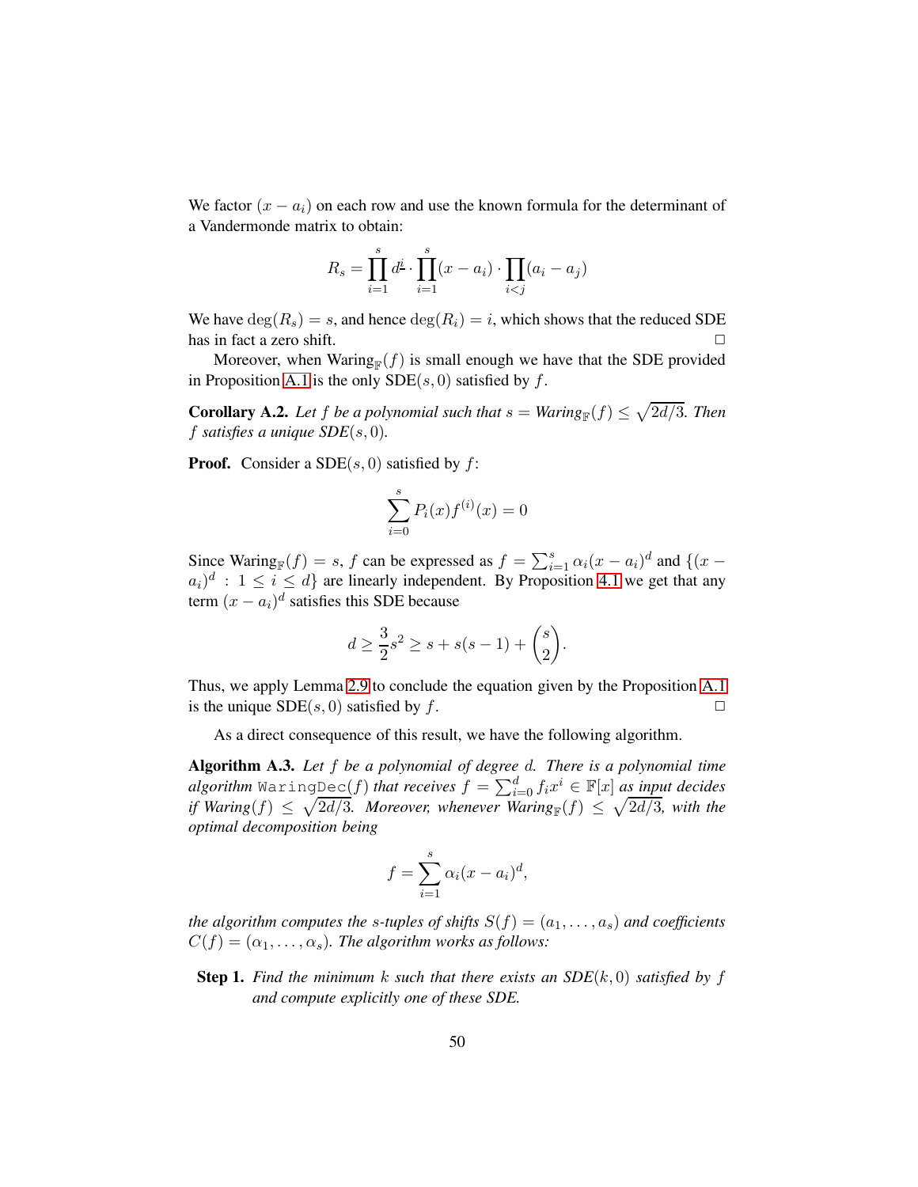We factor $(x - a_i)$ on each row and use the known formula for the determinant of a Vandermonde matrix to obtain:

$$R_s = \prod_{i=1}^{s} d^{\underline{i}} \cdot \prod_{i=1}^{s}(x - a_i) \cdot \prod_{i<j}(a_i - a_j)$$

We have $\deg(R_s) = s$, and hence $\deg(R_i) = i$, which shows that the reduced SDE has in fact a zero shift. □

Moreover, when $\text{Waring}_{\mathbb{F}}(f)$ is small enough we have that the SDE provided in Proposition A.1 is the only $\text{SDE}(s, 0)$ satisfied by $f$.

**Corollary A.2.** *Let $f$ be a polynomial such that $s = \text{Waring}_{\mathbb{F}}(f) \leq \sqrt{2d/3}$. Then $f$ satisfies a unique $\text{SDE}(s, 0)$.*

**Proof.** Consider a $\text{SDE}(s, 0)$ satisfied by $f$:

$$\sum_{i=0}^{s} P_i(x) f^{(i)}(x) = 0$$

Since $\text{Waring}_{\mathbb{F}}(f) = s$, $f$ can be expressed as $f = \sum_{i=1}^{s} \alpha_i (x - a_i)^d$ and $\{(x - a_i)^d : 1 \leq i \leq d\}$ are linearly independent. By Proposition 4.1 we get that any term $(x - a_i)^d$ satisfies this SDE because

$$d \geq \frac{3}{2}s^2 \geq s + s(s-1) + \binom{s}{2}.$$

Thus, we apply Lemma 2.9 to conclude the equation given by the Proposition A.1 is the unique $\text{SDE}(s, 0)$ satisfied by $f$. □

As a direct consequence of this result, we have the following algorithm.

**Algorithm A.3.** *Let $f$ be a polynomial of degree $d$. There is a polynomial time algorithm* `WaringDec`$(f)$ *that receives $f = \sum_{i=0}^{d} f_i x^i \in \mathbb{F}[x]$ as input decides if $\text{Waring}(f) \leq \sqrt{2d/3}$. Moreover, whenever $\text{Waring}_{\mathbb{F}}(f) \leq \sqrt{2d/3}$, with the optimal decomposition being*

$$f = \sum_{i=1}^{s} \alpha_i (x - a_i)^d,$$

*the algorithm computes the $s$-tuples of shifts $S(f) = (a_1, \ldots, a_s)$ and coefficients $C(f) = (\alpha_1, \ldots, \alpha_s)$. The algorithm works as follows:*

**Step 1.** *Find the minimum $k$ such that there exists an $\text{SDE}(k, 0)$ satisfied by $f$ and compute explicitly one of these SDE.*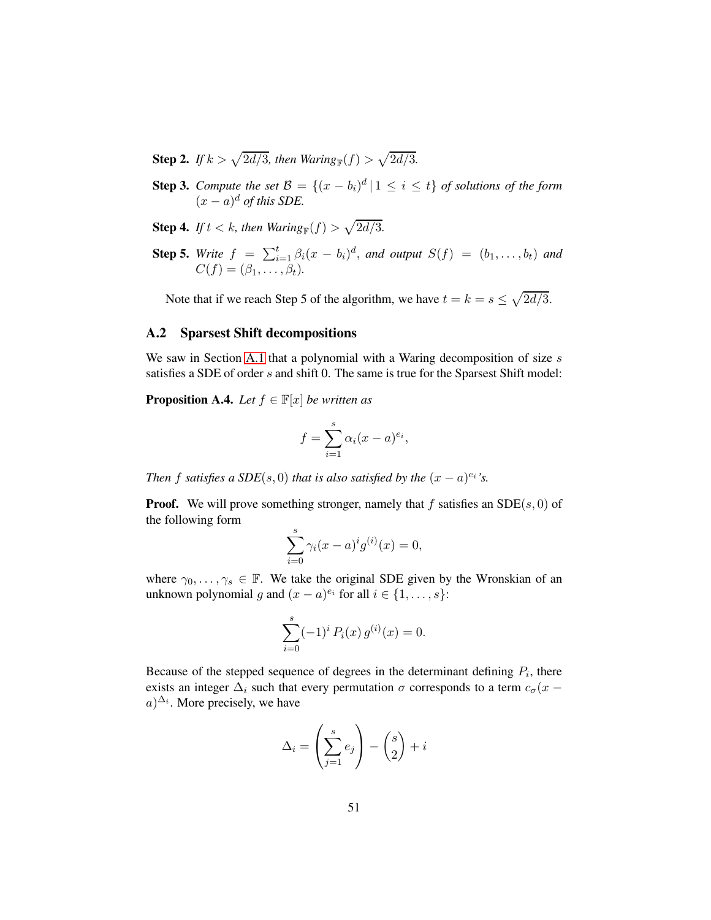**Step 2.** *If $k > \sqrt{2d/3}$, then $\text{Waring}_{\mathbb{F}}(f) > \sqrt{2d/3}$.*

**Step 3.** *Compute the set $\mathcal{B} = \{(x - b_i)^d \,|\, 1 \leq i \leq t\}$ of solutions of the form $(x - a)^d$ of this SDE.*

**Step 4.** *If $t < k$, then $\text{Waring}_{\mathbb{F}}(f) > \sqrt{2d/3}$.*

**Step 5.** *Write $f = \sum_{i=1}^{t} \beta_i (x - b_i)^d$, and output $S(f) = (b_1, \ldots, b_t)$ and $C(f) = (\beta_1, \ldots, \beta_t)$.*

Note that if we reach Step 5 of the algorithm, we have $t = k = s \leq \sqrt{2d/3}$.

## A.2 Sparsest Shift decompositions

We saw in Section A.1 that a polynomial with a Waring decomposition of size $s$ satisfies a SDE of order $s$ and shift 0. The same is true for the Sparsest Shift model:

**Proposition A.4.** *Let $f \in \mathbb{F}[x]$ be written as*

$$f = \sum_{i=1}^{s} \alpha_i (x - a)^{e_i},$$

*Then $f$ satisfies a SDE$(s, 0)$ that is also satisfied by the $(x - a)^{e_i}$'s.*

**Proof.** We will prove something stronger, namely that $f$ satisfies an SDE$(s, 0)$ of the following form

$$\sum_{i=0}^{s} \gamma_i (x - a)^i g^{(i)}(x) = 0,$$

where $\gamma_0, \ldots, \gamma_s \in \mathbb{F}$. We take the original SDE given by the Wronskian of an unknown polynomial $g$ and $(x - a)^{e_i}$ for all $i \in \{1, \ldots, s\}$:

$$\sum_{i=0}^{s} (-1)^i \, P_i(x) \, g^{(i)}(x) = 0.$$

Because of the stepped sequence of degrees in the determinant defining $P_i$, there exists an integer $\Delta_i$ such that every permutation $\sigma$ corresponds to a term $c_\sigma (x - a)^{\Delta_i}$. More precisely, we have

$$\Delta_i = \left( \sum_{j=1}^{s} e_j \right) - \binom{s}{2} + i$$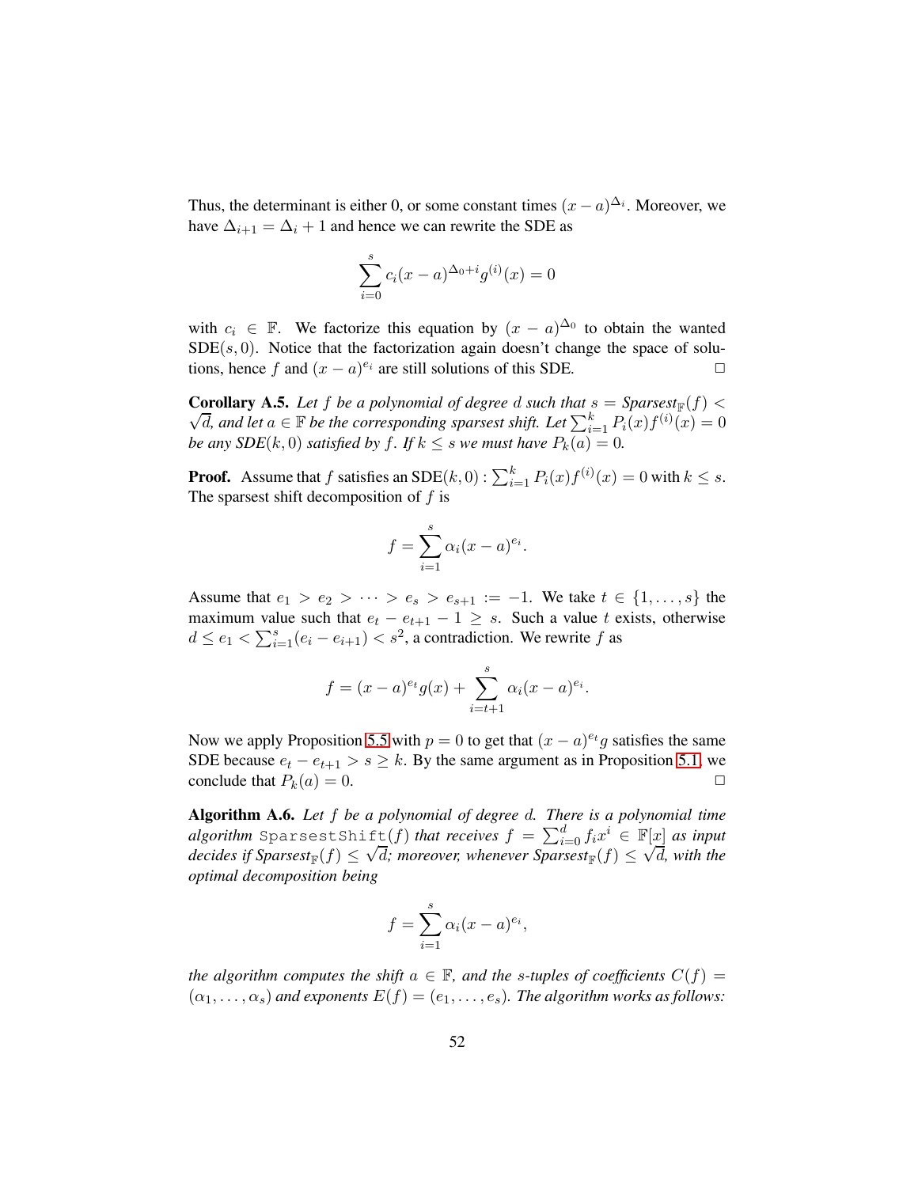Thus, the determinant is either 0, or some constant times $(x-a)^{\Delta_i}$. Moreover, we have $\Delta_{i+1} = \Delta_i + 1$ and hence we can rewrite the SDE as

$$\sum_{i=0}^{s} c_i (x-a)^{\Delta_0 + i} g^{(i)}(x) = 0$$

with $c_i \in \mathbb{F}$. We factorize this equation by $(x-a)^{\Delta_0}$ to obtain the wanted $\mathrm{SDE}(s, 0)$. Notice that the factorization again doesn't change the space of solutions, hence $f$ and $(x-a)^{e_i}$ are still solutions of this SDE. ◻

**Corollary A.5.** *Let $f$ be a polynomial of degree $d$ such that $s = \mathit{Sparsest}_{\mathbb{F}}(f) < \sqrt{d}$, and let $a \in \mathbb{F}$ be the corresponding sparsest shift. Let $\sum_{i=1}^{k} P_i(x) f^{(i)}(x) = 0$ be any $\mathit{SDE}(k, 0)$ satisfied by $f$. If $k \leq s$ we must have $P_k(a) = 0$.*

**Proof.** Assume that $f$ satisfies an $\mathrm{SDE}(k, 0) : \sum_{i=1}^{k} P_i(x) f^{(i)}(x) = 0$ with $k \leq s$. The sparsest shift decomposition of $f$ is

$$f = \sum_{i=1}^{s} \alpha_i (x-a)^{e_i}.$$

Assume that $e_1 > e_2 > \cdots > e_s > e_{s+1} := -1$. We take $t \in \{1, \ldots, s\}$ the maximum value such that $e_t - e_{t+1} - 1 \geq s$. Such a value $t$ exists, otherwise $d \leq e_1 < \sum_{i=1}^{s} (e_i - e_{i+1}) < s^2$, a contradiction. We rewrite $f$ as

$$f = (x-a)^{e_t} g(x) + \sum_{i=t+1}^{s} \alpha_i (x-a)^{e_i}.$$

Now we apply Proposition 5.5 with $p = 0$ to get that $(x-a)^{e_t} g$ satisfies the same SDE because $e_t - e_{t+1} > s \geq k$. By the same argument as in Proposition 5.1, we conclude that $P_k(a) = 0$. ◻

**Algorithm A.6.** *Let $f$ be a polynomial of degree $d$. There is a polynomial time algorithm* `SparsestShift(f)` *that receives $f = \sum_{i=0}^{d} f_i x^i \in \mathbb{F}[x]$ as input decides if $\mathit{Sparsest}_{\mathbb{F}}(f) \leq \sqrt{d}$; moreover, whenever $\mathit{Sparsest}_{\mathbb{F}}(f) \leq \sqrt{d}$, with the optimal decomposition being*

$$f = \sum_{i=1}^{s} \alpha_i (x-a)^{e_i},$$

*the algorithm computes the shift $a \in \mathbb{F}$, and the $s$-tuples of coefficients $C(f) = (\alpha_1, \ldots, \alpha_s)$ and exponents $E(f) = (e_1, \ldots, e_s)$. The algorithm works as follows:*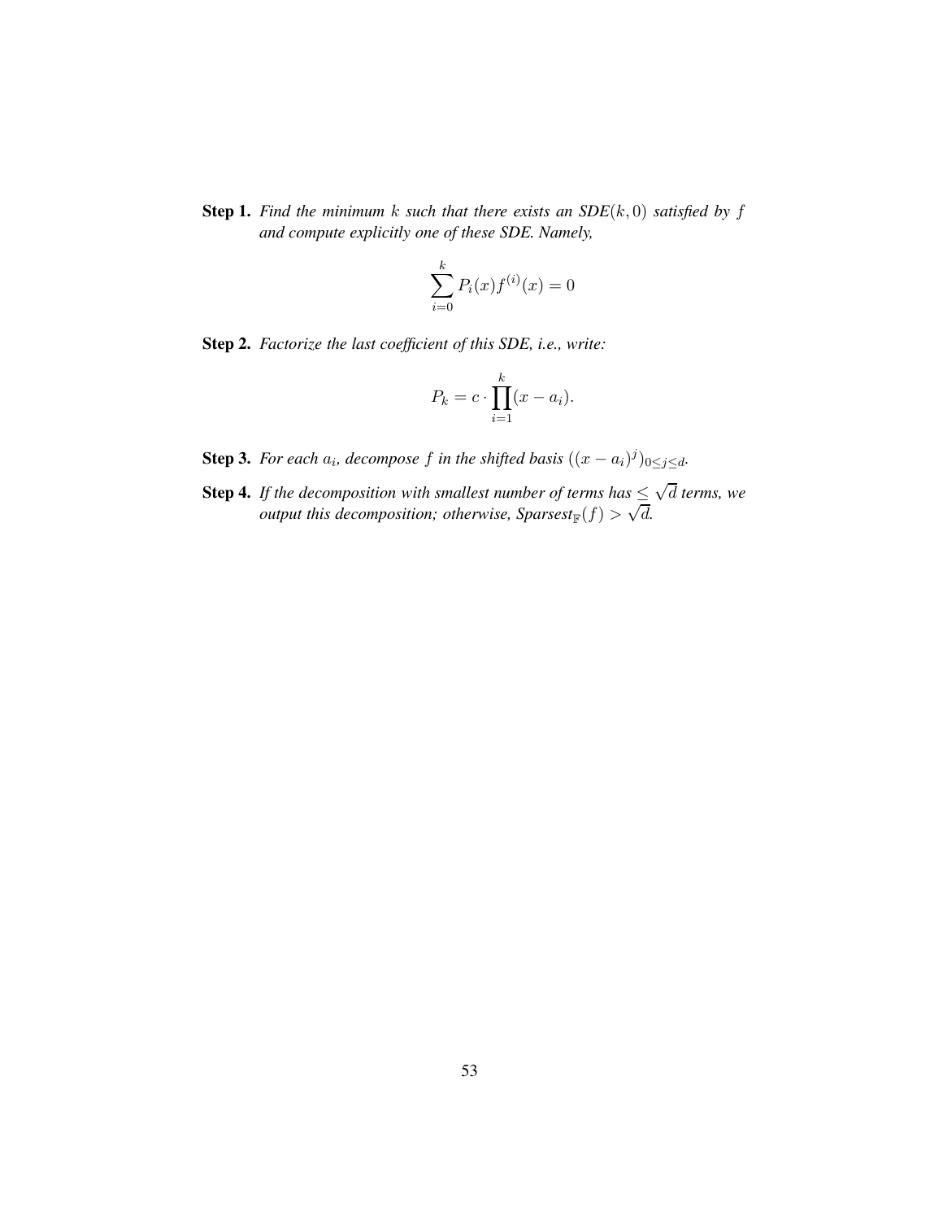**Step 1.** *Find the minimum $k$ such that there exists an SDE$(k, 0)$ satisfied by $f$ and compute explicitly one of these SDE. Namely,*

$$\sum_{i=0}^{k} P_i(x) f^{(i)}(x) = 0$$

**Step 2.** *Factorize the last coefficient of this SDE, i.e., write:*

$$P_k = c \cdot \prod_{i=1}^{k} (x - a_i).$$

**Step 3.** *For each $a_i$, decompose $f$ in the shifted basis $((x - a_i)^j)_{0 \leq j \leq d}$.*

**Step 4.** *If the decomposition with smallest number of terms has $\leq \sqrt{d}$ terms, we output this decomposition; otherwise, Sparsest$_{\mathbb{F}}(f) > \sqrt{d}$.*